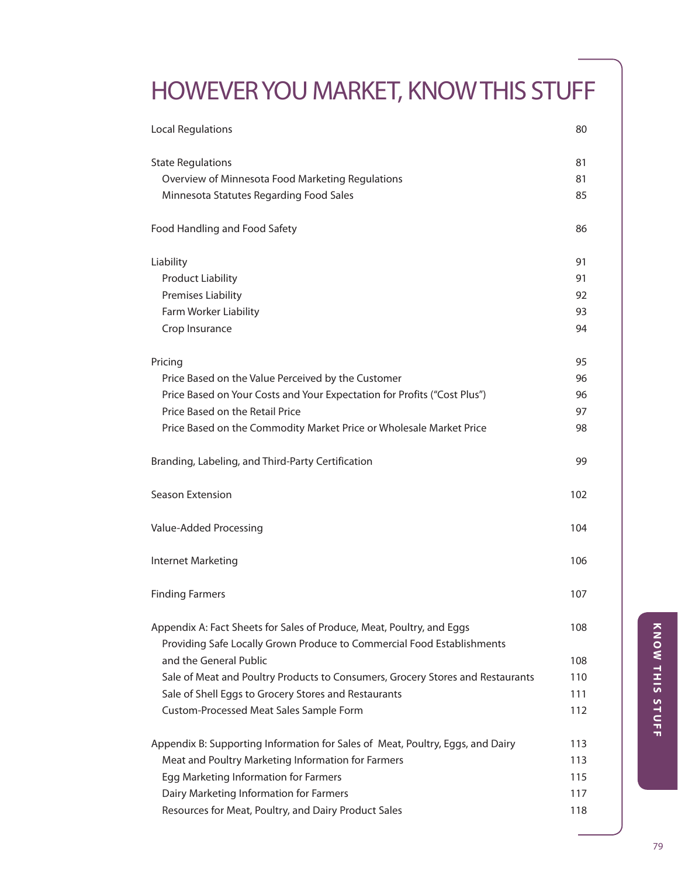# HOWEVER YOU MARKET, KNOW THIS STUFF

| | |
|---|---|
| Local Regulations | 80 |
| State Regulations | 81 |
| Overview of Minnesota Food Marketing Regulations | 81 |
| Minnesota Statutes Regarding Food Sales | 85 |
| Food Handling and Food Safety | 86 |
| Liability | 91 |
| Product Liability | 91 |
| Premises Liability | 92 |
| Farm Worker Liability | 93 |
| Crop Insurance | 94 |
| Pricing | 95 |
| Price Based on the Value Perceived by the Customer | 96 |
| Price Based on Your Costs and Your Expectation for Profits ("Cost Plus") | 96 |
| Price Based on the Retail Price | 97 |
| Price Based on the Commodity Market Price or Wholesale Market Price | 98 |
| Branding, Labeling, and Third-Party Certification | 99 |
| Season Extension | 102 |
| Value-Added Processing | 104 |
| Internet Marketing | 106 |
| Finding Farmers | 107 |
| Appendix A: Fact Sheets for Sales of Produce, Meat, Poultry, and Eggs | 108 |
| Providing Safe Locally Grown Produce to Commercial Food Establishments and the General Public | 108 |
| Sale of Meat and Poultry Products to Consumers, Grocery Stores and Restaurants | 110 |
| Sale of Shell Eggs to Grocery Stores and Restaurants | 111 |
| Custom-Processed Meat Sales Sample Form | 112 |
| Appendix B: Supporting Information for Sales of Meat, Poultry, Eggs, and Dairy | 113 |
| Meat and Poultry Marketing Information for Farmers | 113 |
| Egg Marketing Information for Farmers | 115 |
| Dairy Marketing Information for Farmers | 117 |
| Resources for Meat, Poultry, and Dairy Product Sales | 118 |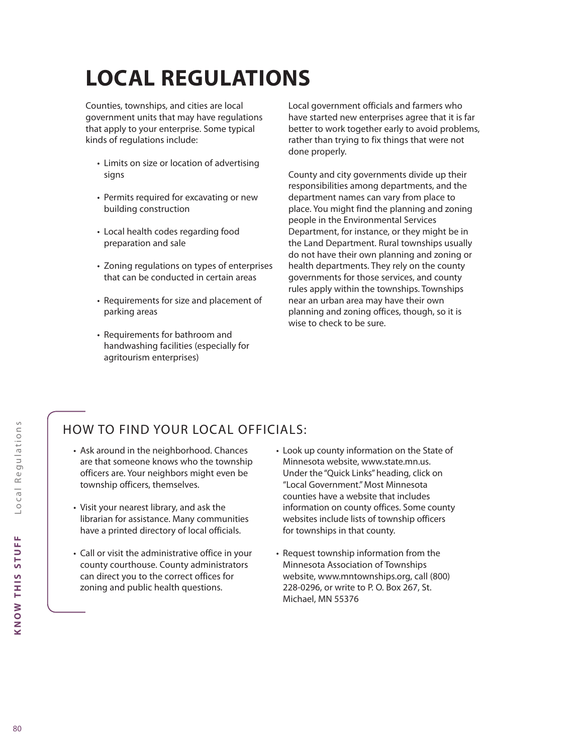# LOCAL REGULATIONS

Counties, townships, and cities are local government units that may have regulations that apply to your enterprise. Some typical kinds of regulations include:

- Limits on size or location of advertising signs
- Permits required for excavating or new building construction
- Local health codes regarding food preparation and sale
- Zoning regulations on types of enterprises that can be conducted in certain areas
- Requirements for size and placement of parking areas
- Requirements for bathroom and handwashing facilities (especially for agritourism enterprises)

Local government officials and farmers who have started new enterprises agree that it is far better to work together early to avoid problems, rather than trying to fix things that were not done properly.

County and city governments divide up their responsibilities among departments, and the department names can vary from place to place. You might find the planning and zoning people in the Environmental Services Department, for instance, or they might be in the Land Department. Rural townships usually do not have their own planning and zoning or health departments. They rely on the county governments for those services, and county rules apply within the townships. Townships near an urban area may have their own planning and zoning offices, though, so it is wise to check to be sure.

## HOW TO FIND YOUR LOCAL OFFICIALS:

- Ask around in the neighborhood. Chances are that someone knows who the township officers are. Your neighbors might even be township officers, themselves.
- Visit your nearest library, and ask the librarian for assistance. Many communities have a printed directory of local officials.
- Call or visit the administrative office in your county courthouse. County administrators can direct you to the correct offices for zoning and public health questions.
- Look up county information on the State of Minnesota website, www.state.mn.us. Under the "Quick Links" heading, click on "Local Government." Most Minnesota counties have a website that includes information on county offices. Some county websites include lists of township officers for townships in that county.
- Request township information from the Minnesota Association of Townships website, www.mntownships.org, call (800) 228-0296, or write to P. O. Box 267, St. Michael, MN 55376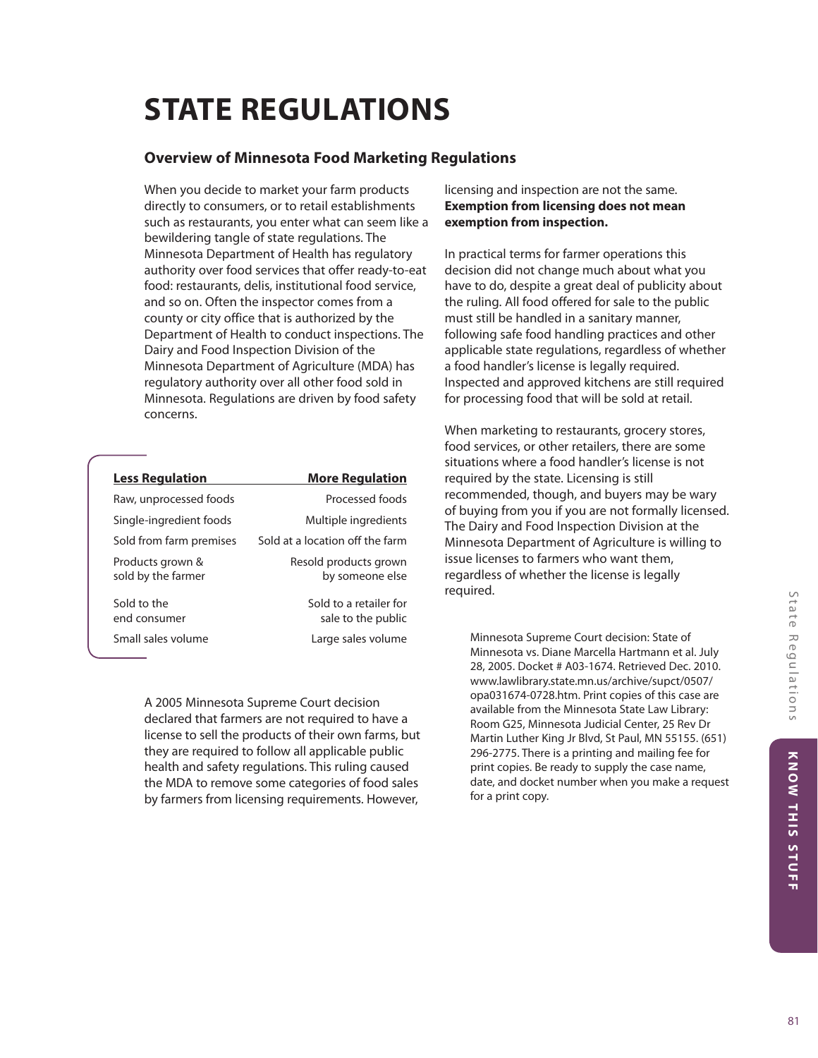# STATE REGULATIONS

## Overview of Minnesota Food Marketing Regulations

When you decide to market your farm products directly to consumers, or to retail establishments such as restaurants, you enter what can seem like a bewildering tangle of state regulations. The Minnesota Department of Health has regulatory authority over food services that offer ready-to-eat food: restaurants, delis, institutional food service, and so on. Often the inspector comes from a county or city office that is authorized by the Department of Health to conduct inspections. The Dairy and Food Inspection Division of the Minnesota Department of Agriculture (MDA) has regulatory authority over all other food sold in Minnesota. Regulations are driven by food safety concerns.

| Less Regulation | More Regulation |
|---|---|
| Raw, unprocessed foods | Processed foods |
| Single-ingredient foods | Multiple ingredients |
| Sold from farm premises | Sold at a location off the farm |
| Products grown & sold by the farmer | Resold products grown by someone else |
| Sold to the end consumer | Sold to a retailer for sale to the public |
| Small sales volume | Large sales volume |

A 2005 Minnesota Supreme Court decision declared that farmers are not required to have a license to sell the products of their own farms, but they are required to follow all applicable public health and safety regulations. This ruling caused the MDA to remove some categories of food sales by farmers from licensing requirements. However, licensing and inspection are not the same. **Exemption from licensing does not mean exemption from inspection.**

In practical terms for farmer operations this decision did not change much about what you have to do, despite a great deal of publicity about the ruling. All food offered for sale to the public must still be handled in a sanitary manner, following safe food handling practices and other applicable state regulations, regardless of whether a food handler's license is legally required. Inspected and approved kitchens are still required for processing food that will be sold at retail.

When marketing to restaurants, grocery stores, food services, or other retailers, there are some situations where a food handler's license is not required by the state. Licensing is still recommended, though, and buyers may be wary of buying from you if you are not formally licensed. The Dairy and Food Inspection Division at the Minnesota Department of Agriculture is willing to issue licenses to farmers who want them, regardless of whether the license is legally required.

Minnesota Supreme Court decision: State of Minnesota vs. Diane Marcella Hartmann et al. July 28, 2005. Docket # A03-1674. Retrieved Dec. 2010. www.lawlibrary.state.mn.us/archive/supct/0507/opa031674-0728.htm. Print copies of this case are available from the Minnesota State Law Library: Room G25, Minnesota Judicial Center, 25 Rev Dr Martin Luther King Jr Blvd, St Paul, MN 55155. (651) 296-2775. There is a printing and mailing fee for print copies. Be ready to supply the case name, date, and docket number when you make a request for a print copy.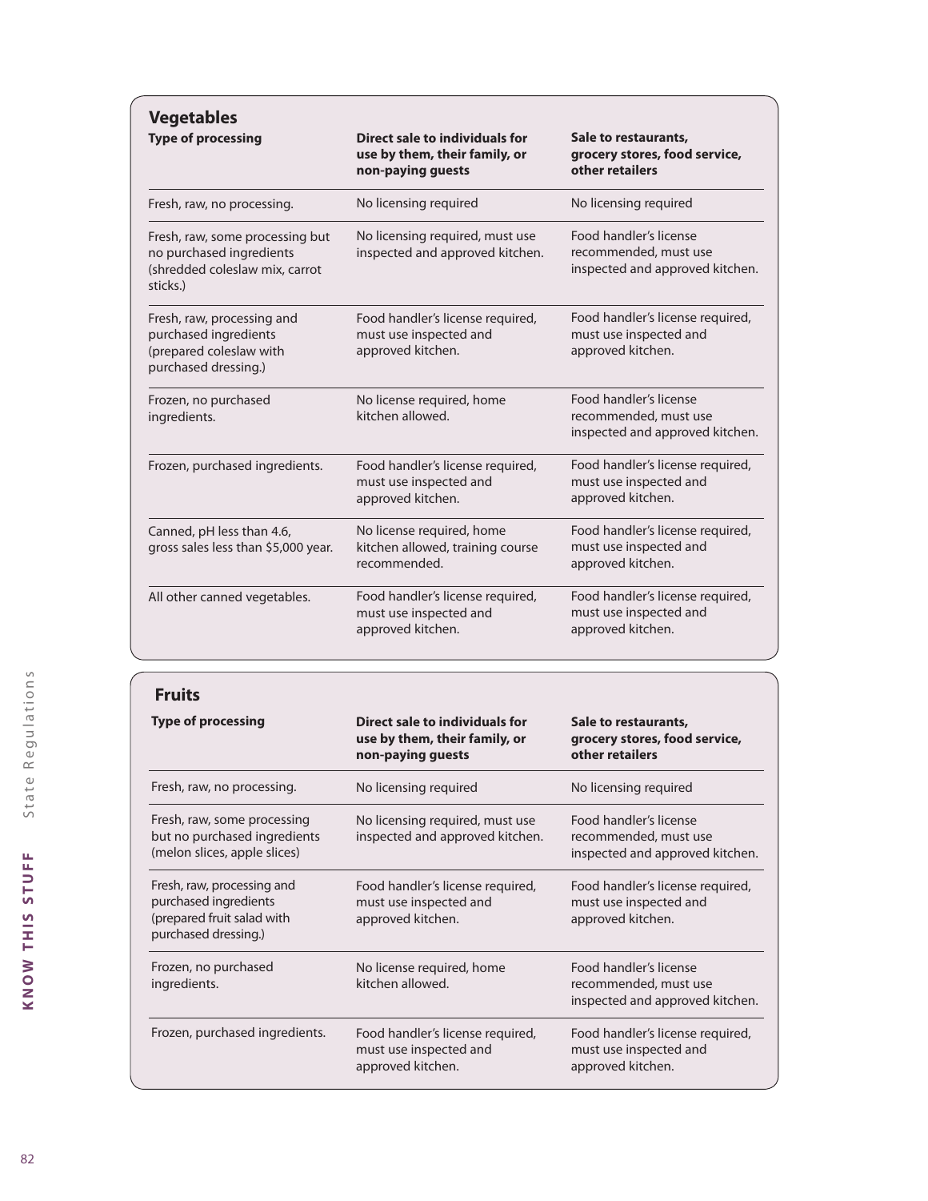## Vegetables

| Type of processing | Direct sale to individuals for use by them, their family, or non-paying guests | Sale to restaurants, grocery stores, food service, other retailers |
|---|---|---|
| Fresh, raw, no processing. | No licensing required | No licensing required |
| Fresh, raw, some processing but no purchased ingredients (shredded coleslaw mix, carrot sticks.) | No licensing required, must use inspected and approved kitchen. | Food handler's license recommended, must use inspected and approved kitchen. |
| Fresh, raw, processing and purchased ingredients (prepared coleslaw with purchased dressing.) | Food handler's license required, must use inspected and approved kitchen. | Food handler's license required, must use inspected and approved kitchen. |
| Frozen, no purchased ingredients. | No license required, home kitchen allowed. | Food handler's license recommended, must use inspected and approved kitchen. |
| Frozen, purchased ingredients. | Food handler's license required, must use inspected and approved kitchen. | Food handler's license required, must use inspected and approved kitchen. |
| Canned, pH less than 4.6, gross sales less than $5,000 year. | No license required, home kitchen allowed, training course recommended. | Food handler's license required, must use inspected and approved kitchen. |
| All other canned vegetables. | Food handler's license required, must use inspected and approved kitchen. | Food handler's license required, must use inspected and approved kitchen. |

## Fruits

| Type of processing | Direct sale to individuals for use by them, their family, or non-paying guests | Sale to restaurants, grocery stores, food service, other retailers |
|---|---|---|
| Fresh, raw, no processing. | No licensing required | No licensing required |
| Fresh, raw, some processing but no purchased ingredients (melon slices, apple slices) | No licensing required, must use inspected and approved kitchen. | Food handler's license recommended, must use inspected and approved kitchen. |
| Fresh, raw, processing and purchased ingredients (prepared fruit salad with purchased dressing.) | Food handler's license required, must use inspected and approved kitchen. | Food handler's license required, must use inspected and approved kitchen. |
| Frozen, no purchased ingredients. | No license required, home kitchen allowed. | Food handler's license recommended, must use inspected and approved kitchen. |
| Frozen, purchased ingredients. | Food handler's license required, must use inspected and approved kitchen. | Food handler's license required, must use inspected and approved kitchen. |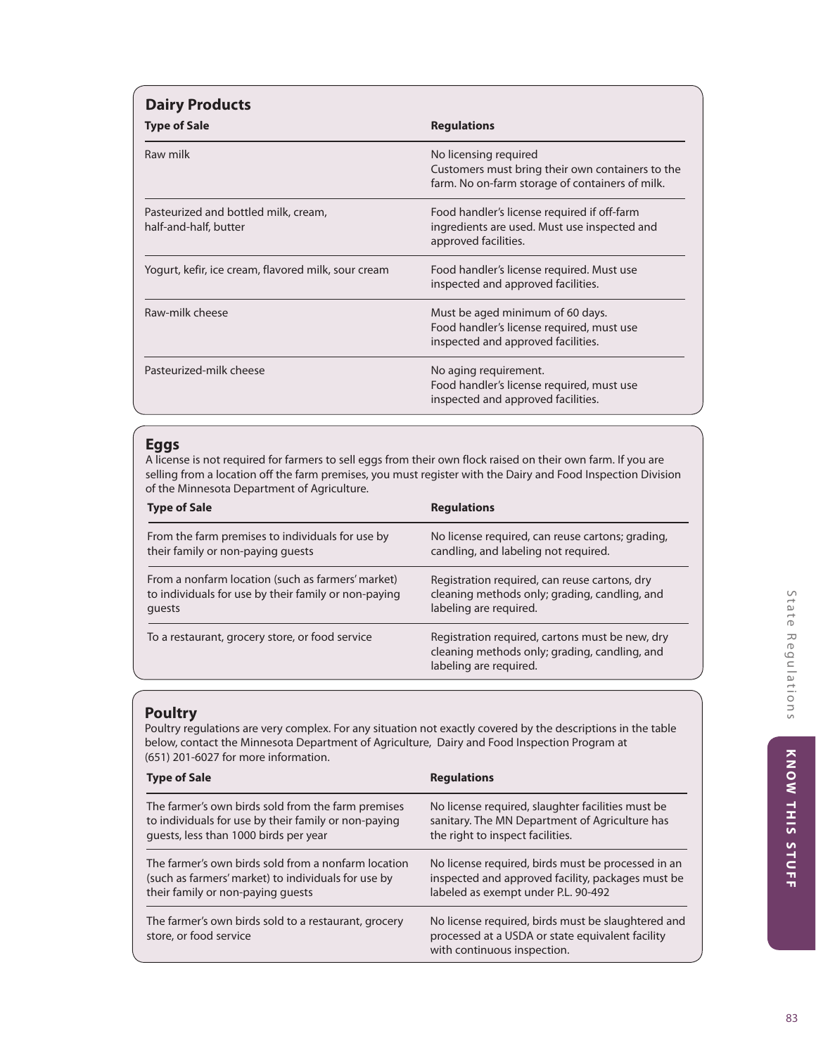## Dairy Products

| Type of Sale | Regulations |
|---|---|
| Raw milk | No licensing required<br>Customers must bring their own containers to the farm. No on-farm storage of containers of milk. |
| Pasteurized and bottled milk, cream, half-and-half, butter | Food handler's license required if off-farm ingredients are used. Must use inspected and approved facilities. |
| Yogurt, kefir, ice cream, flavored milk, sour cream | Food handler's license required. Must use inspected and approved facilities. |
| Raw-milk cheese | Must be aged minimum of 60 days.<br>Food handler's license required, must use inspected and approved facilities. |
| Pasteurized-milk cheese | No aging requirement.<br>Food handler's license required, must use inspected and approved facilities. |

## Eggs

A license is not required for farmers to sell eggs from their own flock raised on their own farm. If you are selling from a location off the farm premises, you must register with the Dairy and Food Inspection Division of the Minnesota Department of Agriculture.

| Type of Sale | Regulations |
|---|---|
| From the farm premises to individuals for use by their family or non-paying guests | No license required, can reuse cartons; grading, candling, and labeling not required. |
| From a nonfarm location (such as farmers' market) to individuals for use by their family or non-paying guests | Registration required, can reuse cartons, dry cleaning methods only; grading, candling, and labeling are required. |
| To a restaurant, grocery store, or food service | Registration required, cartons must be new, dry cleaning methods only; grading, candling, and labeling are required. |

## Poultry

Poultry regulations are very complex. For any situation not exactly covered by the descriptions in the table below, contact the Minnesota Department of Agriculture, Dairy and Food Inspection Program at (651) 201-6027 for more information.

| Type of Sale | Regulations |
|---|---|
| The farmer's own birds sold from the farm premises to individuals for use by their family or non-paying guests, less than 1000 birds per year | No license required, slaughter facilities must be sanitary. The MN Department of Agriculture has the right to inspect facilities. |
| The farmer's own birds sold from a nonfarm location (such as farmers' market) to individuals for use by their family or non-paying guests | No license required, birds must be processed in an inspected and approved facility, packages must be labeled as exempt under P.L. 90-492 |
| The farmer's own birds sold to a restaurant, grocery store, or food service | No license required, birds must be slaughtered and processed at a USDA or state equivalent facility with continuous inspection. |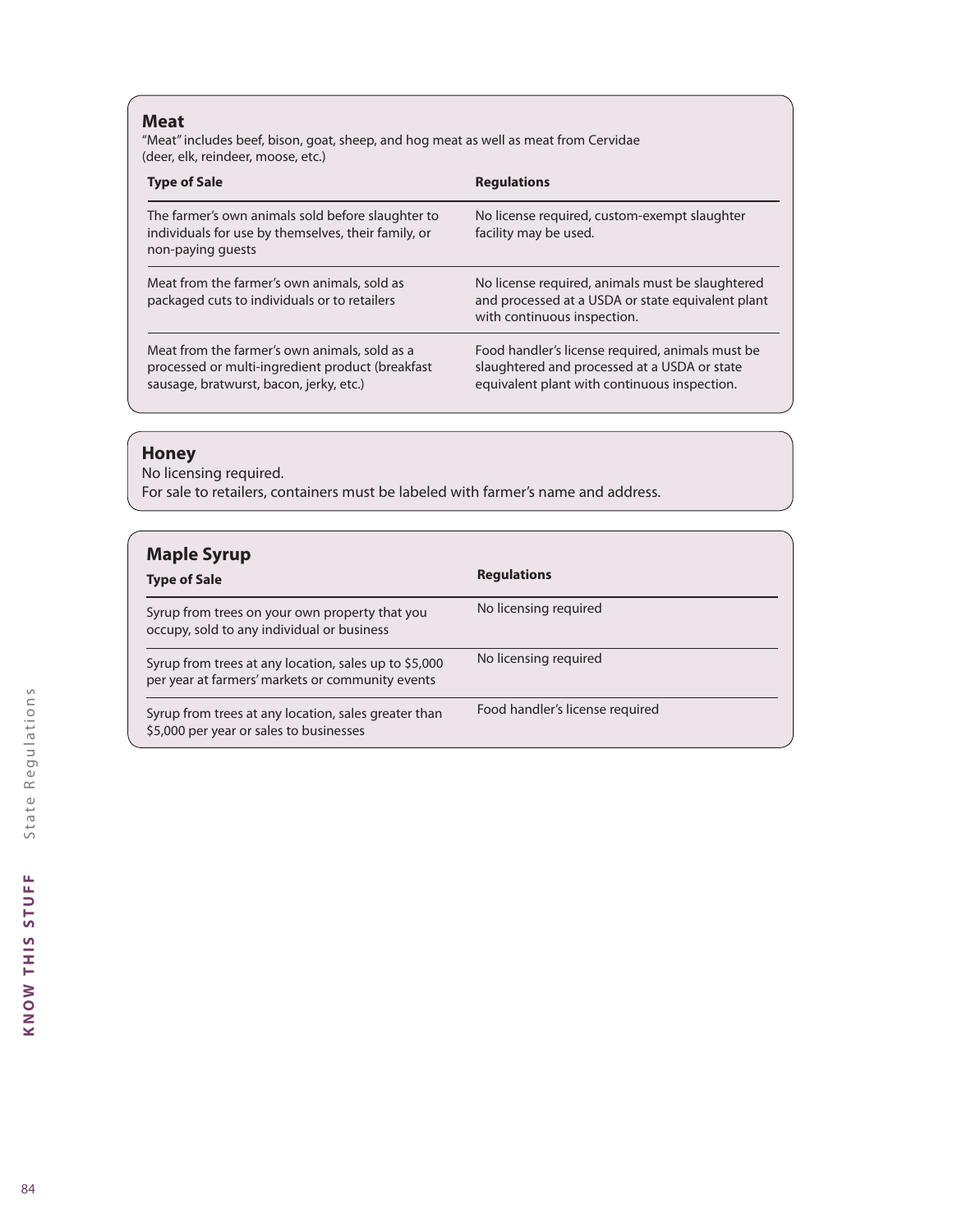## Meat

"Meat" includes beef, bison, goat, sheep, and hog meat as well as meat from Cervidae (deer, elk, reindeer, moose, etc.)

| Type of Sale | Regulations |
| --- | --- |
| The farmer's own animals sold before slaughter to individuals for use by themselves, their family, or non-paying guests | No license required, custom-exempt slaughter facility may be used. |
| Meat from the farmer's own animals, sold as packaged cuts to individuals or to retailers | No license required, animals must be slaughtered and processed at a USDA or state equivalent plant with continuous inspection. |
| Meat from the farmer's own animals, sold as a processed or multi-ingredient product (breakfast sausage, bratwurst, bacon, jerky, etc.) | Food handler's license required, animals must be slaughtered and processed at a USDA or state equivalent plant with continuous inspection. |

## Honey

No licensing required.
For sale to retailers, containers must be labeled with farmer's name and address.

## Maple Syrup

| Type of Sale | Regulations |
| --- | --- |
| Syrup from trees on your own property that you occupy, sold to any individual or business | No licensing required |
| Syrup from trees at any location, sales up to $5,000 per year at farmers' markets or community events | No licensing required |
| Syrup from trees at any location, sales greater than $5,000 per year or sales to businesses | Food handler's license required |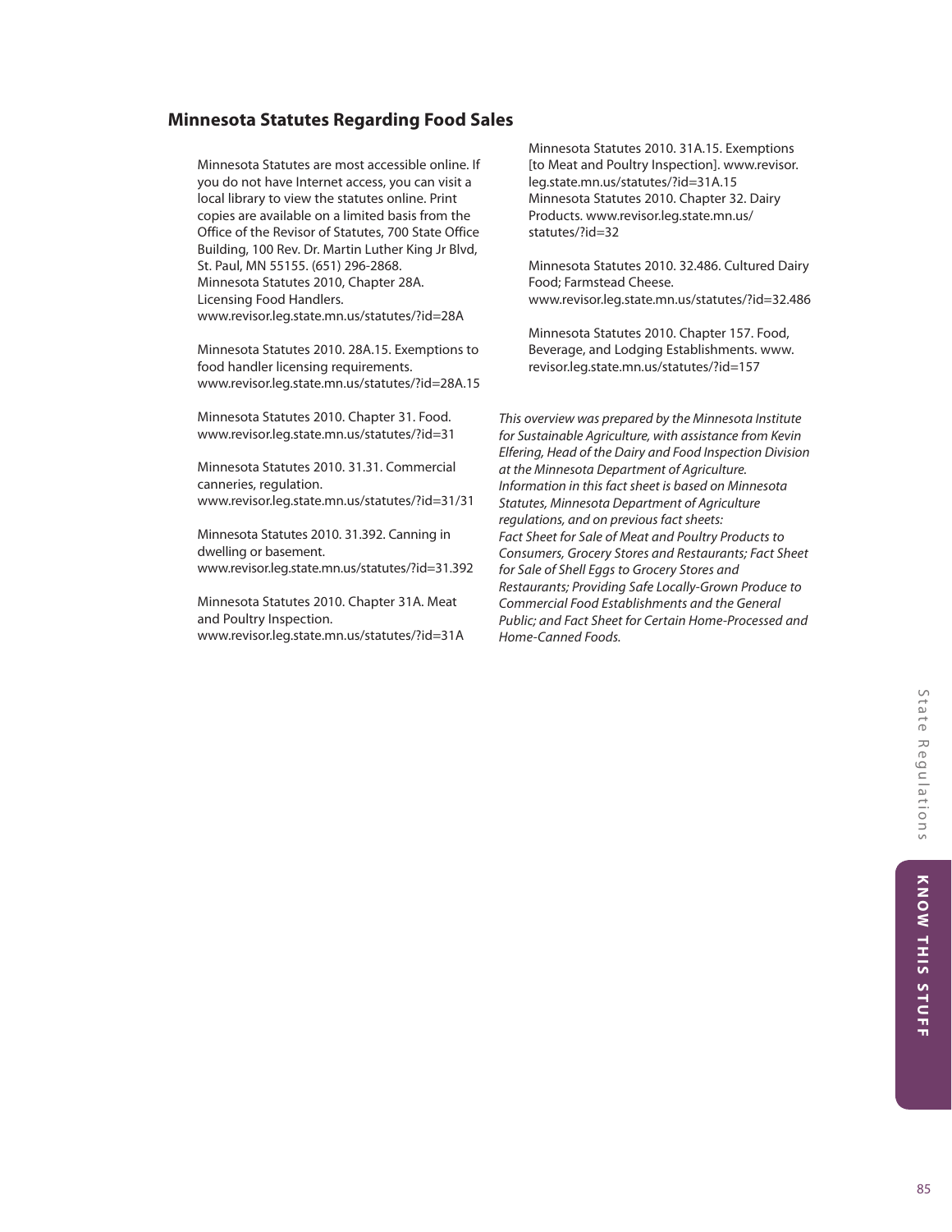## Minnesota Statutes Regarding Food Sales

Minnesota Statutes are most accessible online. If you do not have Internet access, you can visit a local library to view the statutes online. Print copies are available on a limited basis from the Office of the Revisor of Statutes, 700 State Office Building, 100 Rev. Dr. Martin Luther King Jr Blvd, St. Paul, MN 55155. (651) 296-2868.
Minnesota Statutes 2010, Chapter 28A. Licensing Food Handlers.
www.revisor.leg.state.mn.us/statutes/?id=28A

Minnesota Statutes 2010. 28A.15. Exemptions to food handler licensing requirements.
www.revisor.leg.state.mn.us/statutes/?id=28A.15

Minnesota Statutes 2010. Chapter 31. Food.
www.revisor.leg.state.mn.us/statutes/?id=31

Minnesota Statutes 2010. 31.31. Commercial canneries, regulation.
www.revisor.leg.state.mn.us/statutes/?id=31/31

Minnesota Statutes 2010. 31.392. Canning in dwelling or basement.
www.revisor.leg.state.mn.us/statutes/?id=31.392

Minnesota Statutes 2010. Chapter 31A. Meat and Poultry Inspection.
www.revisor.leg.state.mn.us/statutes/?id=31A

Minnesota Statutes 2010. 31A.15. Exemptions [to Meat and Poultry Inspection]. www.revisor.leg.state.mn.us/statutes/?id=31A.15
Minnesota Statutes 2010. Chapter 32. Dairy Products. www.revisor.leg.state.mn.us/statutes/?id=32

Minnesota Statutes 2010. 32.486. Cultured Dairy Food; Farmstead Cheese.
www.revisor.leg.state.mn.us/statutes/?id=32.486

Minnesota Statutes 2010. Chapter 157. Food, Beverage, and Lodging Establishments. www.revisor.leg.state.mn.us/statutes/?id=157

*This overview was prepared by the Minnesota Institute for Sustainable Agriculture, with assistance from Kevin Elfering, Head of the Dairy and Food Inspection Division at the Minnesota Department of Agriculture. Information in this fact sheet is based on Minnesota Statutes, Minnesota Department of Agriculture regulations, and on previous fact sheets: Fact Sheet for Sale of Meat and Poultry Products to Consumers, Grocery Stores and Restaurants; Fact Sheet for Sale of Shell Eggs to Grocery Stores and Restaurants; Providing Safe Locally-Grown Produce to Commercial Food Establishments and the General Public; and Fact Sheet for Certain Home-Processed and Home-Canned Foods.*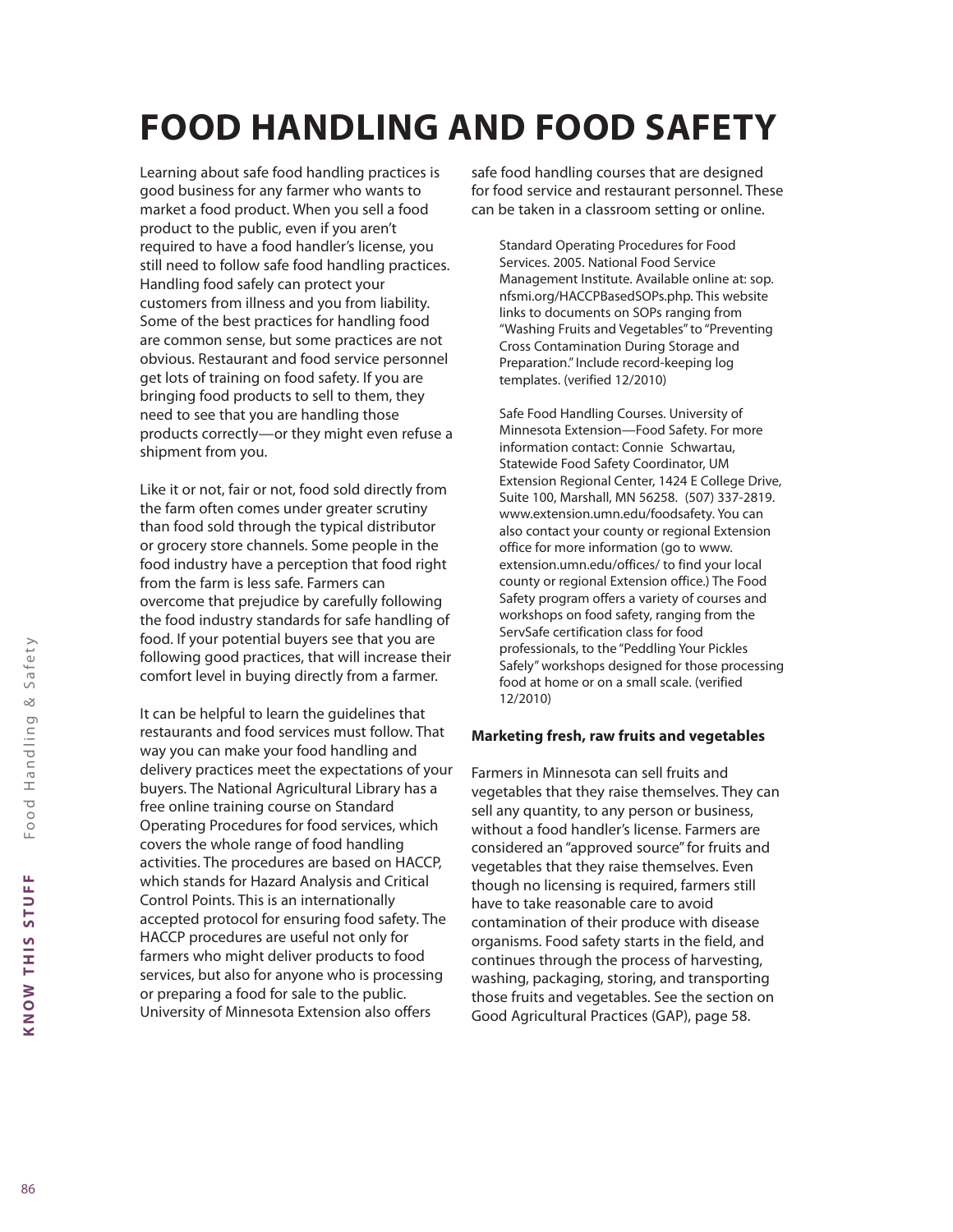# FOOD HANDLING AND FOOD SAFETY

Learning about safe food handling practices is good business for any farmer who wants to market a food product. When you sell a food product to the public, even if you aren't required to have a food handler's license, you still need to follow safe food handling practices. Handling food safely can protect your customers from illness and you from liability. Some of the best practices for handling food are common sense, but some practices are not obvious. Restaurant and food service personnel get lots of training on food safety. If you are bringing food products to sell to them, they need to see that you are handling those products correctly—or they might even refuse a shipment from you.

Like it or not, fair or not, food sold directly from the farm often comes under greater scrutiny than food sold through the typical distributor or grocery store channels. Some people in the food industry have a perception that food right from the farm is less safe. Farmers can overcome that prejudice by carefully following the food industry standards for safe handling of food. If your potential buyers see that you are following good practices, that will increase their comfort level in buying directly from a farmer.

It can be helpful to learn the guidelines that restaurants and food services must follow. That way you can make your food handling and delivery practices meet the expectations of your buyers. The National Agricultural Library has a free online training course on Standard Operating Procedures for food services, which covers the whole range of food handling activities. The procedures are based on HACCP, which stands for Hazard Analysis and Critical Control Points. This is an internationally accepted protocol for ensuring food safety. The HACCP procedures are useful not only for farmers who might deliver products to food services, but also for anyone who is processing or preparing a food for sale to the public. University of Minnesota Extension also offers safe food handling courses that are designed for food service and restaurant personnel. These can be taken in a classroom setting or online.

> Standard Operating Procedures for Food Services. 2005. National Food Service Management Institute. Available online at: sop.nfsmi.org/HACCPBasedSOPs.php. This website links to documents on SOPs ranging from "Washing Fruits and Vegetables" to "Preventing Cross Contamination During Storage and Preparation." Include record-keeping log templates. (verified 12/2010)

> Safe Food Handling Courses. University of Minnesota Extension—Food Safety. For more information contact: Connie Schwartau, Statewide Food Safety Coordinator, UM Extension Regional Center, 1424 E College Drive, Suite 100, Marshall, MN 56258. (507) 337-2819. www.extension.umn.edu/foodsafety. You can also contact your county or regional Extension office for more information (go to www.extension.umn.edu/offices/ to find your local county or regional Extension office.) The Food Safety program offers a variety of courses and workshops on food safety, ranging from the ServSafe certification class for food professionals, to the "Peddling Your Pickles Safely" workshops designed for those processing food at home or on a small scale. (verified 12/2010)

**Marketing fresh, raw fruits and vegetables**

Farmers in Minnesota can sell fruits and vegetables that they raise themselves. They can sell any quantity, to any person or business, without a food handler's license. Farmers are considered an "approved source" for fruits and vegetables that they raise themselves. Even though no licensing is required, farmers still have to take reasonable care to avoid contamination of their produce with disease organisms. Food safety starts in the field, and continues through the process of harvesting, washing, packaging, storing, and transporting those fruits and vegetables. See the section on Good Agricultural Practices (GAP), page 58.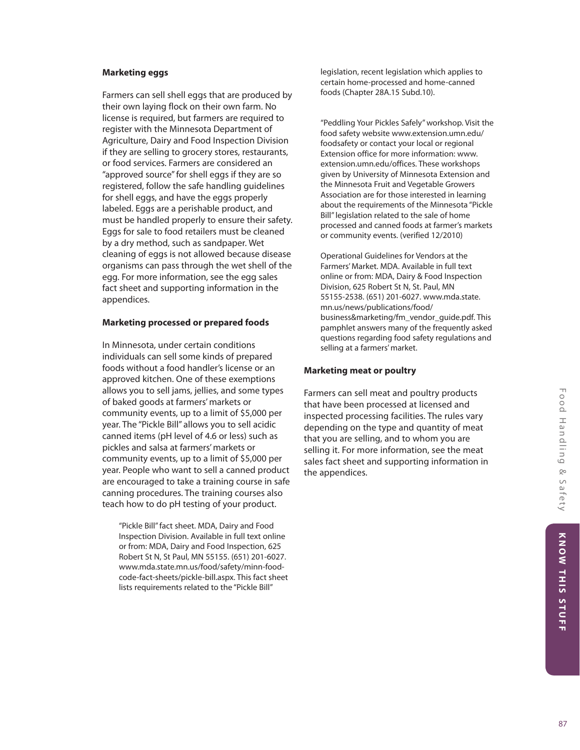**Marketing eggs**

Farmers can sell shell eggs that are produced by their own laying flock on their own farm. No license is required, but farmers are required to register with the Minnesota Department of Agriculture, Dairy and Food Inspection Division if they are selling to grocery stores, restaurants, or food services. Farmers are considered an "approved source" for shell eggs if they are so registered, follow the safe handling guidelines for shell eggs, and have the eggs properly labeled. Eggs are a perishable product, and must be handled properly to ensure their safety. Eggs for sale to food retailers must be cleaned by a dry method, such as sandpaper. Wet cleaning of eggs is not allowed because disease organisms can pass through the wet shell of the egg. For more information, see the egg sales fact sheet and supporting information in the appendices.

**Marketing processed or prepared foods**

In Minnesota, under certain conditions individuals can sell some kinds of prepared foods without a food handler's license or an approved kitchen. One of these exemptions allows you to sell jams, jellies, and some types of baked goods at farmers' markets or community events, up to a limit of $5,000 per year. The "Pickle Bill" allows you to sell acidic canned items (pH level of 4.6 or less) such as pickles and salsa at farmers' markets or community events, up to a limit of $5,000 per year. People who want to sell a canned product are encouraged to take a training course in safe canning procedures. The training courses also teach how to do pH testing of your product.

> "Pickle Bill" fact sheet. MDA, Dairy and Food Inspection Division. Available in full text online or from: MDA, Dairy and Food Inspection, 625 Robert St N, St Paul, MN 55155. (651) 201-6027. www.mda.state.mn.us/food/safety/minn-food-code-fact-sheets/pickle-bill.aspx. This fact sheet lists requirements related to the "Pickle Bill" legislation, recent legislation which applies to certain home-processed and home-canned foods (Chapter 28A.15 Subd.10).

> "Peddling Your Pickles Safely" workshop. Visit the food safety website www.extension.umn.edu/foodsafety or contact your local or regional Extension office for more information: www.extension.umn.edu/offices. These workshops given by University of Minnesota Extension and the Minnesota Fruit and Vegetable Growers Association are for those interested in learning about the requirements of the Minnesota "Pickle Bill" legislation related to the sale of home processed and canned foods at farmer's markets or community events. (verified 12/2010)

> Operational Guidelines for Vendors at the Farmers' Market. MDA. Available in full text online or from: MDA, Dairy & Food Inspection Division, 625 Robert St N, St. Paul, MN 55155-2538. (651) 201-6027. www.mda.state.mn.us/news/publications/food/business&marketing/fm_vendor_guide.pdf. This pamphlet answers many of the frequently asked questions regarding food safety regulations and selling at a farmers' market.

**Marketing meat or poultry**

Farmers can sell meat and poultry products that have been processed at licensed and inspected processing facilities. The rules vary depending on the type and quantity of meat that you are selling, and to whom you are selling it. For more information, see the meat sales fact sheet and supporting information in the appendices.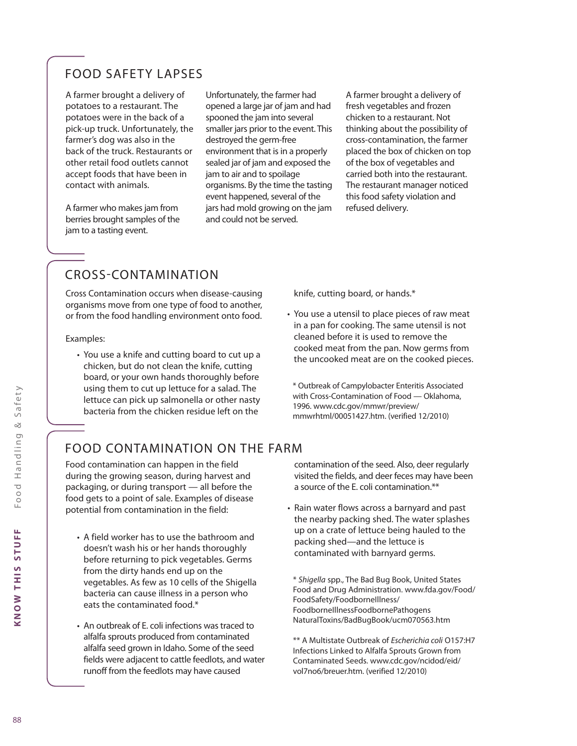## FOOD SAFETY LAPSES

A farmer brought a delivery of potatoes to a restaurant. The potatoes were in the back of a pick-up truck. Unfortunately, the farmer's dog was also in the back of the truck. Restaurants or other retail food outlets cannot accept foods that have been in contact with animals.

A farmer who makes jam from berries brought samples of the jam to a tasting event. Unfortunately, the farmer had opened a large jar of jam and had spooned the jam into several smaller jars prior to the event. This destroyed the germ-free environment that is in a properly sealed jar of jam and exposed the jam to air and to spoilage organisms. By the time the tasting event happened, several of the jars had mold growing on the jam and could not be served.

A farmer brought a delivery of fresh vegetables and frozen chicken to a restaurant. Not thinking about the possibility of cross-contamination, the farmer placed the box of chicken on top of the box of vegetables and carried both into the restaurant. The restaurant manager noticed this food safety violation and refused delivery.

## CROSS-CONTAMINATION

Cross Contamination occurs when disease-causing organisms move from one type of food to another, or from the food handling environment onto food.

Examples:

- You use a knife and cutting board to cut up a chicken, but do not clean the knife, cutting board, or your own hands thoroughly before using them to cut up lettuce for a salad. The lettuce can pick up salmonella or other nasty bacteria from the chicken residue left on the knife, cutting board, or hands.*
- You use a utensil to place pieces of raw meat in a pan for cooking. The same utensil is not cleaned before it is used to remove the cooked meat from the pan. Now germs from the uncooked meat are on the cooked pieces.

* Outbreak of Campylobacter Enteritis Associated with Cross-Contamination of Food — Oklahoma, 1996. www.cdc.gov/mmwr/preview/mmwrhtml/00051427.htm. (verified 12/2010)

## FOOD CONTAMINATION ON THE FARM

Food contamination can happen in the field during the growing season, during harvest and packaging, or during transport — all before the food gets to a point of sale. Examples of disease potential from contamination in the field:

- A field worker has to use the bathroom and doesn't wash his or her hands thoroughly before returning to pick vegetables. Germs from the dirty hands end up on the vegetables. As few as 10 cells of the Shigella bacteria can cause illness in a person who eats the contaminated food.*
- An outbreak of E. coli infections was traced to alfalfa sprouts produced from contaminated alfalfa seed grown in Idaho. Some of the seed fields were adjacent to cattle feedlots, and water runoff from the feedlots may have caused contamination of the seed. Also, deer regularly visited the fields, and deer feces may have been a source of the E. coli contamination.**
- Rain water flows across a barnyard and past the nearby packing shed. The water splashes up on a crate of lettuce being hauled to the packing shed—and the lettuce is contaminated with barnyard germs.

* *Shigella* spp., The Bad Bug Book, United States Food and Drug Administration. www.fda.gov/Food/FoodSafety/FoodborneIllness/FoodborneIllnessFoodbornePathogensNaturalToxins/BadBugBook/ucm070563.htm

** A Multistate Outbreak of *Escherichia coli* O157:H7 Infections Linked to Alfalfa Sprouts Grown from Contaminated Seeds. www.cdc.gov/ncidod/eid/vol7no6/breuer.htm. (verified 12/2010)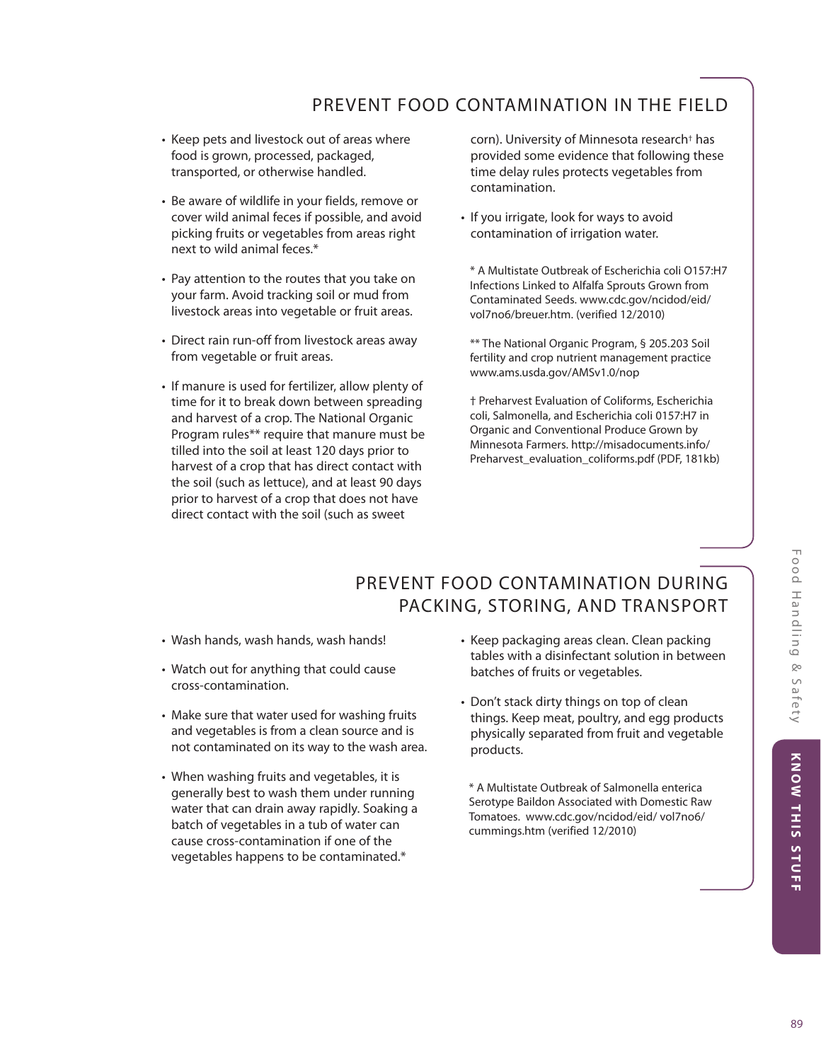## PREVENT FOOD CONTAMINATION IN THE FIELD

- Keep pets and livestock out of areas where food is grown, processed, packaged, transported, or otherwise handled.
- Be aware of wildlife in your fields, remove or cover wild animal feces if possible, and avoid picking fruits or vegetables from areas right next to wild animal feces.*
- Pay attention to the routes that you take on your farm. Avoid tracking soil or mud from livestock areas into vegetable or fruit areas.
- Direct rain run-off from livestock areas away from vegetable or fruit areas.
- If manure is used for fertilizer, allow plenty of time for it to break down between spreading and harvest of a crop. The National Organic Program rules** require that manure must be tilled into the soil at least 120 days prior to harvest of a crop that has direct contact with the soil (such as lettuce), and at least 90 days prior to harvest of a crop that does not have direct contact with the soil (such as sweet corn). University of Minnesota research† has provided some evidence that following these time delay rules protects vegetables from contamination.
- If you irrigate, look for ways to avoid contamination of irrigation water.

* A Multistate Outbreak of Escherichia coli O157:H7 Infections Linked to Alfalfa Sprouts Grown from Contaminated Seeds. www.cdc.gov/ncidod/eid/vol7no6/breuer.htm. (verified 12/2010)

** The National Organic Program, § 205.203 Soil fertility and crop nutrient management practice www.ams.usda.gov/AMSv1.0/nop

† Preharvest Evaluation of Coliforms, Escherichia coli, Salmonella, and Escherichia coli 0157:H7 in Organic and Conventional Produce Grown by Minnesota Farmers. http://misadocuments.info/Preharvest_evaluation_coliforms.pdf (PDF, 181kb)

## PREVENT FOOD CONTAMINATION DURING PACKING, STORING, AND TRANSPORT

- Wash hands, wash hands, wash hands!
- Watch out for anything that could cause cross-contamination.
- Make sure that water used for washing fruits and vegetables is from a clean source and is not contaminated on its way to the wash area.
- When washing fruits and vegetables, it is generally best to wash them under running water that can drain away rapidly. Soaking a batch of vegetables in a tub of water can cause cross-contamination if one of the vegetables happens to be contaminated.*
- Keep packaging areas clean. Clean packing tables with a disinfectant solution in between batches of fruits or vegetables.
- Don't stack dirty things on top of clean things. Keep meat, poultry, and egg products physically separated from fruit and vegetable products.

* A Multistate Outbreak of Salmonella enterica Serotype Baildon Associated with Domestic Raw Tomatoes. www.cdc.gov/ncidod/eid/ vol7no6/cummings.htm (verified 12/2010)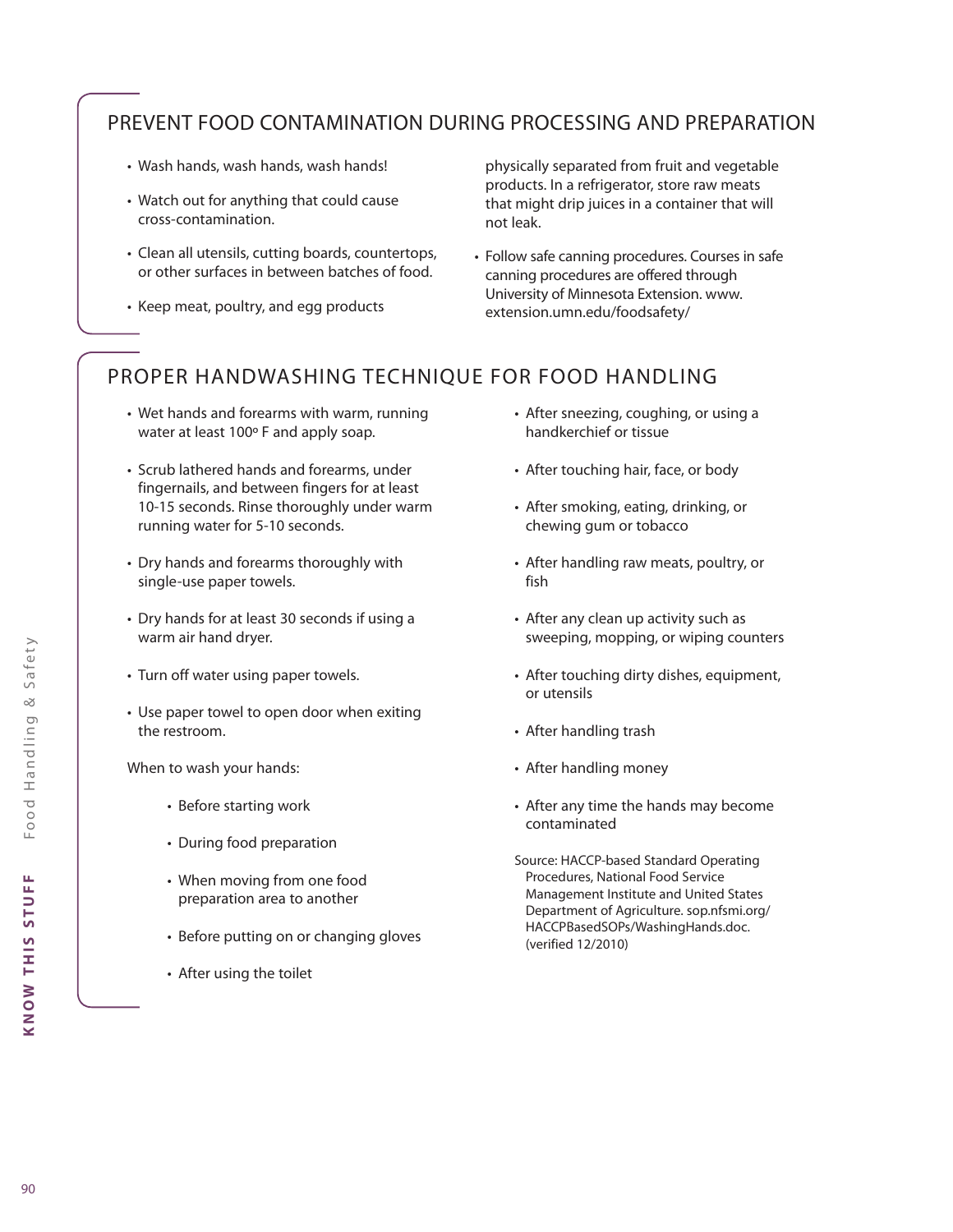## PREVENT FOOD CONTAMINATION DURING PROCESSING AND PREPARATION

- Wash hands, wash hands, wash hands!
- Watch out for anything that could cause cross-contamination.
- Clean all utensils, cutting boards, countertops, or other surfaces in between batches of food.
- Keep meat, poultry, and egg products physically separated from fruit and vegetable products. In a refrigerator, store raw meats that might drip juices in a container that will not leak.
- Follow safe canning procedures. Courses in safe canning procedures are offered through University of Minnesota Extension. www.extension.umn.edu/foodsafety/

## PROPER HANDWASHING TECHNIQUE FOR FOOD HANDLING

- Wet hands and forearms with warm, running water at least 100º F and apply soap.
- Scrub lathered hands and forearms, under fingernails, and between fingers for at least 10-15 seconds. Rinse thoroughly under warm running water for 5-10 seconds.
- Dry hands and forearms thoroughly with single-use paper towels.
- Dry hands for at least 30 seconds if using a warm air hand dryer.
- Turn off water using paper towels.
- Use paper towel to open door when exiting the restroom.

When to wash your hands:

- Before starting work
- During food preparation
- When moving from one food preparation area to another
- Before putting on or changing gloves
- After using the toilet
- After sneezing, coughing, or using a handkerchief or tissue
- After touching hair, face, or body
- After smoking, eating, drinking, or chewing gum or tobacco
- After handling raw meats, poultry, or fish
- After any clean up activity such as sweeping, mopping, or wiping counters
- After touching dirty dishes, equipment, or utensils
- After handling trash
- After handling money
- After any time the hands may become contaminated

Source: HACCP-based Standard Operating Procedures, National Food Service Management Institute and United States Department of Agriculture. sop.nfsmi.org/HACCPBasedSOPs/WashingHands.doc. (verified 12/2010)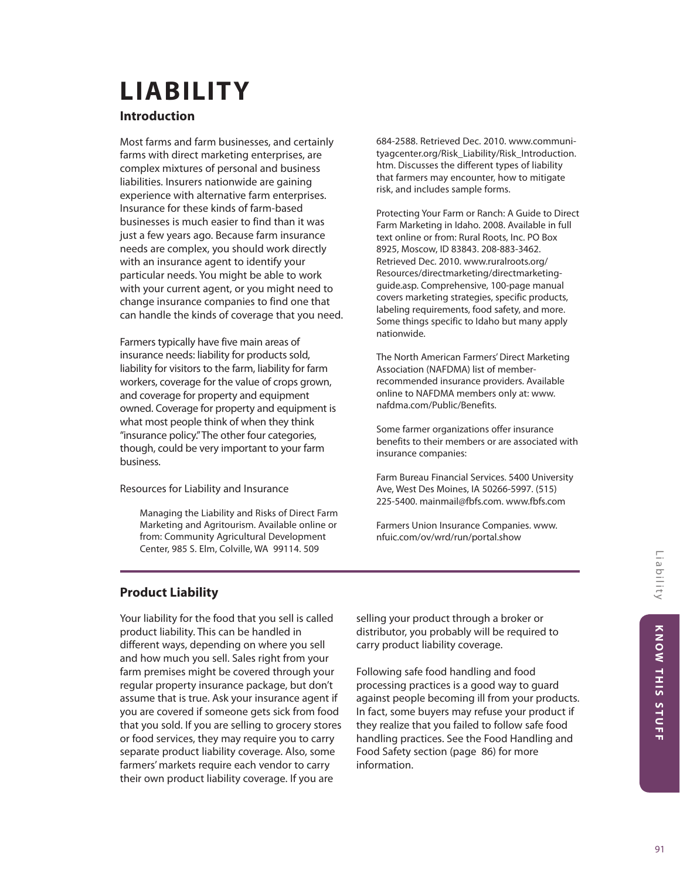# LIABILITY

## Introduction

Most farms and farm businesses, and certainly farms with direct marketing enterprises, are complex mixtures of personal and business liabilities. Insurers nationwide are gaining experience with alternative farm enterprises. Insurance for these kinds of farm-based businesses is much easier to find than it was just a few years ago. Because farm insurance needs are complex, you should work directly with an insurance agent to identify your particular needs. You might be able to work with your current agent, or you might need to change insurance companies to find one that can handle the kinds of coverage that you need.

Farmers typically have five main areas of insurance needs: liability for products sold, liability for visitors to the farm, liability for farm workers, coverage for the value of crops grown, and coverage for property and equipment owned. Coverage for property and equipment is what most people think of when they think "insurance policy." The other four categories, though, could be very important to your farm business.

Resources for Liability and Insurance

Managing the Liability and Risks of Direct Farm Marketing and Agritourism. Available online or from: Community Agricultural Development Center, 985 S. Elm, Colville, WA 99114. 509 684-2588. Retrieved Dec. 2010. www.communityagcenter.org/Risk_Liability/Risk_Introduction.htm. Discusses the different types of liability that farmers may encounter, how to mitigate risk, and includes sample forms.

Protecting Your Farm or Ranch: A Guide to Direct Farm Marketing in Idaho. 2008. Available in full text online or from: Rural Roots, Inc. PO Box 8925, Moscow, ID 83843. 208-883-3462. Retrieved Dec. 2010. www.ruralroots.org/Resources/directmarketing/directmarketing-guide.asp. Comprehensive, 100-page manual covers marketing strategies, specific products, labeling requirements, food safety, and more. Some things specific to Idaho but many apply nationwide.

The North American Farmers' Direct Marketing Association (NAFDMA) list of member-recommended insurance providers. Available online to NAFDMA members only at: www.nafdma.com/Public/Benefits.

Some farmer organizations offer insurance benefits to their members or are associated with insurance companies:

Farm Bureau Financial Services. 5400 University Ave, West Des Moines, IA 50266-5997. (515) 225-5400. mainmail@fbfs.com. www.fbfs.com

Farmers Union Insurance Companies. www.nfuic.com/ov/wrd/run/portal.show

## Product Liability

Your liability for the food that you sell is called product liability. This can be handled in different ways, depending on where you sell and how much you sell. Sales right from your farm premises might be covered through your regular property insurance package, but don't assume that is true. Ask your insurance agent if you are covered if someone gets sick from food that you sold. If you are selling to grocery stores or food services, they may require you to carry separate product liability coverage. Also, some farmers' markets require each vendor to carry their own product liability coverage. If you are selling your product through a broker or distributor, you probably will be required to carry product liability coverage.

Following safe food handling and food processing practices is a good way to guard against people becoming ill from your products. In fact, some buyers may refuse your product if they realize that you failed to follow safe food handling practices. See the Food Handling and Food Safety section (page 86) for more information.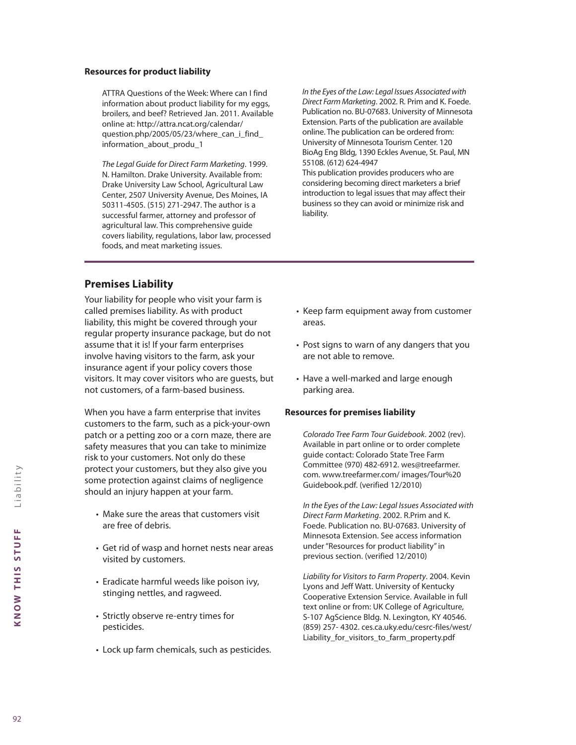**Resources for product liability**

ATTRA Questions of the Week: Where can I find information about product liability for my eggs, broilers, and beef? Retrieved Jan. 2011. Available online at: http://attra.ncat.org/calendar/question.php/2005/05/23/where_can_i_find_information_about_produ_1

*The Legal Guide for Direct Farm Marketing*. 1999. N. Hamilton. Drake University. Available from: Drake University Law School, Agricultural Law Center, 2507 University Avenue, Des Moines, IA 50311-4505. (515) 271-2947. The author is a successful farmer, attorney and professor of agricultural law. This comprehensive guide covers liability, regulations, labor law, processed foods, and meat marketing issues.

*In the Eyes of the Law: Legal Issues Associated with Direct Farm Marketing*. 2002. R. Prim and K. Foede. Publication no. BU-07683. University of Minnesota Extension. Parts of the publication are available online. The publication can be ordered from: University of Minnesota Tourism Center. 120 BioAg Eng Bldg, 1390 Eckles Avenue, St. Paul, MN 55108. (612) 624-4947
This publication provides producers who are considering becoming direct marketers a brief introduction to legal issues that may affect their business so they can avoid or minimize risk and liability.

## Premises Liability

Your liability for people who visit your farm is called premises liability. As with product liability, this might be covered through your regular property insurance package, but do not assume that it is! If your farm enterprises involve having visitors to the farm, ask your insurance agent if your policy covers those visitors. It may cover visitors who are guests, but not customers, of a farm-based business.

When you have a farm enterprise that invites customers to the farm, such as a pick-your-own patch or a petting zoo or a corn maze, there are safety measures that you can take to minimize risk to your customers. Not only do these protect your customers, but they also give you some protection against claims of negligence should an injury happen at your farm.

- Make sure the areas that customers visit are free of debris.
- Get rid of wasp and hornet nests near areas visited by customers.
- Eradicate harmful weeds like poison ivy, stinging nettles, and ragweed.
- Strictly observe re-entry times for pesticides.
- Lock up farm chemicals, such as pesticides.
- Keep farm equipment away from customer areas.
- Post signs to warn of any dangers that you are not able to remove.
- Have a well-marked and large enough parking area.

**Resources for premises liability**

*Colorado Tree Farm Tour Guidebook*. 2002 (rev). Available in part online or to order complete guide contact: Colorado State Tree Farm Committee (970) 482-6912. wes@treefarmer.com. www.treefarmer.com/ images/Tour%20 Guidebook.pdf. (verified 12/2010)

*In the Eyes of the Law: Legal Issues Associated with Direct Farm Marketing*. 2002. R.Prim and K. Foede. Publication no. BU-07683. University of Minnesota Extension. See access information under "Resources for product liability" in previous section. (verified 12/2010)

*Liability for Visitors to Farm Property*. 2004. Kevin Lyons and Jeff Watt. University of Kentucky Cooperative Extension Service. Available in full text online or from: UK College of Agriculture, S-107 AgScience Bldg. N. Lexington, KY 40546. (859) 257- 4302. ces.ca.uky.edu/cesrc-files/west/Liability_for_visitors_to_farm_property.pdf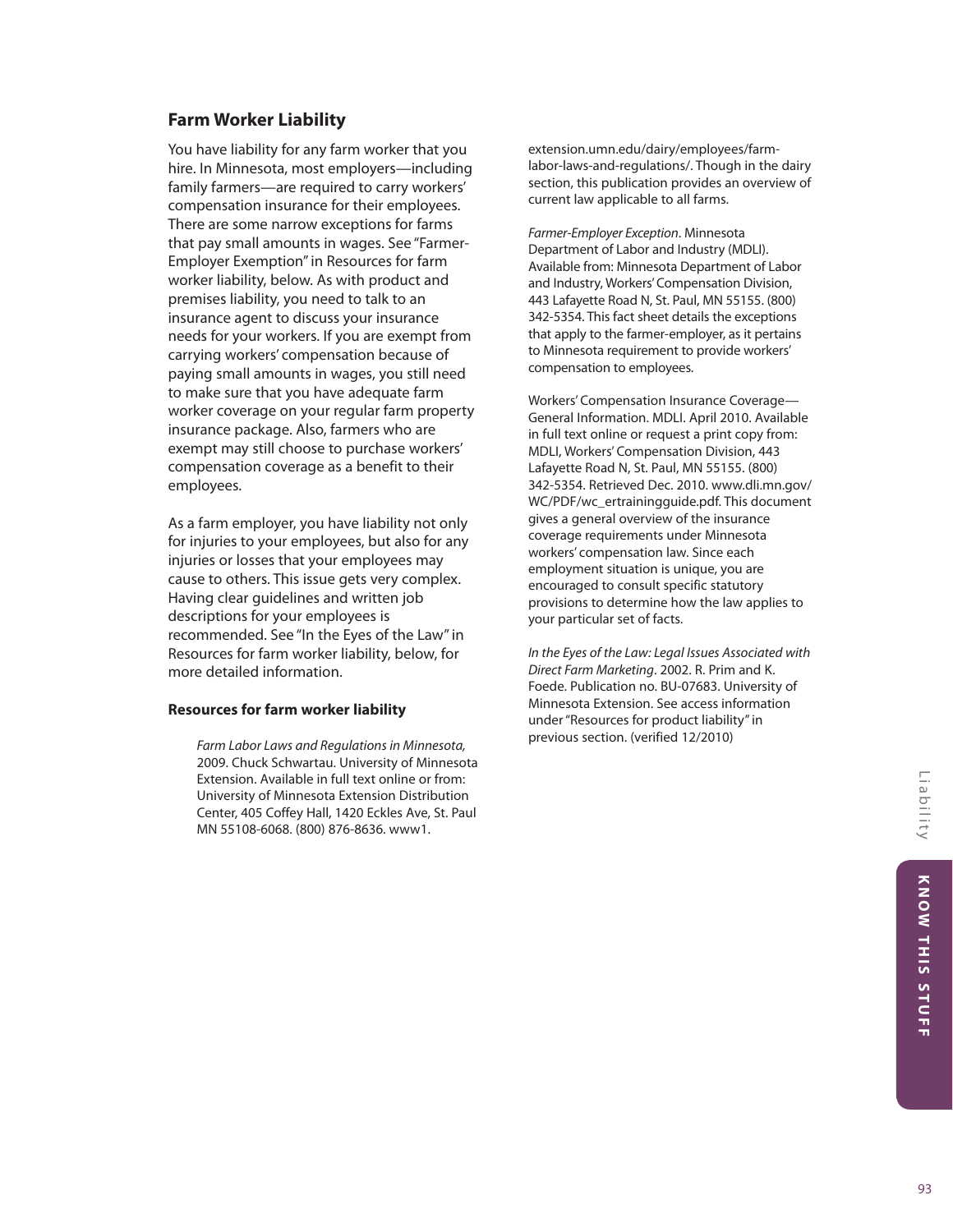## Farm Worker Liability

You have liability for any farm worker that you hire. In Minnesota, most employers—including family farmers—are required to carry workers' compensation insurance for their employees. There are some narrow exceptions for farms that pay small amounts in wages. See "Farmer-Employer Exemption" in Resources for farm worker liability, below. As with product and premises liability, you need to talk to an insurance agent to discuss your insurance needs for your workers. If you are exempt from carrying workers' compensation because of paying small amounts in wages, you still need to make sure that you have adequate farm worker coverage on your regular farm property insurance package. Also, farmers who are exempt may still choose to purchase workers' compensation coverage as a benefit to their employees.

As a farm employer, you have liability not only for injuries to your employees, but also for any injuries or losses that your employees may cause to others. This issue gets very complex. Having clear guidelines and written job descriptions for your employees is recommended. See "In the Eyes of the Law" in Resources for farm worker liability, below, for more detailed information.

### Resources for farm worker liability

*Farm Labor Laws and Regulations in Minnesota,* 2009. Chuck Schwartau. University of Minnesota Extension. Available in full text online or from: University of Minnesota Extension Distribution Center, 405 Coffey Hall, 1420 Eckles Ave, St. Paul MN 55108-6068. (800) 876-8636. www1.extension.umn.edu/dairy/employees/farm-labor-laws-and-regulations/. Though in the dairy section, this publication provides an overview of current law applicable to all farms.

*Farmer-Employer Exception*. Minnesota Department of Labor and Industry (MDLI). Available from: Minnesota Department of Labor and Industry, Workers' Compensation Division, 443 Lafayette Road N, St. Paul, MN 55155. (800) 342-5354. This fact sheet details the exceptions that apply to the farmer-employer, as it pertains to Minnesota requirement to provide workers' compensation to employees.

Workers' Compensation Insurance Coverage—General Information. MDLI. April 2010. Available in full text online or request a print copy from: MDLI, Workers' Compensation Division, 443 Lafayette Road N, St. Paul, MN 55155. (800) 342-5354. Retrieved Dec. 2010. www.dli.mn.gov/WC/PDF/wc_ertrainingguide.pdf. This document gives a general overview of the insurance coverage requirements under Minnesota workers' compensation law. Since each employment situation is unique, you are encouraged to consult specific statutory provisions to determine how the law applies to your particular set of facts.

*In the Eyes of the Law: Legal Issues Associated with Direct Farm Marketing*. 2002. R. Prim and K. Foede. Publication no. BU-07683. University of Minnesota Extension. See access information under "Resources for product liability" in previous section. (verified 12/2010)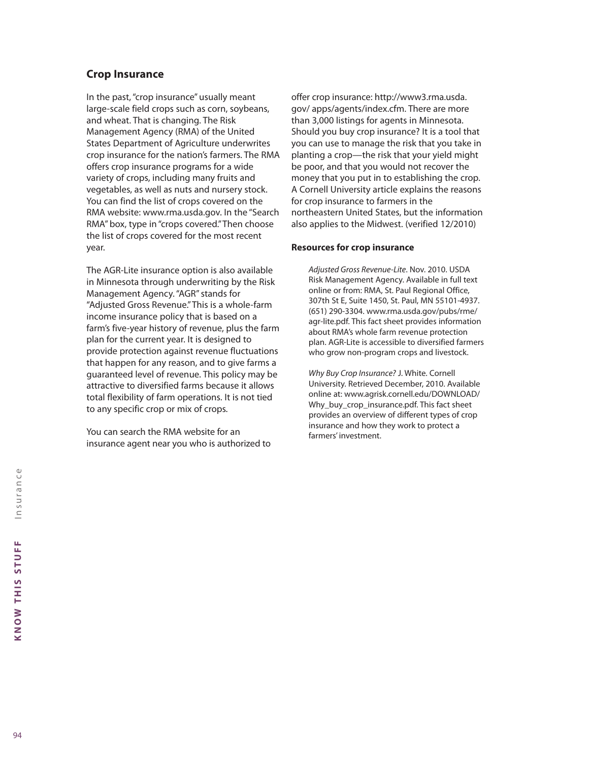## Crop Insurance

In the past, "crop insurance" usually meant large-scale field crops such as corn, soybeans, and wheat. That is changing. The Risk Management Agency (RMA) of the United States Department of Agriculture underwrites crop insurance for the nation's farmers. The RMA offers crop insurance programs for a wide variety of crops, including many fruits and vegetables, as well as nuts and nursery stock. You can find the list of crops covered on the RMA website: www.rma.usda.gov. In the "Search RMA" box, type in "crops covered." Then choose the list of crops covered for the most recent year.

The AGR-Lite insurance option is also available in Minnesota through underwriting by the Risk Management Agency. "AGR" stands for "Adjusted Gross Revenue." This is a whole-farm income insurance policy that is based on a farm's five-year history of revenue, plus the farm plan for the current year. It is designed to provide protection against revenue fluctuations that happen for any reason, and to give farms a guaranteed level of revenue. This policy may be attractive to diversified farms because it allows total flexibility of farm operations. It is not tied to any specific crop or mix of crops.

You can search the RMA website for an insurance agent near you who is authorized to offer crop insurance: http://www3.rma.usda.gov/ apps/agents/index.cfm. There are more than 3,000 listings for agents in Minnesota. Should you buy crop insurance? It is a tool that you can use to manage the risk that you take in planting a crop—the risk that your yield might be poor, and that you would not recover the money that you put in to establishing the crop. A Cornell University article explains the reasons for crop insurance to farmers in the northeastern United States, but the information also applies to the Midwest. (verified 12/2010)

### Resources for crop insurance

*Adjusted Gross Revenue-Lite*. Nov. 2010. USDA Risk Management Agency. Available in full text online or from: RMA, St. Paul Regional Office, 307th St E, Suite 1450, St. Paul, MN 55101-4937. (651) 290-3304. www.rma.usda.gov/pubs/rme/agr-lite.pdf. This fact sheet provides information about RMA's whole farm revenue protection plan. AGR-Lite is accessible to diversified farmers who grow non-program crops and livestock.

*Why Buy Crop Insurance?* J. White. Cornell University. Retrieved December, 2010. Available online at: www.agrisk.cornell.edu/DOWNLOAD/Why_buy_crop_insurance.pdf. This fact sheet provides an overview of different types of crop insurance and how they work to protect a farmers' investment.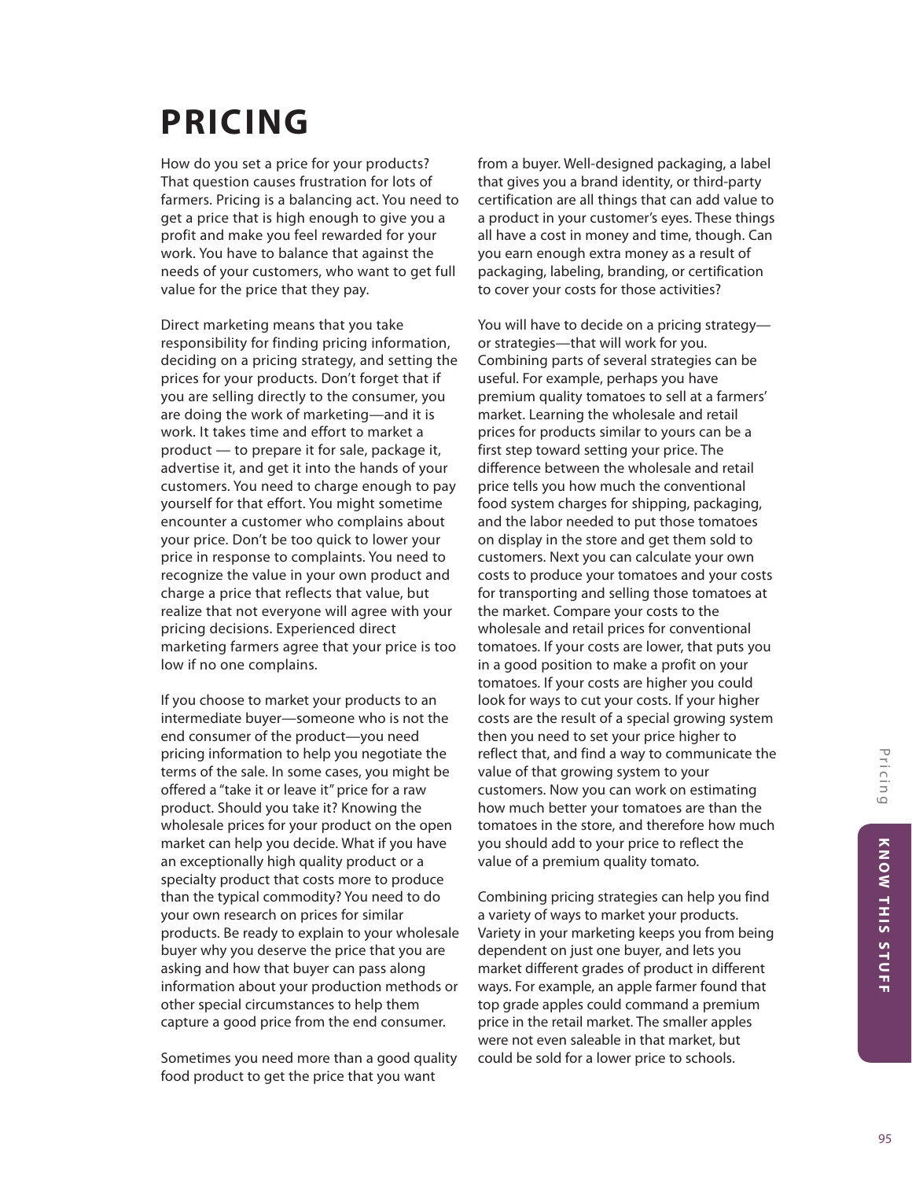# PRICING

How do you set a price for your products? That question causes frustration for lots of farmers. Pricing is a balancing act. You need to get a price that is high enough to give you a profit and make you feel rewarded for your work. You have to balance that against the needs of your customers, who want to get full value for the price that they pay.

Direct marketing means that you take responsibility for finding pricing information, deciding on a pricing strategy, and setting the prices for your products. Don't forget that if you are selling directly to the consumer, you are doing the work of marketing—and it is work. It takes time and effort to market a product — to prepare it for sale, package it, advertise it, and get it into the hands of your customers. You need to charge enough to pay yourself for that effort. You might sometime encounter a customer who complains about your price. Don't be too quick to lower your price in response to complaints. You need to recognize the value in your own product and charge a price that reflects that value, but realize that not everyone will agree with your pricing decisions. Experienced direct marketing farmers agree that your price is too low if no one complains.

If you choose to market your products to an intermediate buyer—someone who is not the end consumer of the product—you need pricing information to help you negotiate the terms of the sale. In some cases, you might be offered a "take it or leave it" price for a raw product. Should you take it? Knowing the wholesale prices for your product on the open market can help you decide. What if you have an exceptionally high quality product or a specialty product that costs more to produce than the typical commodity? You need to do your own research on prices for similar products. Be ready to explain to your wholesale buyer why you deserve the price that you are asking and how that buyer can pass along information about your production methods or other special circumstances to help them capture a good price from the end consumer.

Sometimes you need more than a good quality food product to get the price that you want from a buyer. Well-designed packaging, a label that gives you a brand identity, or third-party certification are all things that can add value to a product in your customer's eyes. These things all have a cost in money and time, though. Can you earn enough extra money as a result of packaging, labeling, branding, or certification to cover your costs for those activities?

You will have to decide on a pricing strategy—or strategies—that will work for you. Combining parts of several strategies can be useful. For example, perhaps you have premium quality tomatoes to sell at a farmers' market. Learning the wholesale and retail prices for products similar to yours can be a first step toward setting your price. The difference between the wholesale and retail price tells you how much the conventional food system charges for shipping, packaging, and the labor needed to put those tomatoes on display in the store and get them sold to customers. Next you can calculate your own costs to produce your tomatoes and your costs for transporting and selling those tomatoes at the market. Compare your costs to the wholesale and retail prices for conventional tomatoes. If your costs are lower, that puts you in a good position to make a profit on your tomatoes. If your costs are higher you could look for ways to cut your costs. If your higher costs are the result of a special growing system then you need to set your price higher to reflect that, and find a way to communicate the value of that growing system to your customers. Now you can work on estimating how much better your tomatoes are than the tomatoes in the store, and therefore how much you should add to your price to reflect the value of a premium quality tomato.

Combining pricing strategies can help you find a variety of ways to market your products. Variety in your marketing keeps you from being dependent on just one buyer, and lets you market different grades of product in different ways. For example, an apple farmer found that top grade apples could command a premium price in the retail market. The smaller apples were not even saleable in that market, but could be sold for a lower price to schools.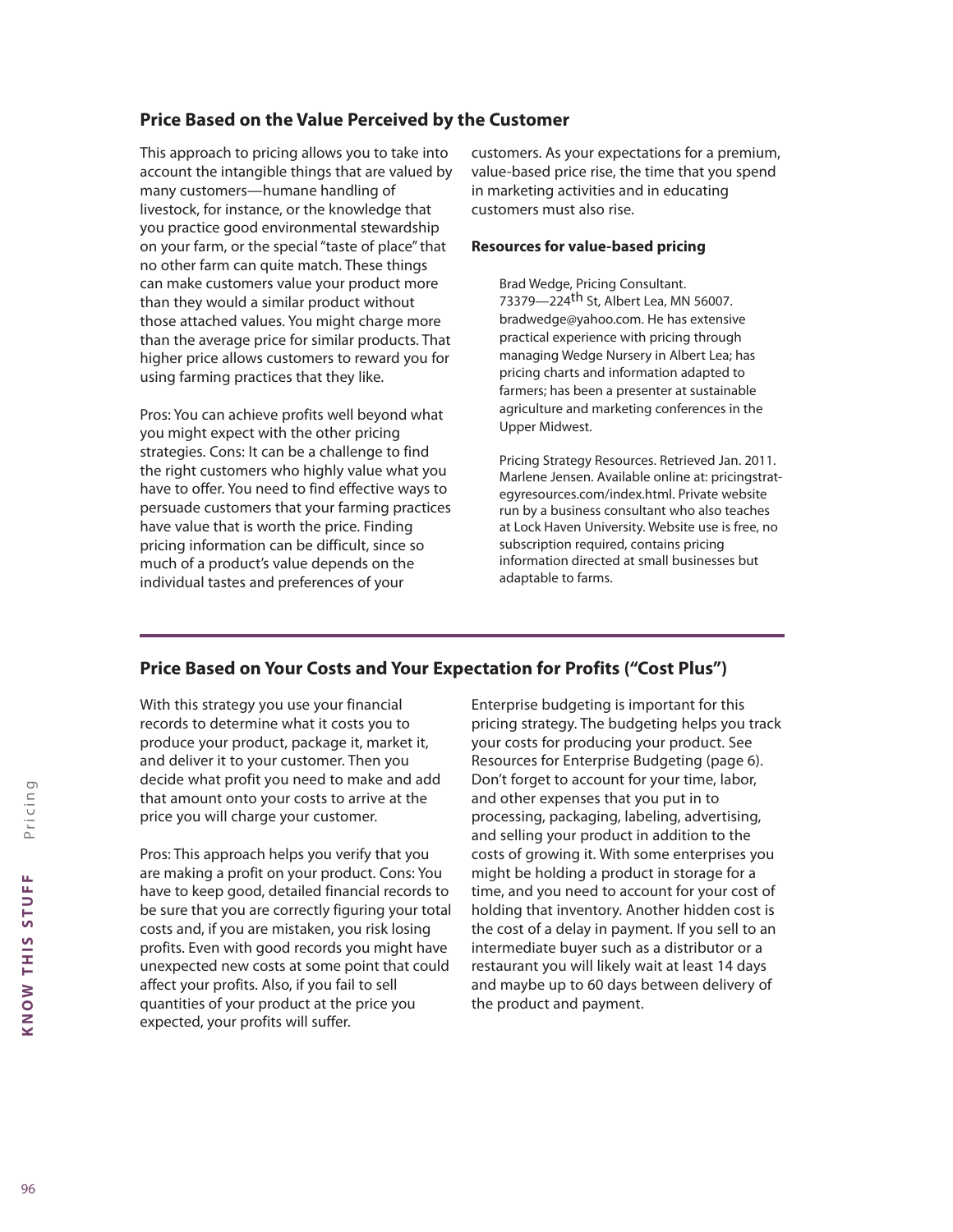## Price Based on the Value Perceived by the Customer

This approach to pricing allows you to take into account the intangible things that are valued by many customers—humane handling of livestock, for instance, or the knowledge that you practice good environmental stewardship on your farm, or the special "taste of place" that no other farm can quite match. These things can make customers value your product more than they would a similar product without those attached values. You might charge more than the average price for similar products. That higher price allows customers to reward you for using farming practices that they like.

Pros: You can achieve profits well beyond what you might expect with the other pricing strategies. Cons: It can be a challenge to find the right customers who highly value what you have to offer. You need to find effective ways to persuade customers that your farming practices have value that is worth the price. Finding pricing information can be difficult, since so much of a product's value depends on the individual tastes and preferences of your customers. As your expectations for a premium, value-based price rise, the time that you spend in marketing activities and in educating customers must also rise.

### Resources for value-based pricing

Brad Wedge, Pricing Consultant. 73379—224th St, Albert Lea, MN 56007. bradwedge@yahoo.com. He has extensive practical experience with pricing through managing Wedge Nursery in Albert Lea; has pricing charts and information adapted to farmers; has been a presenter at sustainable agriculture and marketing conferences in the Upper Midwest.

Pricing Strategy Resources. Retrieved Jan. 2011. Marlene Jensen. Available online at: pricingstrategyresources.com/index.html. Private website run by a business consultant who also teaches at Lock Haven University. Website use is free, no subscription required, contains pricing information directed at small businesses but adaptable to farms.

## Price Based on Your Costs and Your Expectation for Profits ("Cost Plus")

With this strategy you use your financial records to determine what it costs you to produce your product, package it, market it, and deliver it to your customer. Then you decide what profit you need to make and add that amount onto your costs to arrive at the price you will charge your customer.

Pros: This approach helps you verify that you are making a profit on your product. Cons: You have to keep good, detailed financial records to be sure that you are correctly figuring your total costs and, if you are mistaken, you risk losing profits. Even with good records you might have unexpected new costs at some point that could affect your profits. Also, if you fail to sell quantities of your product at the price you expected, your profits will suffer.

Enterprise budgeting is important for this pricing strategy. The budgeting helps you track your costs for producing your product. See Resources for Enterprise Budgeting (page 6). Don't forget to account for your time, labor, and other expenses that you put in to processing, packaging, labeling, advertising, and selling your product in addition to the costs of growing it. With some enterprises you might be holding a product in storage for a time, and you need to account for your cost of holding that inventory. Another hidden cost is the cost of a delay in payment. If you sell to an intermediate buyer such as a distributor or a restaurant you will likely wait at least 14 days and maybe up to 60 days between delivery of the product and payment.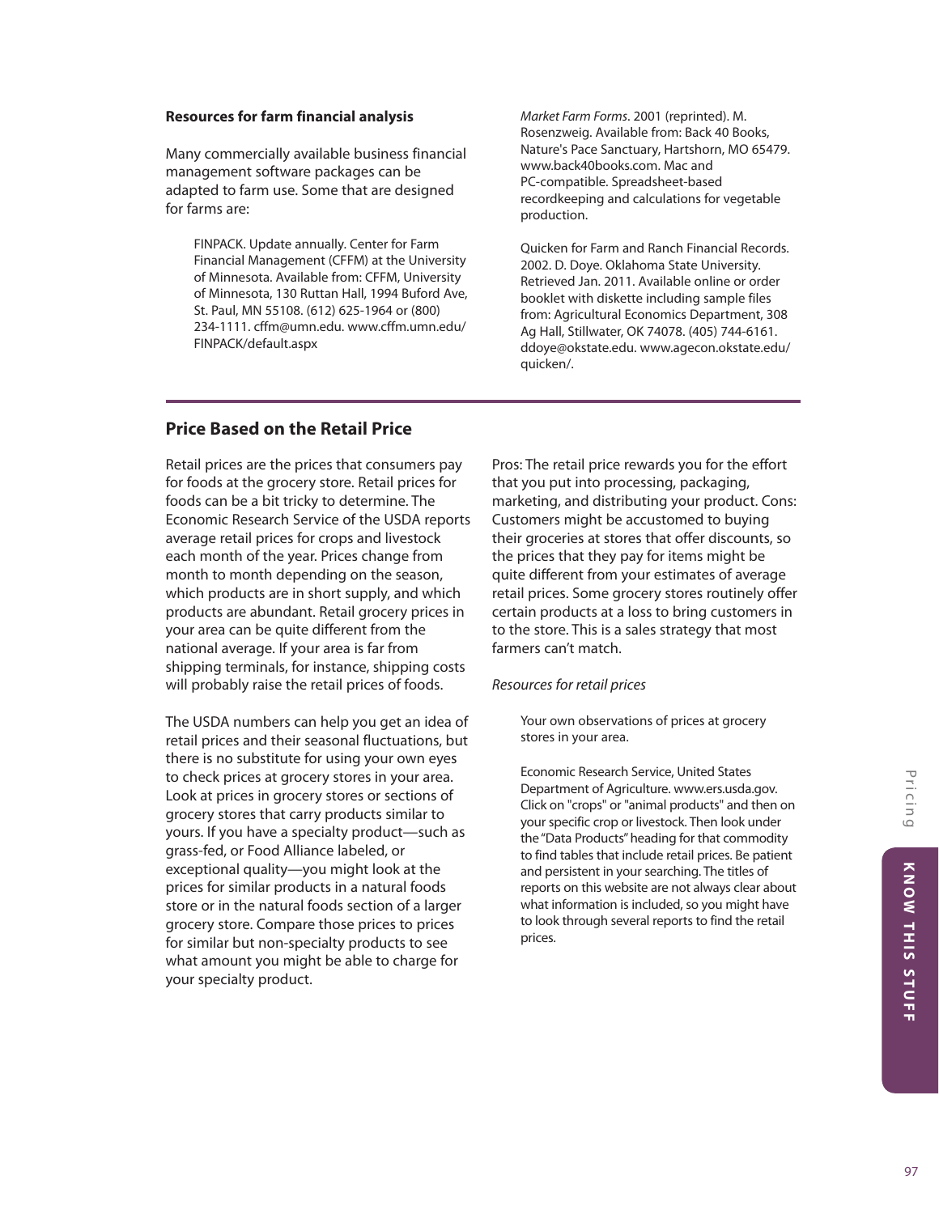**Resources for farm financial analysis**

Many commercially available business financial management software packages can be adapted to farm use. Some that are designed for farms are:

> FINPACK. Update annually. Center for Farm Financial Management (CFFM) at the University of Minnesota. Available from: CFFM, University of Minnesota, 130 Ruttan Hall, 1994 Buford Ave, St. Paul, MN 55108. (612) 625-1964 or (800) 234-1111. cffm@umn.edu. www.cffm.umn.edu/FINPACK/default.aspx
>
> *Market Farm Forms*. 2001 (reprinted). M. Rosenzweig. Available from: Back 40 Books, Nature's Pace Sanctuary, Hartshorn, MO 65479. www.back40books.com. Mac and PC-compatible. Spreadsheet-based recordkeeping and calculations for vegetable production.
>
> Quicken for Farm and Ranch Financial Records. 2002. D. Doye. Oklahoma State University. Retrieved Jan. 2011. Available online or order booklet with diskette including sample files from: Agricultural Economics Department, 308 Ag Hall, Stillwater, OK 74078. (405) 744-6161. ddoye@okstate.edu. www.agecon.okstate.edu/quicken/.

## Price Based on the Retail Price

Retail prices are the prices that consumers pay for foods at the grocery store. Retail prices for foods can be a bit tricky to determine. The Economic Research Service of the USDA reports average retail prices for crops and livestock each month of the year. Prices change from month to month depending on the season, which products are in short supply, and which products are abundant. Retail grocery prices in your area can be quite different from the national average. If your area is far from shipping terminals, for instance, shipping costs will probably raise the retail prices of foods.

The USDA numbers can help you get an idea of retail prices and their seasonal fluctuations, but there is no substitute for using your own eyes to check prices at grocery stores in your area. Look at prices in grocery stores or sections of grocery stores that carry products similar to yours. If you have a specialty product—such as grass-fed, or Food Alliance labeled, or exceptional quality—you might look at the prices for similar products in a natural foods store or in the natural foods section of a larger grocery store. Compare those prices to prices for similar but non-specialty products to see what amount you might be able to charge for your specialty product.

Pros: The retail price rewards you for the effort that you put into processing, packaging, marketing, and distributing your product. Cons: Customers might be accustomed to buying their groceries at stores that offer discounts, so the prices that they pay for items might be quite different from your estimates of average retail prices. Some grocery stores routinely offer certain products at a loss to bring customers in to the store. This is a sales strategy that most farmers can't match.

*Resources for retail prices*

> Your own observations of prices at grocery stores in your area.
>
> Economic Research Service, United States Department of Agriculture. www.ers.usda.gov. Click on "crops" or "animal products" and then on your specific crop or livestock. Then look under the "Data Products" heading for that commodity to find tables that include retail prices. Be patient and persistent in your searching. The titles of reports on this website are not always clear about what information is included, so you might have to look through several reports to find the retail prices.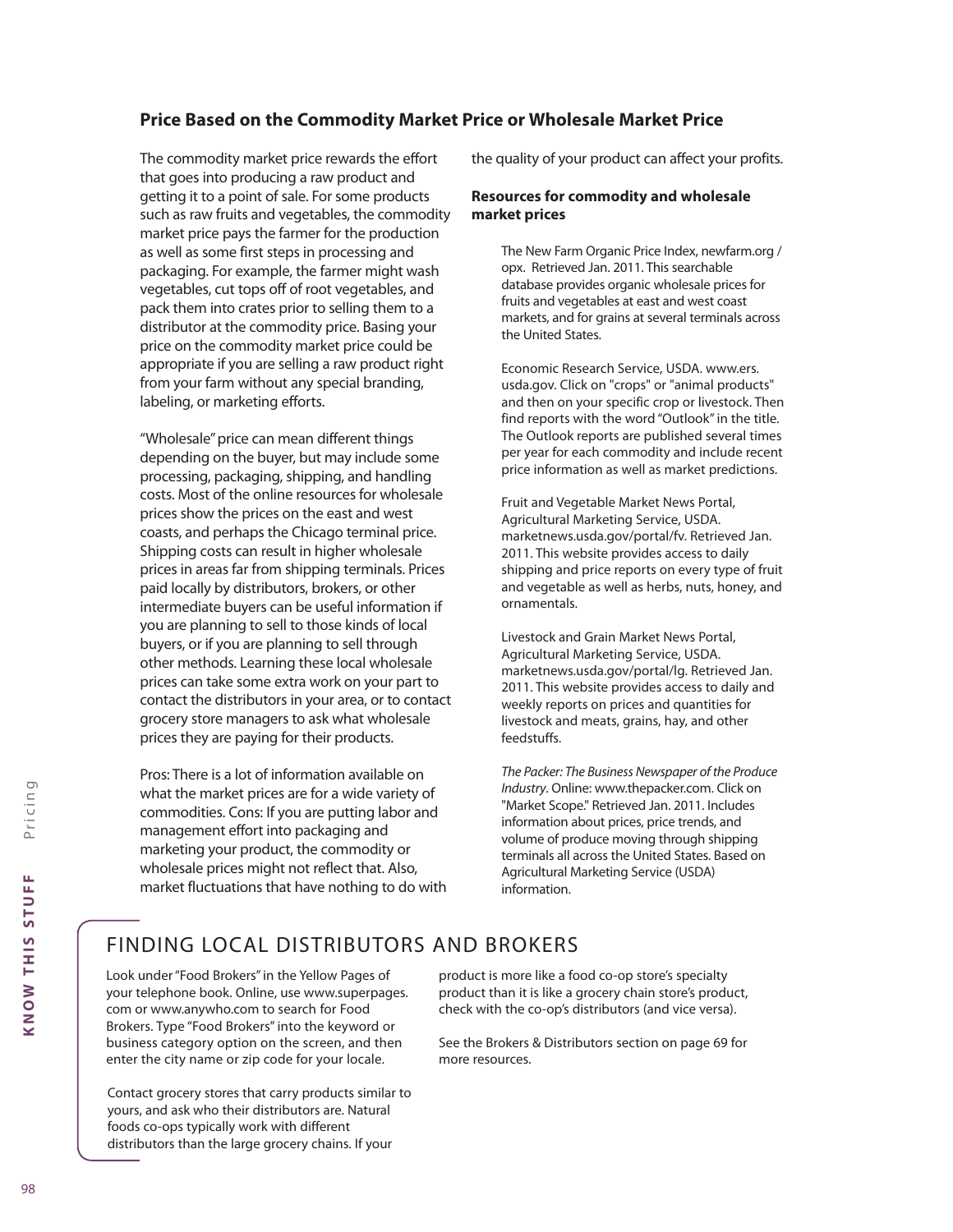## Price Based on the Commodity Market Price or Wholesale Market Price

The commodity market price rewards the effort that goes into producing a raw product and getting it to a point of sale. For some products such as raw fruits and vegetables, the commodity market price pays the farmer for the production as well as some first steps in processing and packaging. For example, the farmer might wash vegetables, cut tops off of root vegetables, and pack them into crates prior to selling them to a distributor at the commodity price. Basing your price on the commodity market price could be appropriate if you are selling a raw product right from your farm without any special branding, labeling, or marketing efforts.

"Wholesale" price can mean different things depending on the buyer, but may include some processing, packaging, shipping, and handling costs. Most of the online resources for wholesale prices show the prices on the east and west coasts, and perhaps the Chicago terminal price. Shipping costs can result in higher wholesale prices in areas far from shipping terminals. Prices paid locally by distributors, brokers, or other intermediate buyers can be useful information if you are planning to sell to those kinds of local buyers, or if you are planning to sell through other methods. Learning these local wholesale prices can take some extra work on your part to contact the distributors in your area, or to contact grocery store managers to ask what wholesale prices they are paying for their products.

Pros: There is a lot of information available on what the market prices are for a wide variety of commodities. Cons: If you are putting labor and management effort into packaging and marketing your product, the commodity or wholesale prices might not reflect that. Also, market fluctuations that have nothing to do with the quality of your product can affect your profits.

### Resources for commodity and wholesale market prices

The New Farm Organic Price Index, newfarm.org / opx. Retrieved Jan. 2011. This searchable database provides organic wholesale prices for fruits and vegetables at east and west coast markets, and for grains at several terminals across the United States.

Economic Research Service, USDA. www.ers.usda.gov. Click on "crops" or "animal products" and then on your specific crop or livestock. Then find reports with the word "Outlook" in the title. The Outlook reports are published several times per year for each commodity and include recent price information as well as market predictions.

Fruit and Vegetable Market News Portal, Agricultural Marketing Service, USDA. marketnews.usda.gov/portal/fv. Retrieved Jan. 2011. This website provides access to daily shipping and price reports on every type of fruit and vegetable as well as herbs, nuts, honey, and ornamentals.

Livestock and Grain Market News Portal, Agricultural Marketing Service, USDA. marketnews.usda.gov/portal/lg. Retrieved Jan. 2011. This website provides access to daily and weekly reports on prices and quantities for livestock and meats, grains, hay, and other feedstuffs.

*The Packer: The Business Newspaper of the Produce Industry*. Online: www.thepacker.com. Click on "Market Scope." Retrieved Jan. 2011. Includes information about prices, price trends, and volume of produce moving through shipping terminals all across the United States. Based on Agricultural Marketing Service (USDA) information.

## FINDING LOCAL DISTRIBUTORS AND BROKERS

Look under "Food Brokers" in the Yellow Pages of your telephone book. Online, use www.superpages.com or www.anywho.com to search for Food Brokers. Type "Food Brokers" into the keyword or business category option on the screen, and then enter the city name or zip code for your locale.

Contact grocery stores that carry products similar to yours, and ask who their distributors are. Natural foods co-ops typically work with different distributors than the large grocery chains. If your product is more like a food co-op store's specialty product than it is like a grocery chain store's product, check with the co-op's distributors (and vice versa).

See the Brokers & Distributors section on page 69 for more resources.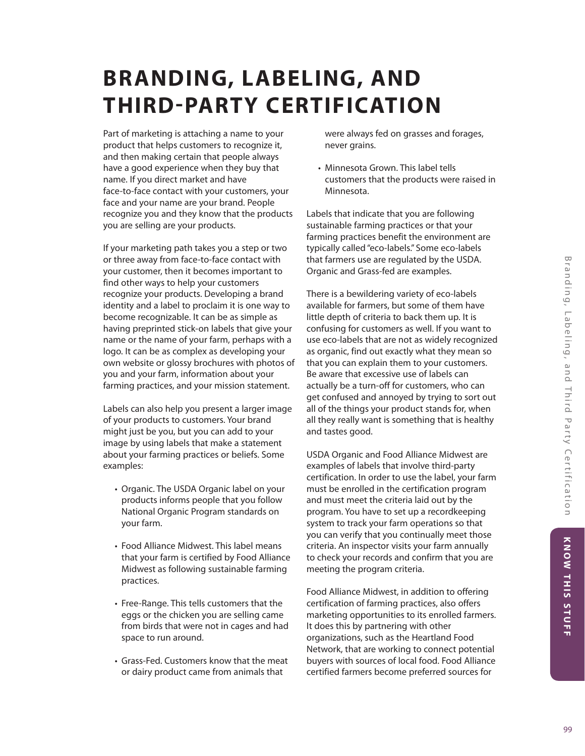# BRANDING, LABELING, AND THIRD-PARTY CERTIFICATION

Part of marketing is attaching a name to your product that helps customers to recognize it, and then making certain that people always have a good experience when they buy that name. If you direct market and have face-to-face contact with your customers, your face and your name are your brand. People recognize you and they know that the products you are selling are your products.

If your marketing path takes you a step or two or three away from face-to-face contact with your customer, then it becomes important to find other ways to help your customers recognize your products. Developing a brand identity and a label to proclaim it is one way to become recognizable. It can be as simple as having preprinted stick-on labels that give your name or the name of your farm, perhaps with a logo. It can be as complex as developing your own website or glossy brochures with photos of you and your farm, information about your farming practices, and your mission statement.

Labels can also help you present a larger image of your products to customers. Your brand might just be you, but you can add to your image by using labels that make a statement about your farming practices or beliefs. Some examples:

- Organic. The USDA Organic label on your products informs people that you follow National Organic Program standards on your farm.
- Food Alliance Midwest. This label means that your farm is certified by Food Alliance Midwest as following sustainable farming practices.
- Free-Range. This tells customers that the eggs or the chicken you are selling came from birds that were not in cages and had space to run around.
- Grass-Fed. Customers know that the meat or dairy product came from animals that were always fed on grasses and forages, never grains.
- Minnesota Grown. This label tells customers that the products were raised in Minnesota.

Labels that indicate that you are following sustainable farming practices or that your farming practices benefit the environment are typically called "eco-labels." Some eco-labels that farmers use are regulated by the USDA. Organic and Grass-fed are examples.

There is a bewildering variety of eco-labels available for farmers, but some of them have little depth of criteria to back them up. It is confusing for customers as well. If you want to use eco-labels that are not as widely recognized as organic, find out exactly what they mean so that you can explain them to your customers. Be aware that excessive use of labels can actually be a turn-off for customers, who can get confused and annoyed by trying to sort out all of the things your product stands for, when all they really want is something that is healthy and tastes good.

USDA Organic and Food Alliance Midwest are examples of labels that involve third-party certification. In order to use the label, your farm must be enrolled in the certification program and must meet the criteria laid out by the program. You have to set up a recordkeeping system to track your farm operations so that you can verify that you continually meet those criteria. An inspector visits your farm annually to check your records and confirm that you are meeting the program criteria.

Food Alliance Midwest, in addition to offering certification of farming practices, also offers marketing opportunities to its enrolled farmers. It does this by partnering with other organizations, such as the Heartland Food Network, that are working to connect potential buyers with sources of local food. Food Alliance certified farmers become preferred sources for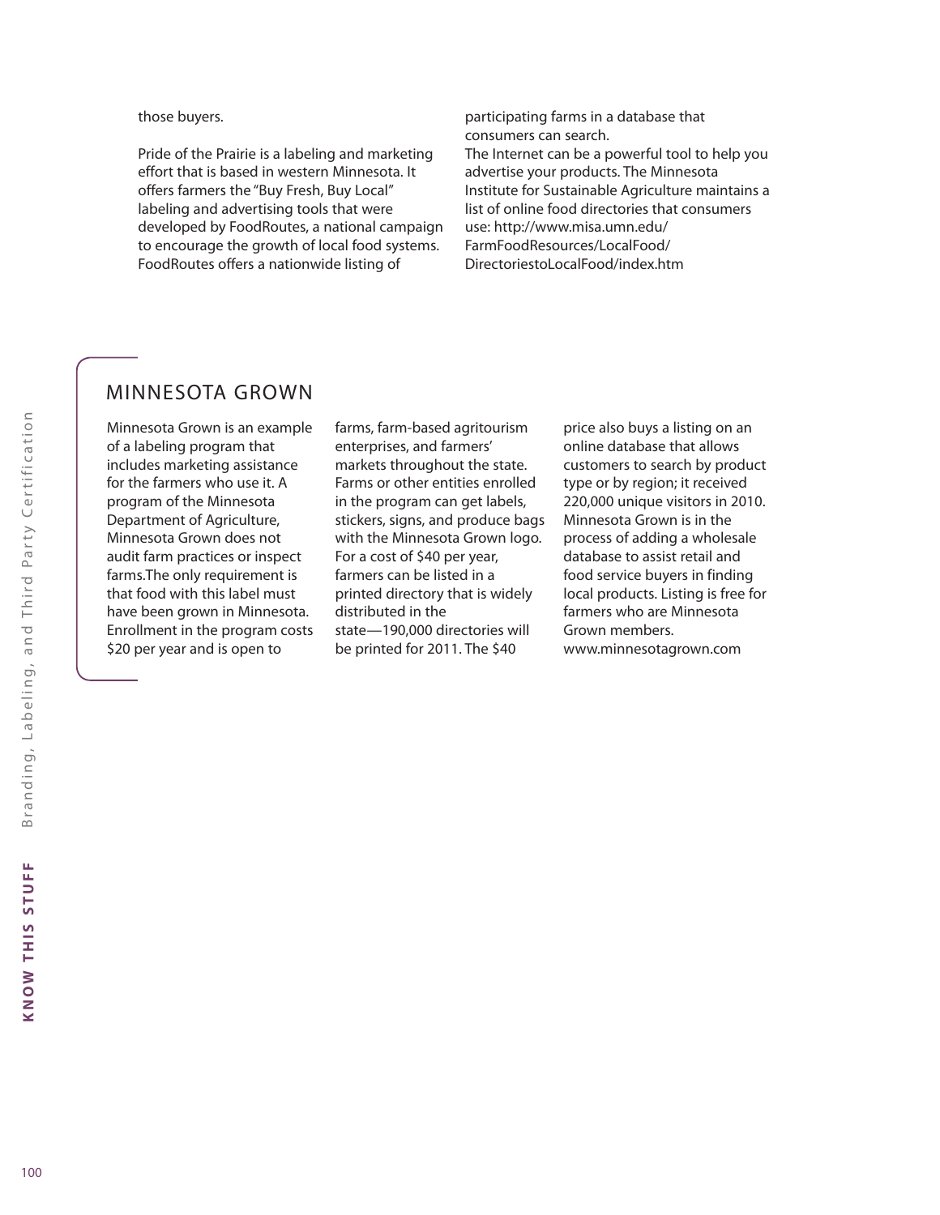those buyers.

Pride of the Prairie is a labeling and marketing effort that is based in western Minnesota. It offers farmers the "Buy Fresh, Buy Local" labeling and advertising tools that were developed by FoodRoutes, a national campaign to encourage the growth of local food systems. FoodRoutes offers a nationwide listing of participating farms in a database that consumers can search.

The Internet can be a powerful tool to help you advertise your products. The Minnesota Institute for Sustainable Agriculture maintains a list of online food directories that consumers use: http://www.misa.umn.edu/FarmFoodResources/LocalFood/DirectoriestoLocalFood/index.htm

## MINNESOTA GROWN

Minnesota Grown is an example of a labeling program that includes marketing assistance for the farmers who use it. A program of the Minnesota Department of Agriculture, Minnesota Grown does not audit farm practices or inspect farms.The only requirement is that food with this label must have been grown in Minnesota. Enrollment in the program costs $20 per year and is open to farms, farm-based agritourism enterprises, and farmers' markets throughout the state. Farms or other entities enrolled in the program can get labels, stickers, signs, and produce bags with the Minnesota Grown logo. For a cost of $40 per year, farmers can be listed in a printed directory that is widely distributed in the state—190,000 directories will be printed for 2011. The $40 price also buys a listing on an online database that allows customers to search by product type or by region; it received 220,000 unique visitors in 2010. Minnesota Grown is in the process of adding a wholesale database to assist retail and food service buyers in finding local products. Listing is free for farmers who are Minnesota Grown members. www.minnesotagrown.com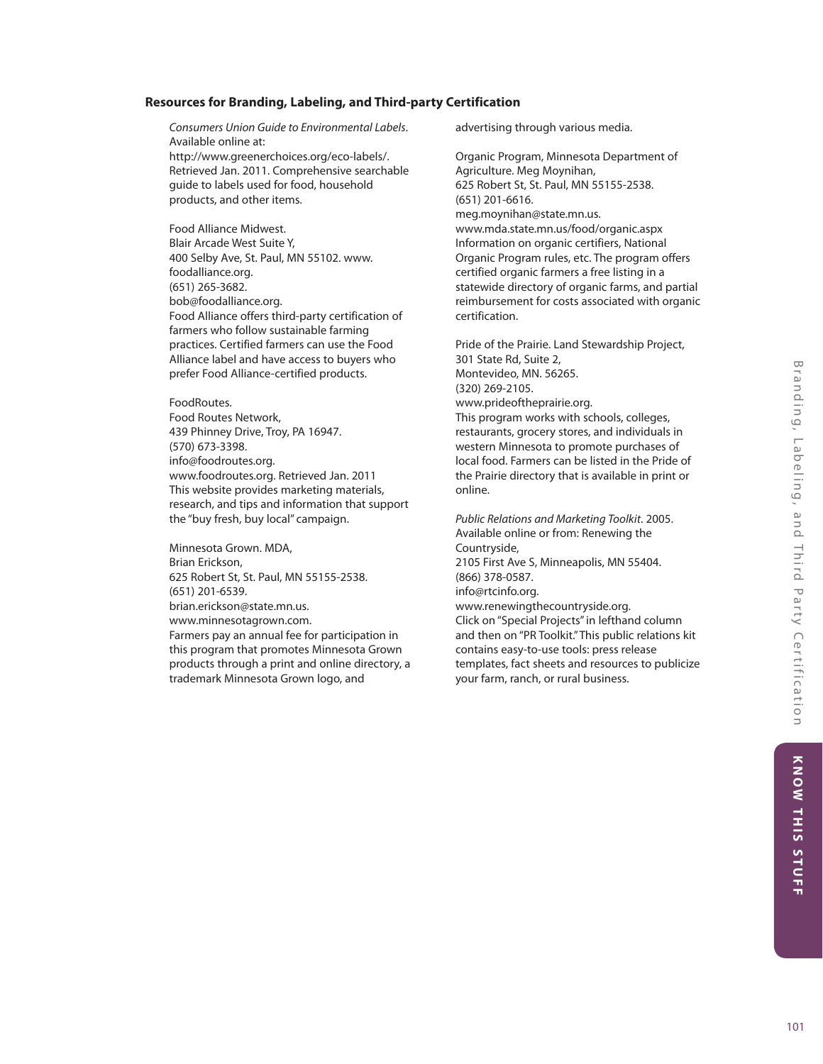### Resources for Branding, Labeling, and Third-party Certification

*Consumers Union Guide to Environmental Labels*. Available online at: http://www.greenerchoices.org/eco-labels/. Retrieved Jan. 2011. Comprehensive searchable guide to labels used for food, household products, and other items.

Food Alliance Midwest.
Blair Arcade West Suite Y,
400 Selby Ave, St. Paul, MN 55102. www.foodalliance.org.
(651) 265-3682.
bob@foodalliance.org.
Food Alliance offers third-party certification of farmers who follow sustainable farming practices. Certified farmers can use the Food Alliance label and have access to buyers who prefer Food Alliance-certified products.

FoodRoutes.
Food Routes Network,
439 Phinney Drive, Troy, PA 16947.
(570) 673-3398.
info@foodroutes.org.
www.foodroutes.org. Retrieved Jan. 2011
This website provides marketing materials, research, and tips and information that support the "buy fresh, buy local" campaign.

Minnesota Grown. MDA,
Brian Erickson,
625 Robert St, St. Paul, MN 55155-2538.
(651) 201-6539.
brian.erickson@state.mn.us.
www.minnesotagrown.com.
Farmers pay an annual fee for participation in this program that promotes Minnesota Grown products through a print and online directory, a trademark Minnesota Grown logo, and advertising through various media.

Organic Program, Minnesota Department of Agriculture. Meg Moynihan,
625 Robert St, St. Paul, MN 55155-2538.
(651) 201-6616.
meg.moynihan@state.mn.us.
www.mda.state.mn.us/food/organic.aspx
Information on organic certifiers, National Organic Program rules, etc. The program offers certified organic farmers a free listing in a statewide directory of organic farms, and partial reimbursement for costs associated with organic certification.

Pride of the Prairie. Land Stewardship Project,
301 State Rd, Suite 2,
Montevideo, MN. 56265.
(320) 269-2105.
www.prideoftheprairie.org.
This program works with schools, colleges, restaurants, grocery stores, and individuals in western Minnesota to promote purchases of local food. Farmers can be listed in the Pride of the Prairie directory that is available in print or online.

*Public Relations and Marketing Toolkit*. 2005. Available online or from: Renewing the Countryside,
2105 First Ave S, Minneapolis, MN 55404.
(866) 378-0587.
info@rtcinfo.org.
www.renewingthecountryside.org.
Click on "Special Projects" in lefthand column and then on "PR Toolkit." This public relations kit contains easy-to-use tools: press release templates, fact sheets and resources to publicize your farm, ranch, or rural business.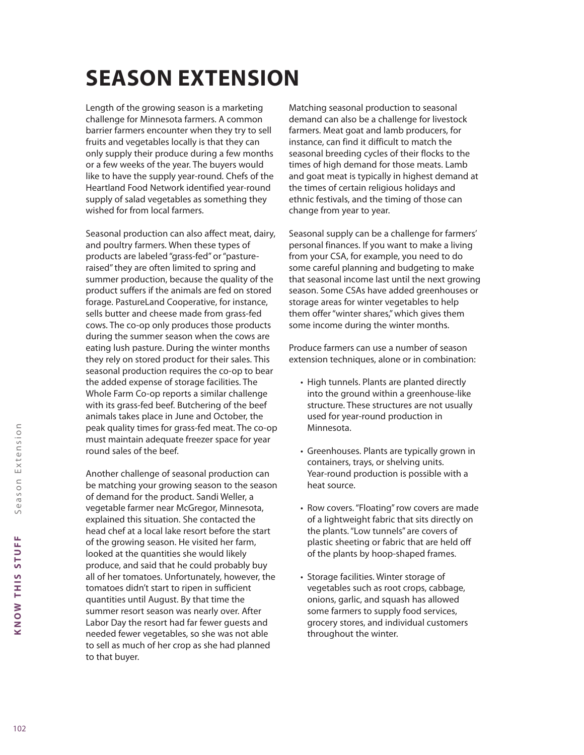# SEASON EXTENSION

Length of the growing season is a marketing challenge for Minnesota farmers. A common barrier farmers encounter when they try to sell fruits and vegetables locally is that they can only supply their produce during a few months or a few weeks of the year. The buyers would like to have the supply year-round. Chefs of the Heartland Food Network identified year-round supply of salad vegetables as something they wished for from local farmers.

Seasonal production can also affect meat, dairy, and poultry farmers. When these types of products are labeled "grass-fed" or "pasture-raised" they are often limited to spring and summer production, because the quality of the product suffers if the animals are fed on stored forage. PastureLand Cooperative, for instance, sells butter and cheese made from grass-fed cows. The co-op only produces those products during the summer season when the cows are eating lush pasture. During the winter months they rely on stored product for their sales. This seasonal production requires the co-op to bear the added expense of storage facilities. The Whole Farm Co-op reports a similar challenge with its grass-fed beef. Butchering of the beef animals takes place in June and October, the peak quality times for grass-fed meat. The co-op must maintain adequate freezer space for year round sales of the beef.

Another challenge of seasonal production can be matching your growing season to the season of demand for the product. Sandi Weller, a vegetable farmer near McGregor, Minnesota, explained this situation. She contacted the head chef at a local lake resort before the start of the growing season. He visited her farm, looked at the quantities she would likely produce, and said that he could probably buy all of her tomatoes. Unfortunately, however, the tomatoes didn't start to ripen in sufficient quantities until August. By that time the summer resort season was nearly over. After Labor Day the resort had far fewer guests and needed fewer vegetables, so she was not able to sell as much of her crop as she had planned to that buyer.

Matching seasonal production to seasonal demand can also be a challenge for livestock farmers. Meat goat and lamb producers, for instance, can find it difficult to match the seasonal breeding cycles of their flocks to the times of high demand for those meats. Lamb and goat meat is typically in highest demand at the times of certain religious holidays and ethnic festivals, and the timing of those can change from year to year.

Seasonal supply can be a challenge for farmers' personal finances. If you want to make a living from your CSA, for example, you need to do some careful planning and budgeting to make that seasonal income last until the next growing season. Some CSAs have added greenhouses or storage areas for winter vegetables to help them offer "winter shares," which gives them some income during the winter months.

Produce farmers can use a number of season extension techniques, alone or in combination:

- High tunnels. Plants are planted directly into the ground within a greenhouse-like structure. These structures are not usually used for year-round production in Minnesota.
- Greenhouses. Plants are typically grown in containers, trays, or shelving units. Year-round production is possible with a heat source.
- Row covers. "Floating" row covers are made of a lightweight fabric that sits directly on the plants. "Low tunnels" are covers of plastic sheeting or fabric that are held off of the plants by hoop-shaped frames.
- Storage facilities. Winter storage of vegetables such as root crops, cabbage, onions, garlic, and squash has allowed some farmers to supply food services, grocery stores, and individual customers throughout the winter.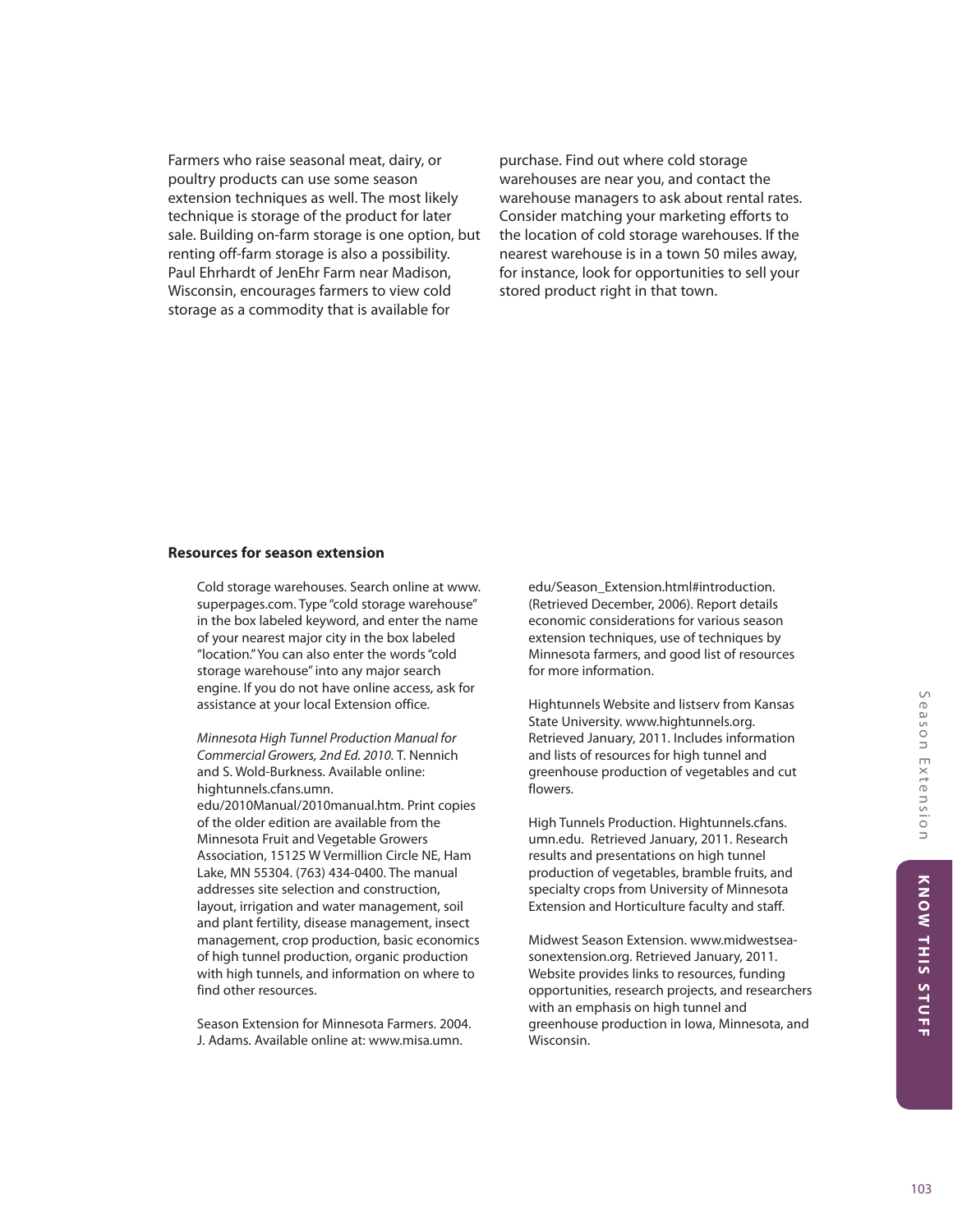Farmers who raise seasonal meat, dairy, or poultry products can use some season extension techniques as well. The most likely technique is storage of the product for later sale. Building on-farm storage is one option, but renting off-farm storage is also a possibility. Paul Ehrhardt of JenEhr Farm near Madison, Wisconsin, encourages farmers to view cold storage as a commodity that is available for purchase. Find out where cold storage warehouses are near you, and contact the warehouse managers to ask about rental rates. Consider matching your marketing efforts to the location of cold storage warehouses. If the nearest warehouse is in a town 50 miles away, for instance, look for opportunities to sell your stored product right in that town.

**Resources for season extension**

Cold storage warehouses. Search online at www.superpages.com. Type "cold storage warehouse" in the box labeled keyword, and enter the name of your nearest major city in the box labeled "location." You can also enter the words "cold storage warehouse" into any major search engine. If you do not have online access, ask for assistance at your local Extension office.

*Minnesota High Tunnel Production Manual for Commercial Growers, 2nd Ed. 2010.* T. Nennich and S. Wold-Burkness. Available online: hightunnels.cfans.umn.edu/2010Manual/2010manual.htm. Print copies of the older edition are available from the Minnesota Fruit and Vegetable Growers Association, 15125 W Vermillion Circle NE, Ham Lake, MN 55304. (763) 434-0400. The manual addresses site selection and construction, layout, irrigation and water management, soil and plant fertility, disease management, insect management, crop production, basic economics of high tunnel production, organic production with high tunnels, and information on where to find other resources.

Season Extension for Minnesota Farmers. 2004. J. Adams. Available online at: www.misa.umn.edu/Season_Extension.html#introduction. (Retrieved December, 2006). Report details economic considerations for various season extension techniques, use of techniques by Minnesota farmers, and good list of resources for more information.

Hightunnels Website and listserv from Kansas State University. www.hightunnels.org. Retrieved January, 2011. Includes information and lists of resources for high tunnel and greenhouse production of vegetables and cut flowers.

High Tunnels Production. Hightunnels.cfans.umn.edu. Retrieved January, 2011. Research results and presentations on high tunnel production of vegetables, bramble fruits, and specialty crops from University of Minnesota Extension and Horticulture faculty and staff.

Midwest Season Extension. www.midwestseasonextension.org. Retrieved January, 2011. Website provides links to resources, funding opportunities, research projects, and researchers with an emphasis on high tunnel and greenhouse production in Iowa, Minnesota, and Wisconsin.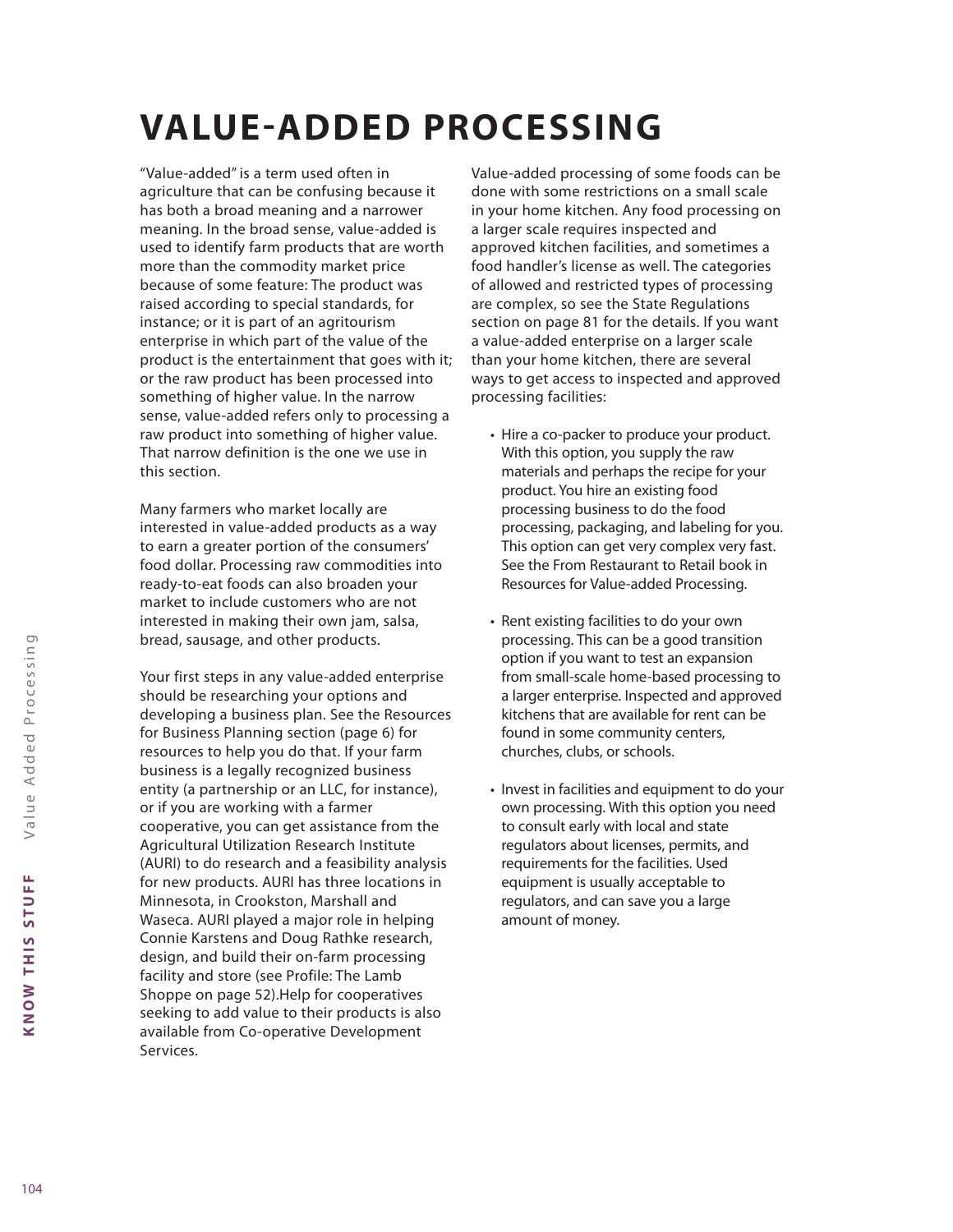# VALUE-ADDED PROCESSING

"Value-added" is a term used often in agriculture that can be confusing because it has both a broad meaning and a narrower meaning. In the broad sense, value-added is used to identify farm products that are worth more than the commodity market price because of some feature: The product was raised according to special standards, for instance; or it is part of an agritourism enterprise in which part of the value of the product is the entertainment that goes with it; or the raw product has been processed into something of higher value. In the narrow sense, value-added refers only to processing a raw product into something of higher value. That narrow definition is the one we use in this section.

Many farmers who market locally are interested in value-added products as a way to earn a greater portion of the consumers' food dollar. Processing raw commodities into ready-to-eat foods can also broaden your market to include customers who are not interested in making their own jam, salsa, bread, sausage, and other products.

Your first steps in any value-added enterprise should be researching your options and developing a business plan. See the Resources for Business Planning section (page 6) for resources to help you do that. If your farm business is a legally recognized business entity (a partnership or an LLC, for instance), or if you are working with a farmer cooperative, you can get assistance from the Agricultural Utilization Research Institute (AURI) to do research and a feasibility analysis for new products. AURI has three locations in Minnesota, in Crookston, Marshall and Waseca. AURI played a major role in helping Connie Karstens and Doug Rathke research, design, and build their on-farm processing facility and store (see Profile: The Lamb Shoppe on page 52).Help for cooperatives seeking to add value to their products is also available from Co-operative Development Services.

Value-added processing of some foods can be done with some restrictions on a small scale in your home kitchen. Any food processing on a larger scale requires inspected and approved kitchen facilities, and sometimes a food handler's license as well. The categories of allowed and restricted types of processing are complex, so see the State Regulations section on page 81 for the details. If you want a value-added enterprise on a larger scale than your home kitchen, there are several ways to get access to inspected and approved processing facilities:

- Hire a co-packer to produce your product. With this option, you supply the raw materials and perhaps the recipe for your product. You hire an existing food processing business to do the food processing, packaging, and labeling for you. This option can get very complex very fast. See the From Restaurant to Retail book in Resources for Value-added Processing.

- Rent existing facilities to do your own processing. This can be a good transition option if you want to test an expansion from small-scale home-based processing to a larger enterprise. Inspected and approved kitchens that are available for rent can be found in some community centers, churches, clubs, or schools.

- Invest in facilities and equipment to do your own processing. With this option you need to consult early with local and state regulators about licenses, permits, and requirements for the facilities. Used equipment is usually acceptable to regulators, and can save you a large amount of money.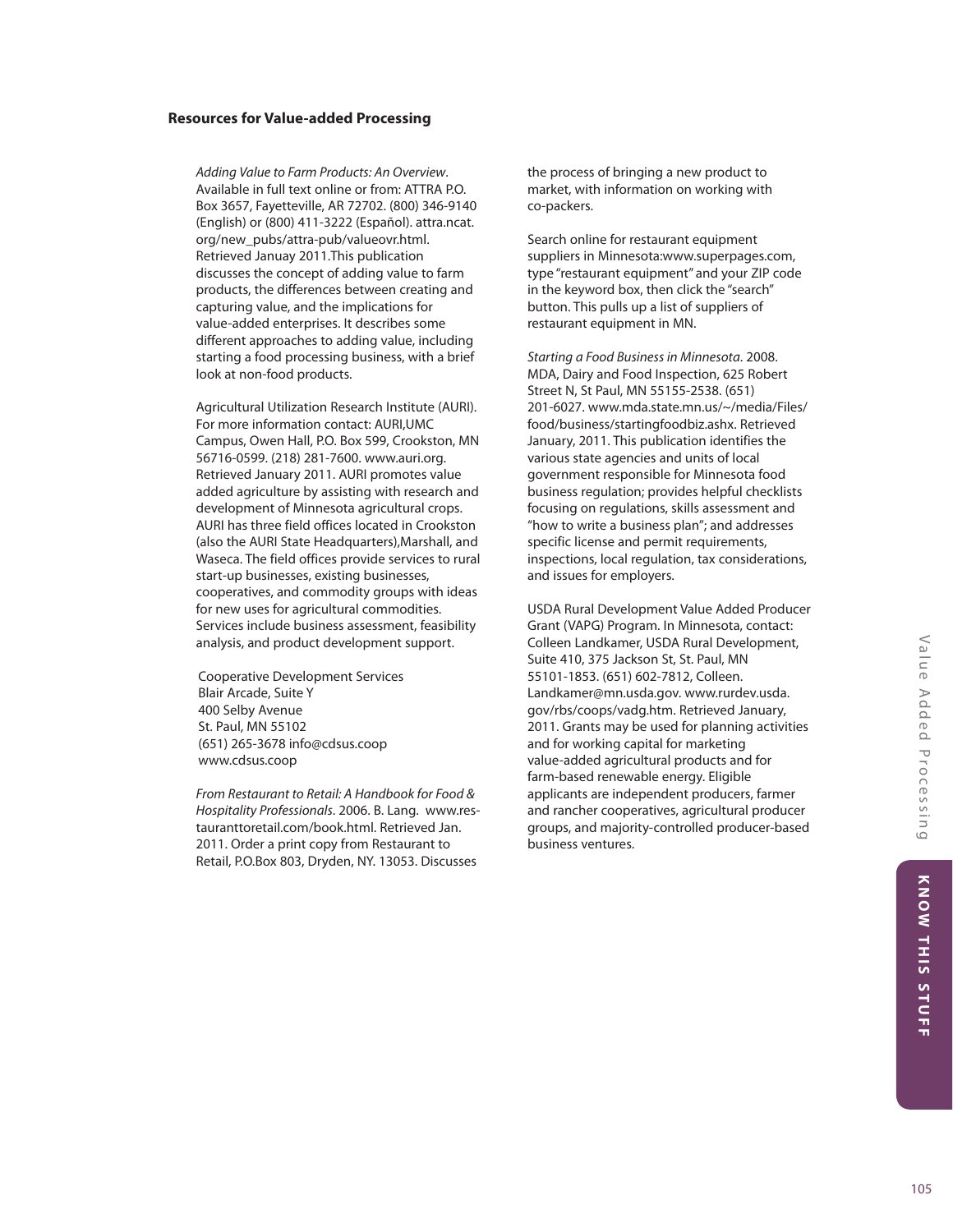## Resources for Value-added Processing

*Adding Value to Farm Products: An Overview*. Available in full text online or from: ATTRA P.O. Box 3657, Fayetteville, AR 72702. (800) 346-9140 (English) or (800) 411-3222 (Español). attra.ncat.org/new_pubs/attra-pub/valueovr.html. Retrieved Januay 2011.This publication discusses the concept of adding value to farm products, the differences between creating and capturing value, and the implications for value-added enterprises. It describes some different approaches to adding value, including starting a food processing business, with a brief look at non-food products.

Agricultural Utilization Research Institute (AURI). For more information contact: AURI,UMC Campus, Owen Hall, P.O. Box 599, Crookston, MN 56716-0599. (218) 281-7600. www.auri.org. Retrieved January 2011. AURI promotes value added agriculture by assisting with research and development of Minnesota agricultural crops. AURI has three field offices located in Crookston (also the AURI State Headquarters),Marshall, and Waseca. The field offices provide services to rural start-up businesses, existing businesses, cooperatives, and commodity groups with ideas for new uses for agricultural commodities. Services include business assessment, feasibility analysis, and product development support.

Cooperative Development Services
Blair Arcade, Suite Y
400 Selby Avenue
St. Paul, MN 55102
(651) 265-3678 info@cdsus.coop
www.cdsus.coop

*From Restaurant to Retail: A Handbook for Food & Hospitality Professionals*. 2006. B. Lang. www.restauranttoretail.com/book.html. Retrieved Jan. 2011. Order a print copy from Restaurant to Retail, P.O.Box 803, Dryden, NY. 13053. Discusses the process of bringing a new product to market, with information on working with co-packers.

Search online for restaurant equipment suppliers in Minnesota:www.superpages.com, type "restaurant equipment" and your ZIP code in the keyword box, then click the "search" button. This pulls up a list of suppliers of restaurant equipment in MN.

*Starting a Food Business in Minnesota*. 2008. MDA, Dairy and Food Inspection, 625 Robert Street N, St Paul, MN 55155-2538. (651) 201-6027. www.mda.state.mn.us/~/media/Files/food/business/startingfoodbiz.ashx. Retrieved January, 2011. This publication identifies the various state agencies and units of local government responsible for Minnesota food business regulation; provides helpful checklists focusing on regulations, skills assessment and "how to write a business plan"; and addresses specific license and permit requirements, inspections, local regulation, tax considerations, and issues for employers.

USDA Rural Development Value Added Producer Grant (VAPG) Program. In Minnesota, contact: Colleen Landkamer, USDA Rural Development, Suite 410, 375 Jackson St, St. Paul, MN 55101-1853. (651) 602-7812, Colleen.Landkamer@mn.usda.gov. www.rurdev.usda.gov/rbs/coops/vadg.htm. Retrieved January, 2011. Grants may be used for planning activities and for working capital for marketing value-added agricultural products and for farm-based renewable energy. Eligible applicants are independent producers, farmer and rancher cooperatives, agricultural producer groups, and majority-controlled producer-based business ventures.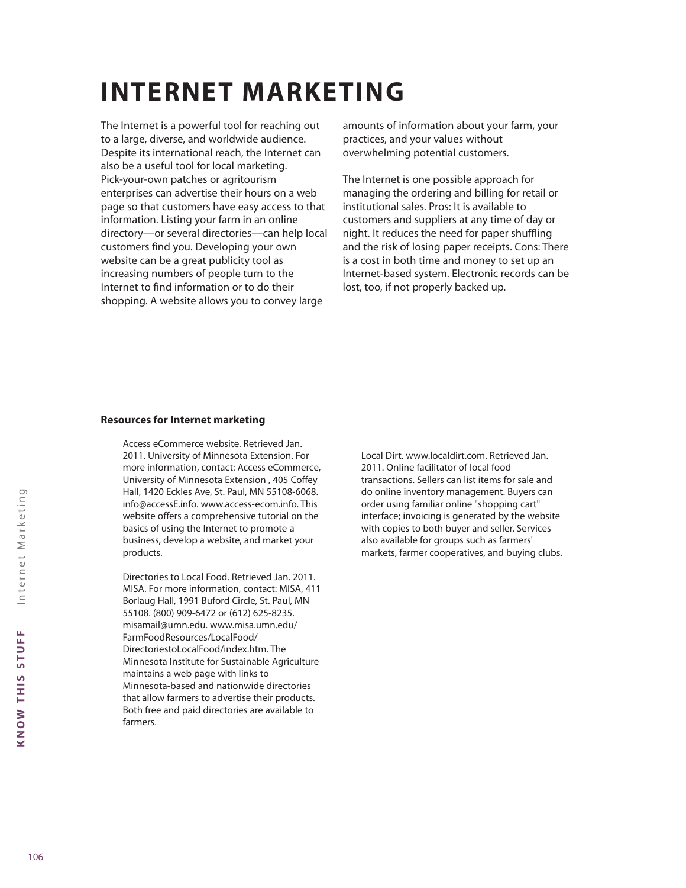# INTERNET MARKETING

The Internet is a powerful tool for reaching out to a large, diverse, and worldwide audience. Despite its international reach, the Internet can also be a useful tool for local marketing. Pick-your-own patches or agritourism enterprises can advertise their hours on a web page so that customers have easy access to that information. Listing your farm in an online directory—or several directories—can help local customers find you. Developing your own website can be a great publicity tool as increasing numbers of people turn to the Internet to find information or to do their shopping. A website allows you to convey large amounts of information about your farm, your practices, and your values without overwhelming potential customers.

The Internet is one possible approach for managing the ordering and billing for retail or institutional sales. Pros: It is available to customers and suppliers at any time of day or night. It reduces the need for paper shuffling and the risk of losing paper receipts. Cons: There is a cost in both time and money to set up an Internet-based system. Electronic records can be lost, too, if not properly backed up.

**Resources for Internet marketing**

Access eCommerce website. Retrieved Jan. 2011. University of Minnesota Extension. For more information, contact: Access eCommerce, University of Minnesota Extension , 405 Coffey Hall, 1420 Eckles Ave, St. Paul, MN 55108-6068. info@accessE.info. www.access-ecom.info. This website offers a comprehensive tutorial on the basics of using the Internet to promote a business, develop a website, and market your products.

Directories to Local Food. Retrieved Jan. 2011. MISA. For more information, contact: MISA, 411 Borlaug Hall, 1991 Buford Circle, St. Paul, MN 55108. (800) 909-6472 or (612) 625-8235. misamail@umn.edu. www.misa.umn.edu/FarmFoodResources/LocalFood/DirectoriestoLocalFood/index.htm. The Minnesota Institute for Sustainable Agriculture maintains a web page with links to Minnesota-based and nationwide directories that allow farmers to advertise their products. Both free and paid directories are available to farmers.

Local Dirt. www.localdirt.com. Retrieved Jan. 2011. Online facilitator of local food transactions. Sellers can list items for sale and do online inventory management. Buyers can order using familiar online "shopping cart" interface; invoicing is generated by the website with copies to both buyer and seller. Services also available for groups such as farmers' markets, farmer cooperatives, and buying clubs.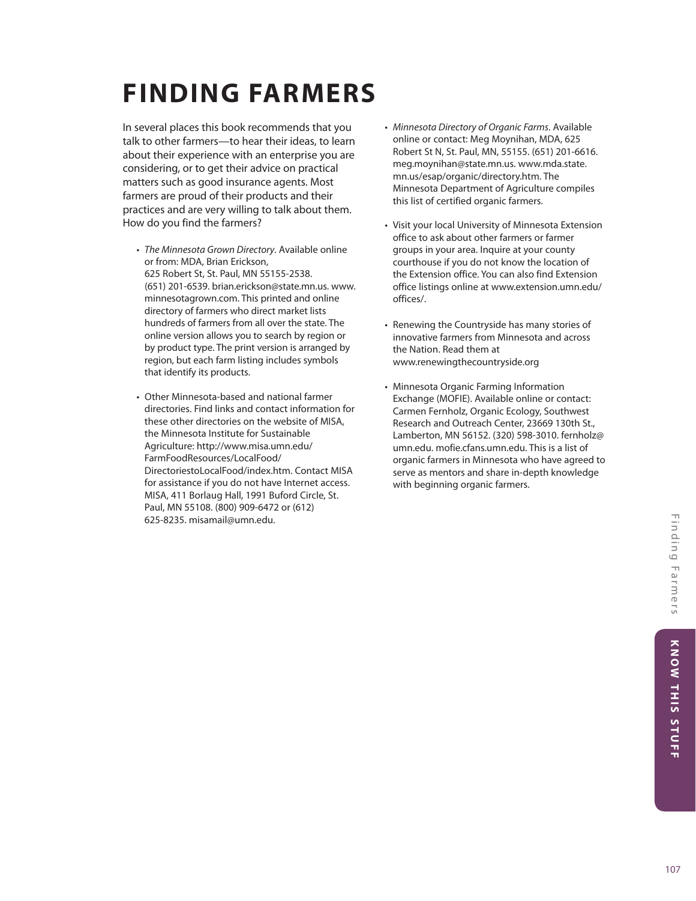# FINDING FARMERS

In several places this book recommends that you talk to other farmers—to hear their ideas, to learn about their experience with an enterprise you are considering, or to get their advice on practical matters such as good insurance agents. Most farmers are proud of their products and their practices and are very willing to talk about them. How do you find the farmers?

- *The Minnesota Grown Directory*. Available online or from: MDA, Brian Erickson, 625 Robert St, St. Paul, MN 55155-2538. (651) 201-6539. brian.erickson@state.mn.us. www.minnesotagrown.com. This printed and online directory of farmers who direct market lists hundreds of farmers from all over the state. The online version allows you to search by region or by product type. The print version is arranged by region, but each farm listing includes symbols that identify its products.

- Other Minnesota-based and national farmer directories. Find links and contact information for these other directories on the website of MISA, the Minnesota Institute for Sustainable Agriculture: http://www.misa.umn.edu/FarmFoodResources/LocalFood/DirectoriestoLocalFood/index.htm. Contact MISA for assistance if you do not have Internet access. MISA, 411 Borlaug Hall, 1991 Buford Circle, St. Paul, MN 55108. (800) 909-6472 or (612) 625-8235. misamail@umn.edu.

- *Minnesota Directory of Organic Farms*. Available online or contact: Meg Moynihan, MDA, 625 Robert St N, St. Paul, MN, 55155. (651) 201-6616. meg.moynihan@state.mn.us. www.mda.state.mn.us/esap/organic/directory.htm. The Minnesota Department of Agriculture compiles this list of certified organic farmers.

- Visit your local University of Minnesota Extension office to ask about other farmers or farmer groups in your area. Inquire at your county courthouse if you do not know the location of the Extension office. You can also find Extension office listings online at www.extension.umn.edu/offices/.

- Renewing the Countryside has many stories of innovative farmers from Minnesota and across the Nation. Read them at www.renewingthecountryside.org

- Minnesota Organic Farming Information Exchange (MOFIE). Available online or contact: Carmen Fernholz, Organic Ecology, Southwest Research and Outreach Center, 23669 130th St., Lamberton, MN 56152. (320) 598-3010. fernholz@umn.edu. mofie.cfans.umn.edu. This is a list of organic farmers in Minnesota who have agreed to serve as mentors and share in-depth knowledge with beginning organic farmers.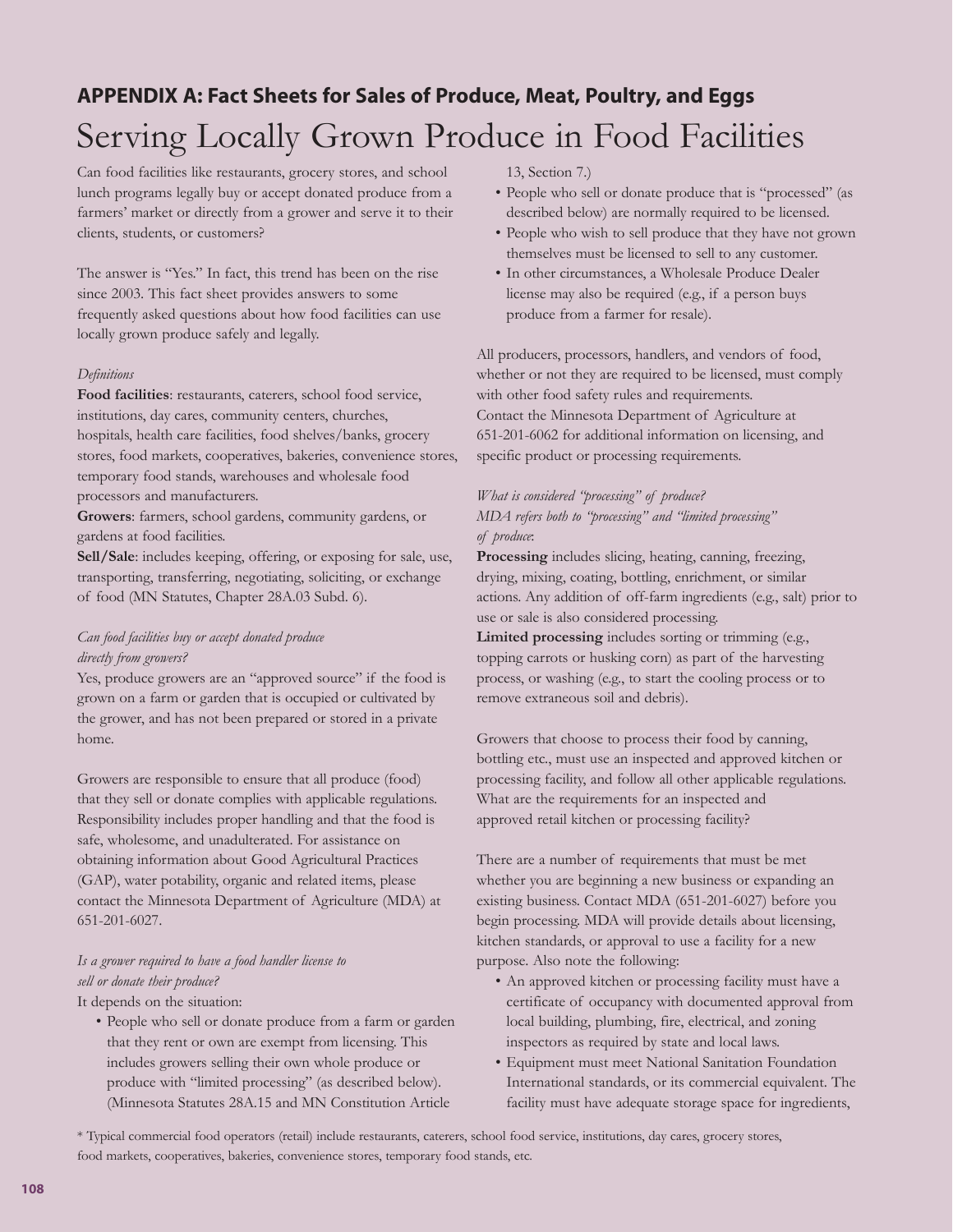## APPENDIX A: Fact Sheets for Sales of Produce, Meat, Poultry, and Eggs

# Serving Locally Grown Produce in Food Facilities

Can food facilities like restaurants, grocery stores, and school lunch programs legally buy or accept donated produce from a farmers' market or directly from a grower and serve it to their clients, students, or customers?

The answer is "Yes." In fact, this trend has been on the rise since 2003. This fact sheet provides answers to some frequently asked questions about how food facilities can use locally grown produce safely and legally.

*Definitions*

**Food facilities**: restaurants, caterers, school food service, institutions, day cares, community centers, churches, hospitals, health care facilities, food shelves/banks, grocery stores, food markets, cooperatives, bakeries, convenience stores, temporary food stands, warehouses and wholesale food processors and manufacturers.

**Growers**: farmers, school gardens, community gardens, or gardens at food facilities.

**Sell/Sale**: includes keeping, offering, or exposing for sale, use, transporting, transferring, negotiating, soliciting, or exchange of food (MN Statutes, Chapter 28A.03 Subd. 6).

*Can food facilities buy or accept donated produce directly from growers?*

Yes, produce growers are an "approved source" if the food is grown on a farm or garden that is occupied or cultivated by the grower, and has not been prepared or stored in a private home.

Growers are responsible to ensure that all produce (food) that they sell or donate complies with applicable regulations. Responsibility includes proper handling and that the food is safe, wholesome, and unadulterated. For assistance on obtaining information about Good Agricultural Practices (GAP), water potability, organic and related items, please contact the Minnesota Department of Agriculture (MDA) at 651-201-6027.

*Is a grower required to have a food handler license to sell or donate their produce?*

It depends on the situation:

- People who sell or donate produce from a farm or garden that they rent or own are exempt from licensing. This includes growers selling their own whole produce or produce with "limited processing" (as described below). (Minnesota Statutes 28A.15 and MN Constitution Article 13, Section 7.)
- People who sell or donate produce that is "processed" (as described below) are normally required to be licensed.
- People who wish to sell produce that they have not grown themselves must be licensed to sell to any customer.
- In other circumstances, a Wholesale Produce Dealer license may also be required (e.g., if a person buys produce from a farmer for resale).

All producers, processors, handlers, and vendors of food, whether or not they are required to be licensed, must comply with other food safety rules and requirements. Contact the Minnesota Department of Agriculture at 651-201-6062 for additional information on licensing, and specific product or processing requirements.

*What is considered "processing" of produce? MDA refers both to "processing" and "limited processing" of produce:*

**Processing** includes slicing, heating, canning, freezing, drying, mixing, coating, bottling, enrichment, or similar actions. Any addition of off-farm ingredients (e.g., salt) prior to use or sale is also considered processing.

**Limited processing** includes sorting or trimming (e.g., topping carrots or husking corn) as part of the harvesting process, or washing (e.g., to start the cooling process or to remove extraneous soil and debris).

Growers that choose to process their food by canning, bottling etc., must use an inspected and approved kitchen or processing facility, and follow all other applicable regulations. What are the requirements for an inspected and approved retail kitchen or processing facility?

There are a number of requirements that must be met whether you are beginning a new business or expanding an existing business. Contact MDA (651-201-6027) before you begin processing. MDA will provide details about licensing, kitchen standards, or approval to use a facility for a new purpose. Also note the following:

- An approved kitchen or processing facility must have a certificate of occupancy with documented approval from local building, plumbing, fire, electrical, and zoning inspectors as required by state and local laws.
- Equipment must meet National Sanitation Foundation International standards, or its commercial equivalent. The facility must have adequate storage space for ingredients,

\* Typical commercial food operators (retail) include restaurants, caterers, school food service, institutions, day cares, grocery stores, food markets, cooperatives, bakeries, convenience stores, temporary food stands, etc.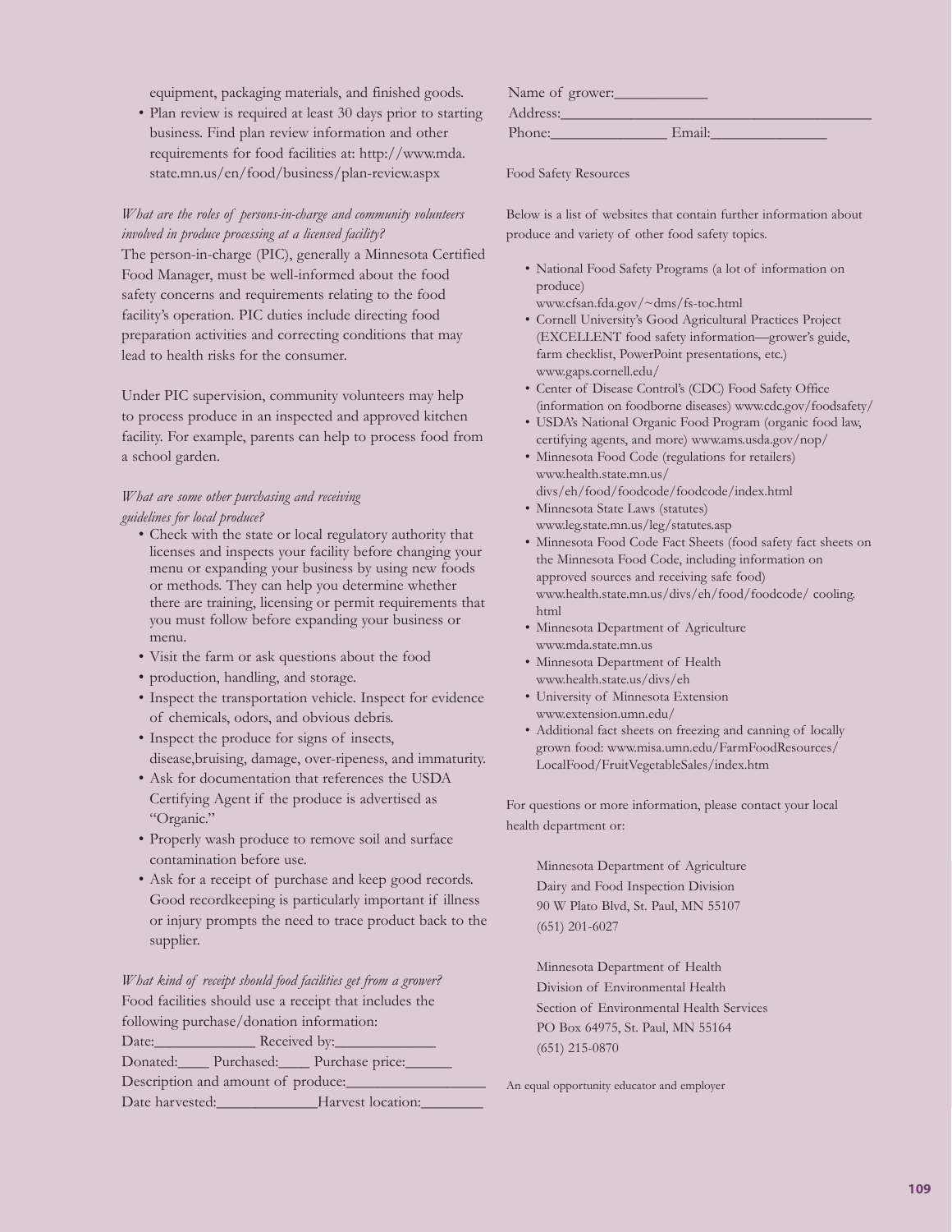equipment, packaging materials, and finished goods.

- Plan review is required at least 30 days prior to starting business. Find plan review information and other requirements for food facilities at: http://www.mda.state.mn.us/en/food/business/plan-review.aspx

*What are the roles of persons-in-charge and community volunteers involved in produce processing at a licensed facility?*

The person-in-charge (PIC), generally a Minnesota Certified Food Manager, must be well-informed about the food safety concerns and requirements relating to the food facility's operation. PIC duties include directing food preparation activities and correcting conditions that may lead to health risks for the consumer.

Under PIC supervision, community volunteers may help to process produce in an inspected and approved kitchen facility. For example, parents can help to process food from a school garden.

*What are some other purchasing and receiving guidelines for local produce?*

- Check with the state or local regulatory authority that licenses and inspects your facility before changing your menu or expanding your business by using new foods or methods. They can help you determine whether there are training, licensing or permit requirements that you must follow before expanding your business or menu.
- Visit the farm or ask questions about the food
- production, handling, and storage.
- Inspect the transportation vehicle. Inspect for evidence of chemicals, odors, and obvious debris.
- Inspect the produce for signs of insects, disease,bruising, damage, over-ripeness, and immaturity.
- Ask for documentation that references the USDA Certifying Agent if the produce is advertised as "Organic."
- Properly wash produce to remove soil and surface contamination before use.
- Ask for a receipt of purchase and keep good records. Good recordkeeping is particularly important if illness or injury prompts the need to trace product back to the supplier.

*What kind of receipt should food facilities get from a grower?*

Food facilities should use a receipt that includes the following purchase/donation information:

Date:_____________ Received by:_____________

Donated:____ Purchased:____ Purchase price:______

Description and amount of produce:__________________

Date harvested:_____________Harvest location:________

Name of grower:____________

Address:_______________________________________

Phone:_______________ Email:_______________

Food Safety Resources

Below is a list of websites that contain further information about produce and variety of other food safety topics.

- National Food Safety Programs (a lot of information on produce) www.cfsan.fda.gov/~dms/fs-toc.html
- Cornell University's Good Agricultural Practices Project (EXCELLENT food safety information—grower's guide, farm checklist, PowerPoint presentations, etc.) www.gaps.cornell.edu/
- Center of Disease Control's (CDC) Food Safety Office (information on foodborne diseases) www.cdc.gov/foodsafety/
- USDA's National Organic Food Program (organic food law, certifying agents, and more) www.ams.usda.gov/nop/
- Minnesota Food Code (regulations for retailers) www.health.state.mn.us/divs/eh/food/foodcode/foodcode/index.html
- Minnesota State Laws (statutes) www.leg.state.mn.us/leg/statutes.asp
- Minnesota Food Code Fact Sheets (food safety fact sheets on the Minnesota Food Code, including information on approved sources and receiving safe food) www.health.state.mn.us/divs/eh/food/foodcode/ cooling.html
- Minnesota Department of Agriculture www.mda.state.mn.us
- Minnesota Department of Health www.health.state.us/divs/eh
- University of Minnesota Extension www.extension.umn.edu/
- Additional fact sheets on freezing and canning of locally grown food: www.misa.umn.edu/FarmFoodResources/LocalFood/FruitVegetableSales/index.htm

For questions or more information, please contact your local health department or:

Minnesota Department of Agriculture
Dairy and Food Inspection Division
90 W Plato Blvd, St. Paul, MN 55107
(651) 201-6027

Minnesota Department of Health
Division of Environmental Health
Section of Environmental Health Services
PO Box 64975, St. Paul, MN 55164
(651) 215-0870

An equal opportunity educator and employer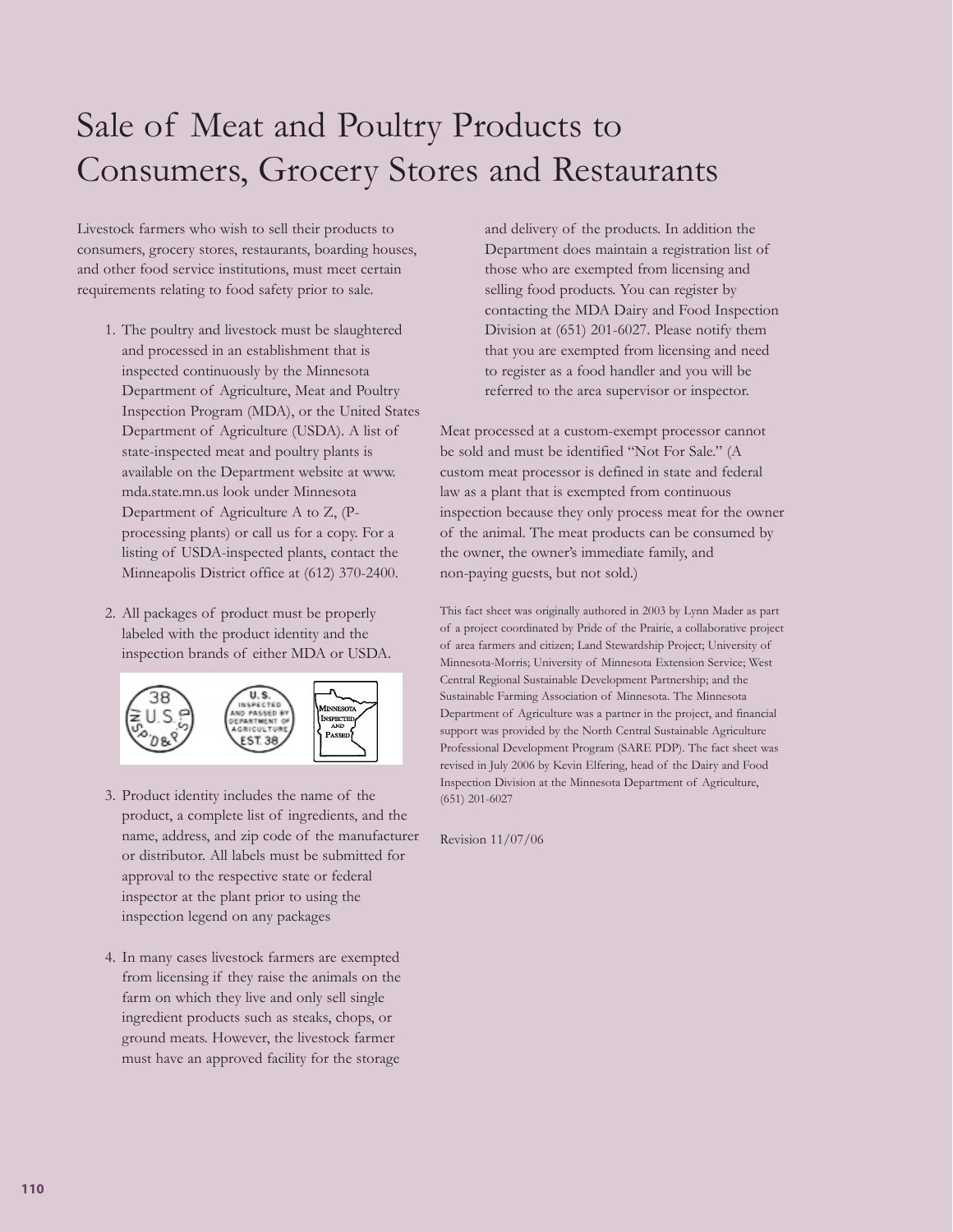# Sale of Meat and Poultry Products to Consumers, Grocery Stores and Restaurants

Livestock farmers who wish to sell their products to consumers, grocery stores, restaurants, boarding houses, and other food service institutions, must meet certain requirements relating to food safety prior to sale.

1. The poultry and livestock must be slaughtered and processed in an establishment that is inspected continuously by the Minnesota Department of Agriculture, Meat and Poultry Inspection Program (MDA), or the United States Department of Agriculture (USDA). A list of state-inspected meat and poultry plants is available on the Department website at www.mda.state.mn.us look under Minnesota Department of Agriculture A to Z, (P-processing plants) or call us for a copy. For a listing of USDA-inspected plants, contact the Minneapolis District office at (612) 370-2400.

2. All packages of product must be properly labeled with the product identity and the inspection brands of either MDA or USDA.

3. Product identity includes the name of the product, a complete list of ingredients, and the name, address, and zip code of the manufacturer or distributor. All labels must be submitted for approval to the respective state or federal inspector at the plant prior to using the inspection legend on any packages

4. In many cases livestock farmers are exempted from licensing if they raise the animals on the farm on which they live and only sell single ingredient products such as steaks, chops, or ground meats. However, the livestock farmer must have an approved facility for the storage and delivery of the products. In addition the Department does maintain a registration list of those who are exempted from licensing and selling food products. You can register by contacting the MDA Dairy and Food Inspection Division at (651) 201-6027. Please notify them that you are exempted from licensing and need to register as a food handler and you will be referred to the area supervisor or inspector.

Meat processed at a custom-exempt processor cannot be sold and must be identified "Not For Sale." (A custom meat processor is defined in state and federal law as a plant that is exempted from continuous inspection because they only process meat for the owner of the animal. The meat products can be consumed by the owner, the owner's immediate family, and non-paying guests, but not sold.)

This fact sheet was originally authored in 2003 by Lynn Mader as part of a project coordinated by Pride of the Prairie, a collaborative project of area farmers and citizen; Land Stewardship Project; University of Minnesota-Morris; University of Minnesota Extension Service; West Central Regional Sustainable Development Partnership; and the Sustainable Farming Association of Minnesota. The Minnesota Department of Agriculture was a partner in the project, and financial support was provided by the North Central Sustainable Agriculture Professional Development Program (SARE PDP). The fact sheet was revised in July 2006 by Kevin Elfering, head of the Dairy and Food Inspection Division at the Minnesota Department of Agriculture, (651) 201-6027

Revision 11/07/06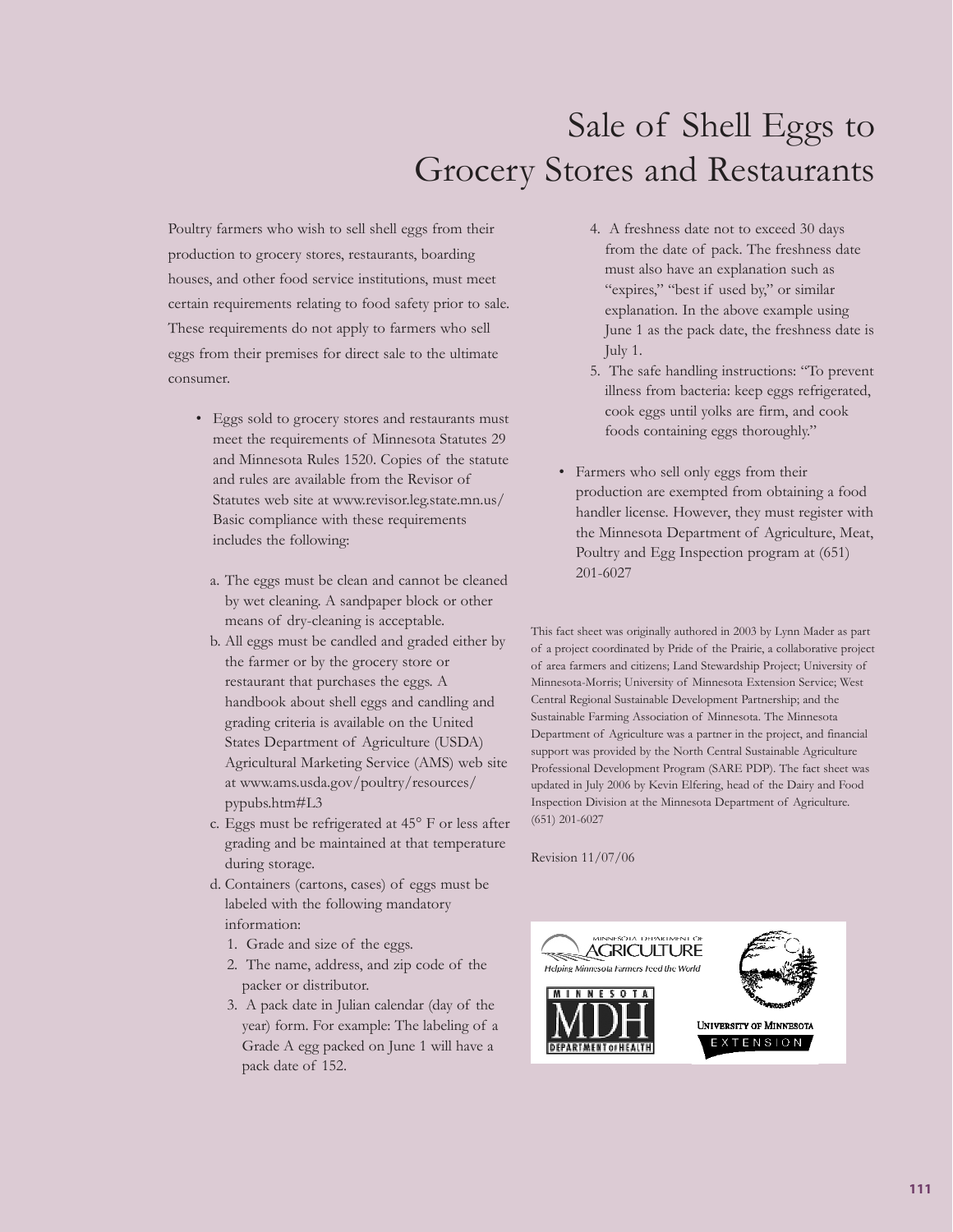# Sale of Shell Eggs to Grocery Stores and Restaurants

Poultry farmers who wish to sell shell eggs from their production to grocery stores, restaurants, boarding houses, and other food service institutions, must meet certain requirements relating to food safety prior to sale. These requirements do not apply to farmers who sell eggs from their premises for direct sale to the ultimate consumer.

- Eggs sold to grocery stores and restaurants must meet the requirements of Minnesota Statutes 29 and Minnesota Rules 1520. Copies of the statute and rules are available from the Revisor of Statutes web site at www.revisor.leg.state.mn.us/ Basic compliance with these requirements includes the following:

  a. The eggs must be clean and cannot be cleaned by wet cleaning. A sandpaper block or other means of dry-cleaning is acceptable.

  b. All eggs must be candled and graded either by the farmer or by the grocery store or restaurant that purchases the eggs. A handbook about shell eggs and candling and grading criteria is available on the United States Department of Agriculture (USDA) Agricultural Marketing Service (AMS) web site at www.ams.usda.gov/poultry/resources/pypubs.htm#L3

  c. Eggs must be refrigerated at 45° F or less after grading and be maintained at that temperature during storage.

  d. Containers (cartons, cases) of eggs must be labeled with the following mandatory information:

     1. Grade and size of the eggs.
     2. The name, address, and zip code of the packer or distributor.
     3. A pack date in Julian calendar (day of the year) form. For example: The labeling of a Grade A egg packed on June 1 will have a pack date of 152.
     4. A freshness date not to exceed 30 days from the date of pack. The freshness date must also have an explanation such as "expires," "best if used by," or similar explanation. In the above example using June 1 as the pack date, the freshness date is July 1.
     5. The safe handling instructions: "To prevent illness from bacteria: keep eggs refrigerated, cook eggs until yolks are firm, and cook foods containing eggs thoroughly."

- Farmers who sell only eggs from their production are exempted from obtaining a food handler license. However, they must register with the Minnesota Department of Agriculture, Meat, Poultry and Egg Inspection program at (651) 201-6027

This fact sheet was originally authored in 2003 by Lynn Mader as part of a project coordinated by Pride of the Prairie, a collaborative project of area farmers and citizens; Land Stewardship Project; University of Minnesota-Morris; University of Minnesota Extension Service; West Central Regional Sustainable Development Partnership; and the Sustainable Farming Association of Minnesota. The Minnesota Department of Agriculture was a partner in the project, and financial support was provided by the North Central Sustainable Agriculture Professional Development Program (SARE PDP). The fact sheet was updated in July 2006 by Kevin Elfering, head of the Dairy and Food Inspection Division at the Minnesota Department of Agriculture. (651) 201-6027

Revision 11/07/06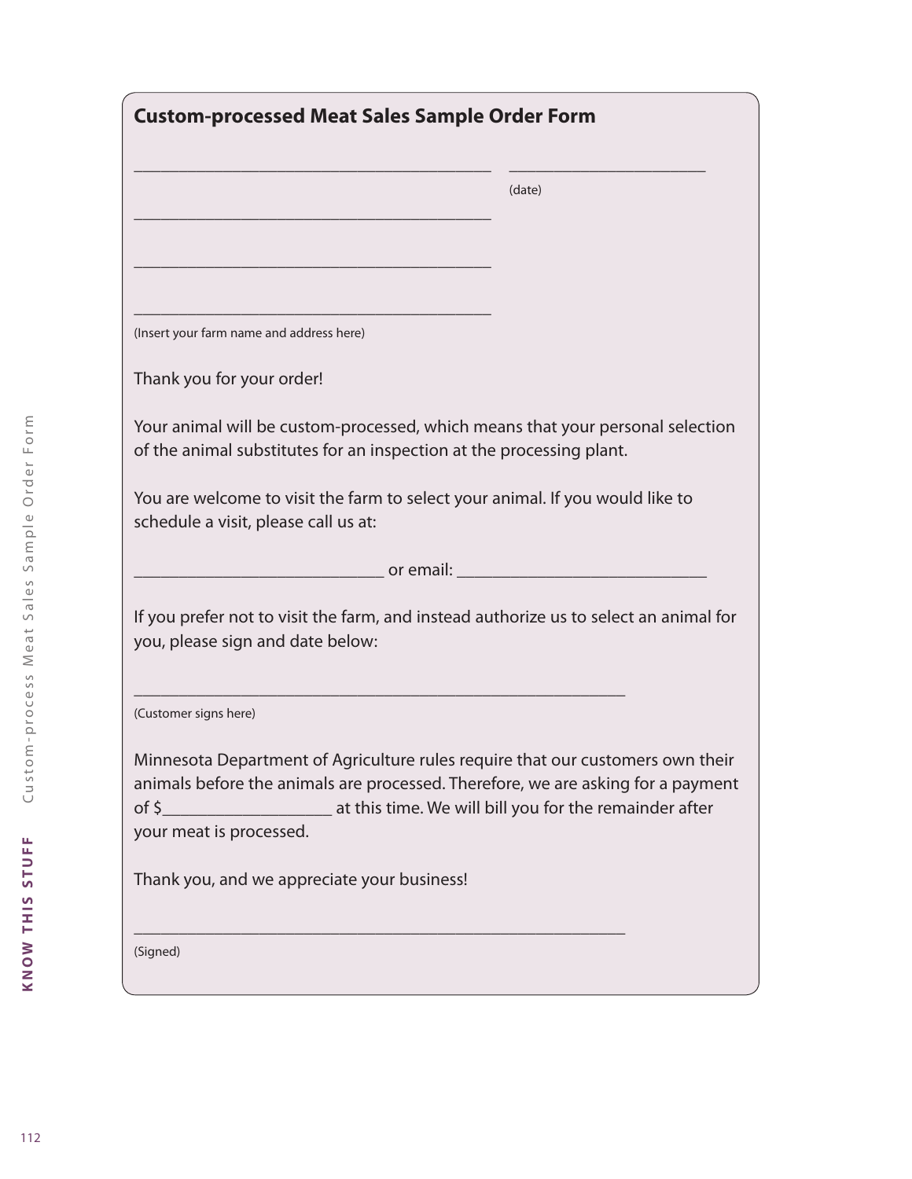## Custom-processed Meat Sales Sample Order Form

________________________________________ ______________________

(date)

________________________________________

________________________________________

________________________________________

(Insert your farm name and address here)

Thank you for your order!

Your animal will be custom-processed, which means that your personal selection of the animal substitutes for an inspection at the processing plant.

You are welcome to visit the farm to select your animal. If you would like to schedule a visit, please call us at:

____________________________ or email: ____________________________

If you prefer not to visit the farm, and instead authorize us to select an animal for you, please sign and date below:

_______________________________________________________

(Customer signs here)

Minnesota Department of Agriculture rules require that our customers own their animals before the animals are processed. Therefore, we are asking for a payment of $___________________ at this time. We will bill you for the remainder after your meat is processed.

Thank you, and we appreciate your business!

_______________________________________________________

(Signed)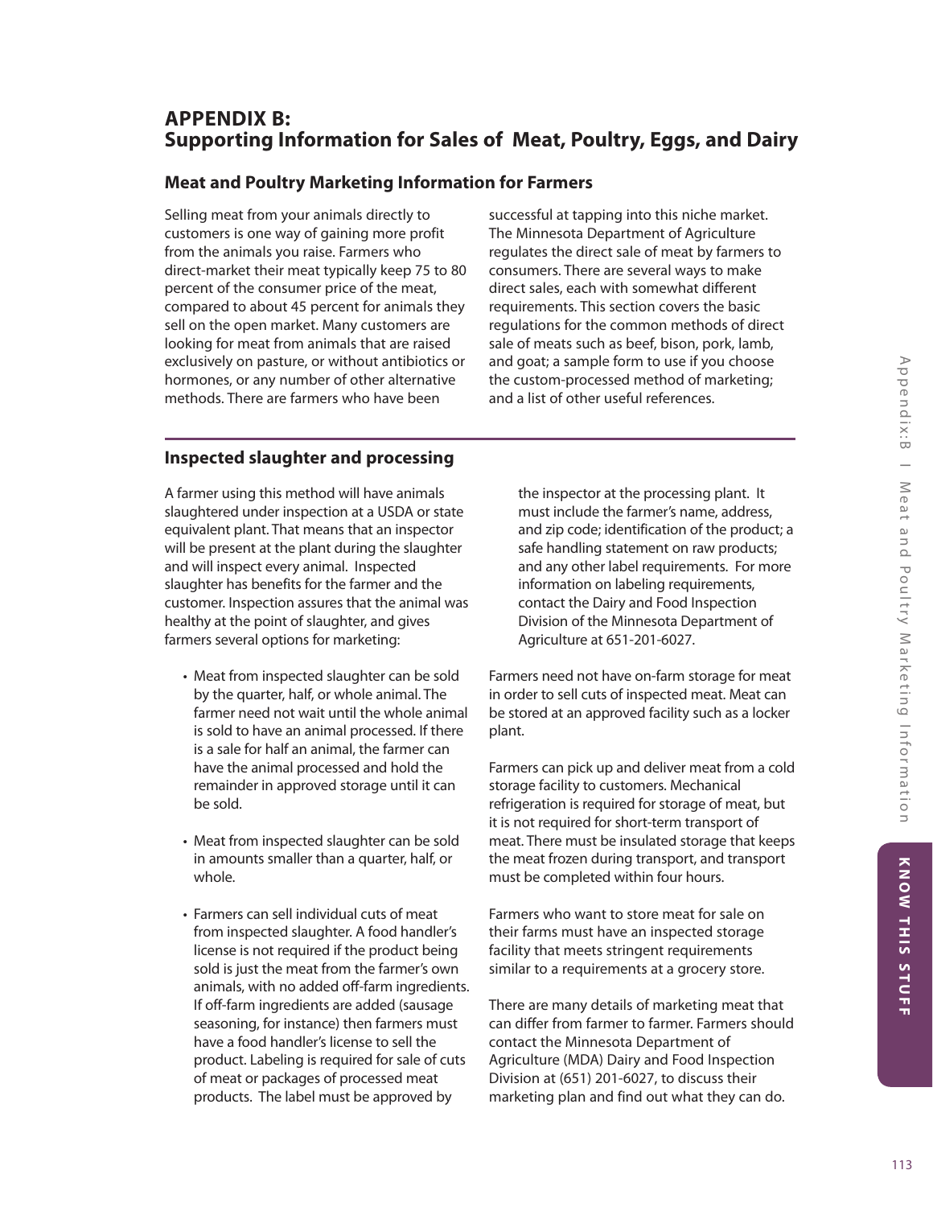# APPENDIX B: Supporting Information for Sales of Meat, Poultry, Eggs, and Dairy

## Meat and Poultry Marketing Information for Farmers

Selling meat from your animals directly to customers is one way of gaining more profit from the animals you raise. Farmers who direct-market their meat typically keep 75 to 80 percent of the consumer price of the meat, compared to about 45 percent for animals they sell on the open market. Many customers are looking for meat from animals that are raised exclusively on pasture, or without antibiotics or hormones, or any number of other alternative methods. There are farmers who have been successful at tapping into this niche market. The Minnesota Department of Agriculture regulates the direct sale of meat by farmers to consumers. There are several ways to make direct sales, each with somewhat different requirements. This section covers the basic regulations for the common methods of direct sale of meats such as beef, bison, pork, lamb, and goat; a sample form to use if you choose the custom-processed method of marketing; and a list of other useful references.

### Inspected slaughter and processing

A farmer using this method will have animals slaughtered under inspection at a USDA or state equivalent plant. That means that an inspector will be present at the plant during the slaughter and will inspect every animal. Inspected slaughter has benefits for the farmer and the customer. Inspection assures that the animal was healthy at the point of slaughter, and gives farmers several options for marketing:

- Meat from inspected slaughter can be sold by the quarter, half, or whole animal. The farmer need not wait until the whole animal is sold to have an animal processed. If there is a sale for half an animal, the farmer can have the animal processed and hold the remainder in approved storage until it can be sold.
- Meat from inspected slaughter can be sold in amounts smaller than a quarter, half, or whole.
- Farmers can sell individual cuts of meat from inspected slaughter. A food handler's license is not required if the product being sold is just the meat from the farmer's own animals, with no added off-farm ingredients. If off-farm ingredients are added (sausage seasoning, for instance) then farmers must have a food handler's license to sell the product. Labeling is required for sale of cuts of meat or packages of processed meat products. The label must be approved by the inspector at the processing plant. It must include the farmer's name, address, and zip code; identification of the product; a safe handling statement on raw products; and any other label requirements. For more information on labeling requirements, contact the Dairy and Food Inspection Division of the Minnesota Department of Agriculture at 651-201-6027.

Farmers need not have on-farm storage for meat in order to sell cuts of inspected meat. Meat can be stored at an approved facility such as a locker plant.

Farmers can pick up and deliver meat from a cold storage facility to customers. Mechanical refrigeration is required for storage of meat, but it is not required for short-term transport of meat. There must be insulated storage that keeps the meat frozen during transport, and transport must be completed within four hours.

Farmers who want to store meat for sale on their farms must have an inspected storage facility that meets stringent requirements similar to a requirements at a grocery store.

There are many details of marketing meat that can differ from farmer to farmer. Farmers should contact the Minnesota Department of Agriculture (MDA) Dairy and Food Inspection Division at (651) 201-6027, to discuss their marketing plan and find out what they can do.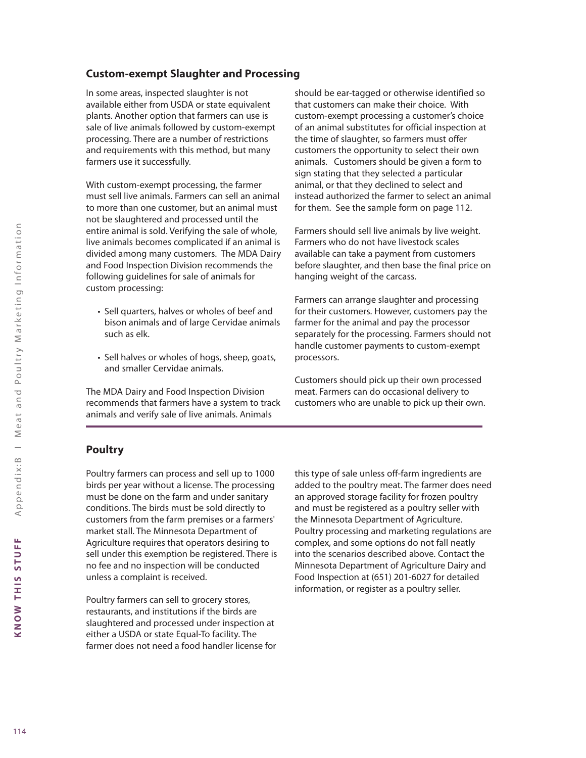## Custom-exempt Slaughter and Processing

In some areas, inspected slaughter is not available either from USDA or state equivalent plants. Another option that farmers can use is sale of live animals followed by custom-exempt processing. There are a number of restrictions and requirements with this method, but many farmers use it successfully.

With custom-exempt processing, the farmer must sell live animals. Farmers can sell an animal to more than one customer, but an animal must not be slaughtered and processed until the entire animal is sold. Verifying the sale of whole, live animals becomes complicated if an animal is divided among many customers. The MDA Dairy and Food Inspection Division recommends the following guidelines for sale of animals for custom processing:

- Sell quarters, halves or wholes of beef and bison animals and of large Cervidae animals such as elk.
- Sell halves or wholes of hogs, sheep, goats, and smaller Cervidae animals.

The MDA Dairy and Food Inspection Division recommends that farmers have a system to track animals and verify sale of live animals. Animals should be ear-tagged or otherwise identified so that customers can make their choice. With custom-exempt processing a customer's choice of an animal substitutes for official inspection at the time of slaughter, so farmers must offer customers the opportunity to select their own animals. Customers should be given a form to sign stating that they selected a particular animal, or that they declined to select and instead authorized the farmer to select an animal for them. See the sample form on page 112.

Farmers should sell live animals by live weight. Farmers who do not have livestock scales available can take a payment from customers before slaughter, and then base the final price on hanging weight of the carcass.

Farmers can arrange slaughter and processing for their customers. However, customers pay the farmer for the animal and pay the processor separately for the processing. Farmers should not handle customer payments to custom-exempt processors.

Customers should pick up their own processed meat. Farmers can do occasional delivery to customers who are unable to pick up their own.

## Poultry

Poultry farmers can process and sell up to 1000 birds per year without a license. The processing must be done on the farm and under sanitary conditions. The birds must be sold directly to customers from the farm premises or a farmers' market stall. The Minnesota Department of Agriculture requires that operators desiring to sell under this exemption be registered. There is no fee and no inspection will be conducted unless a complaint is received.

Poultry farmers can sell to grocery stores, restaurants, and institutions if the birds are slaughtered and processed under inspection at either a USDA or state Equal-To facility. The farmer does not need a food handler license for this type of sale unless off-farm ingredients are added to the poultry meat. The farmer does need an approved storage facility for frozen poultry and must be registered as a poultry seller with the Minnesota Department of Agriculture. Poultry processing and marketing regulations are complex, and some options do not fall neatly into the scenarios described above. Contact the Minnesota Department of Agriculture Dairy and Food Inspection at (651) 201-6027 for detailed information, or register as a poultry seller.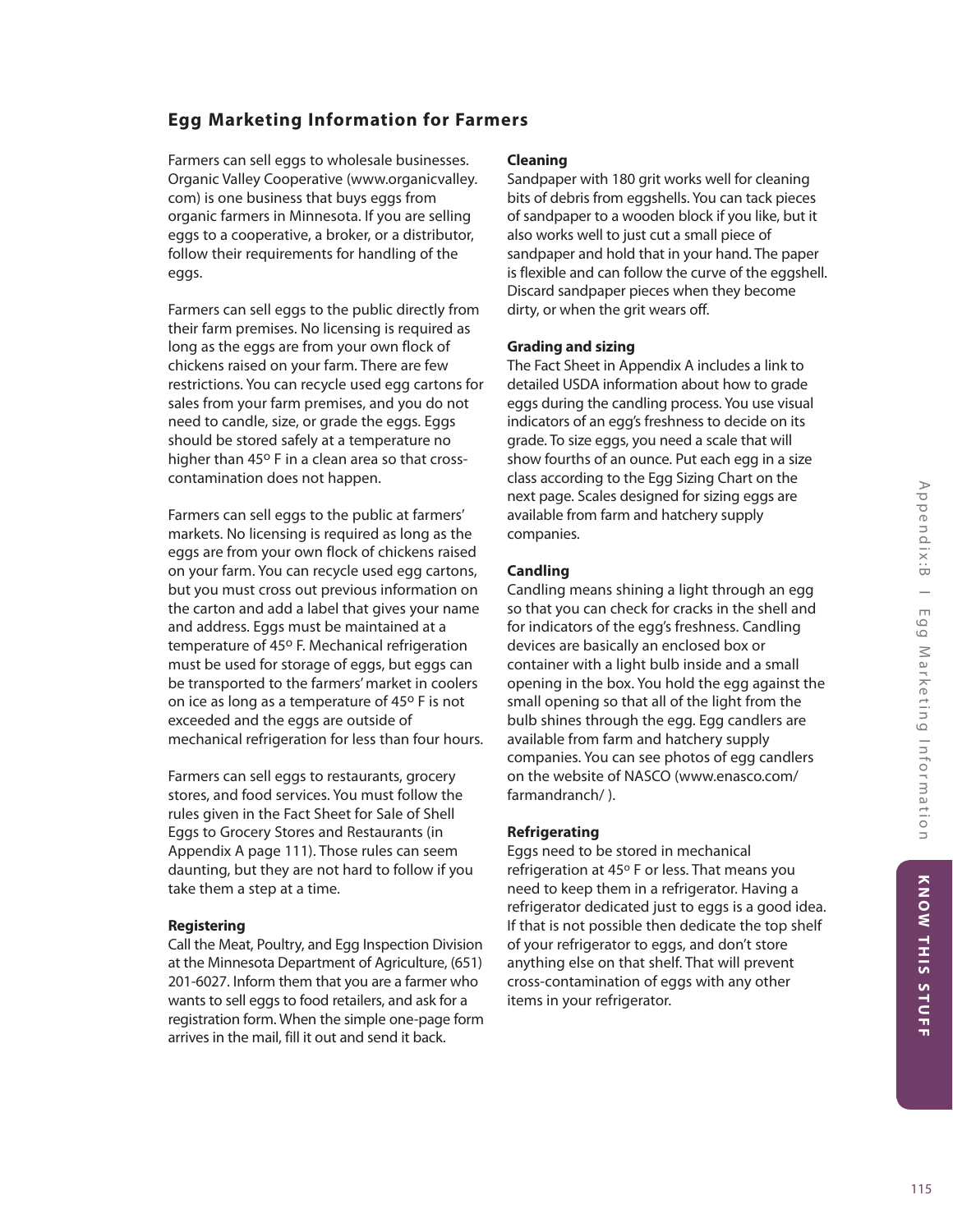## Egg Marketing Information for Farmers

Farmers can sell eggs to wholesale businesses. Organic Valley Cooperative (www.organicvalley.com) is one business that buys eggs from organic farmers in Minnesota. If you are selling eggs to a cooperative, a broker, or a distributor, follow their requirements for handling of the eggs.

Farmers can sell eggs to the public directly from their farm premises. No licensing is required as long as the eggs are from your own flock of chickens raised on your farm. There are few restrictions. You can recycle used egg cartons for sales from your farm premises, and you do not need to candle, size, or grade the eggs. Eggs should be stored safely at a temperature no higher than 45º F in a clean area so that cross-contamination does not happen.

Farmers can sell eggs to the public at farmers' markets. No licensing is required as long as the eggs are from your own flock of chickens raised on your farm. You can recycle used egg cartons, but you must cross out previous information on the carton and add a label that gives your name and address. Eggs must be maintained at a temperature of 45º F. Mechanical refrigeration must be used for storage of eggs, but eggs can be transported to the farmers' market in coolers on ice as long as a temperature of 45º F is not exceeded and the eggs are outside of mechanical refrigeration for less than four hours.

Farmers can sell eggs to restaurants, grocery stores, and food services. You must follow the rules given in the Fact Sheet for Sale of Shell Eggs to Grocery Stores and Restaurants (in Appendix A page 111). Those rules can seem daunting, but they are not hard to follow if you take them a step at a time.

**Registering**

Call the Meat, Poultry, and Egg Inspection Division at the Minnesota Department of Agriculture, (651) 201-6027. Inform them that you are a farmer who wants to sell eggs to food retailers, and ask for a registration form. When the simple one-page form arrives in the mail, fill it out and send it back.

**Cleaning**

Sandpaper with 180 grit works well for cleaning bits of debris from eggshells. You can tack pieces of sandpaper to a wooden block if you like, but it also works well to just cut a small piece of sandpaper and hold that in your hand. The paper is flexible and can follow the curve of the eggshell. Discard sandpaper pieces when they become dirty, or when the grit wears off.

**Grading and sizing**

The Fact Sheet in Appendix A includes a link to detailed USDA information about how to grade eggs during the candling process. You use visual indicators of an egg's freshness to decide on its grade. To size eggs, you need a scale that will show fourths of an ounce. Put each egg in a size class according to the Egg Sizing Chart on the next page. Scales designed for sizing eggs are available from farm and hatchery supply companies.

**Candling**

Candling means shining a light through an egg so that you can check for cracks in the shell and for indicators of the egg's freshness. Candling devices are basically an enclosed box or container with a light bulb inside and a small opening in the box. You hold the egg against the small opening so that all of the light from the bulb shines through the egg. Egg candlers are available from farm and hatchery supply companies. You can see photos of egg candlers on the website of NASCO (www.enasco.com/farmandranch/ ).

**Refrigerating**

Eggs need to be stored in mechanical refrigeration at 45º F or less. That means you need to keep them in a refrigerator. Having a refrigerator dedicated just to eggs is a good idea. If that is not possible then dedicate the top shelf of your refrigerator to eggs, and don't store anything else on that shelf. That will prevent cross-contamination of eggs with any other items in your refrigerator.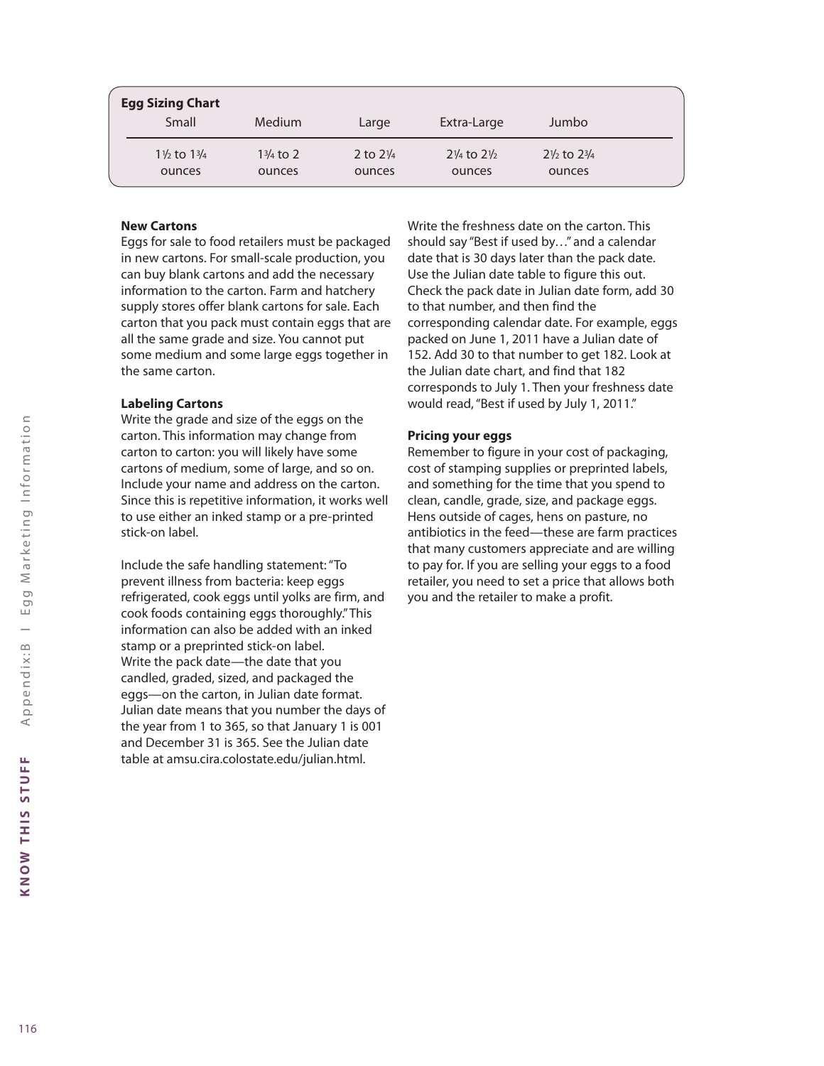**Egg Sizing Chart**

| Small | Medium | Large | Extra-Large | Jumbo |
|---|---|---|---|---|
| 1½ to 1¾ ounces | 1¾ to 2 ounces | 2 to 2¼ ounces | 2¼ to 2½ ounces | 2½ to 2¾ ounces |

**New Cartons**

Eggs for sale to food retailers must be packaged in new cartons. For small-scale production, you can buy blank cartons and add the necessary information to the carton. Farm and hatchery supply stores offer blank cartons for sale. Each carton that you pack must contain eggs that are all the same grade and size. You cannot put some medium and some large eggs together in the same carton.

**Labeling Cartons**

Write the grade and size of the eggs on the carton. This information may change from carton to carton: you will likely have some cartons of medium, some of large, and so on. Include your name and address on the carton. Since this is repetitive information, it works well to use either an inked stamp or a pre-printed stick-on label.

Include the safe handling statement: "To prevent illness from bacteria: keep eggs refrigerated, cook eggs until yolks are firm, and cook foods containing eggs thoroughly." This information can also be added with an inked stamp or a preprinted stick-on label.
Write the pack date—the date that you candled, graded, sized, and packaged the eggs—on the carton, in Julian date format. Julian date means that you number the days of the year from 1 to 365, so that January 1 is 001 and December 31 is 365. See the Julian date table at amsu.cira.colostate.edu/julian.html.

Write the freshness date on the carton. This should say "Best if used by…" and a calendar date that is 30 days later than the pack date. Use the Julian date table to figure this out. Check the pack date in Julian date form, add 30 to that number, and then find the corresponding calendar date. For example, eggs packed on June 1, 2011 have a Julian date of 152. Add 30 to that number to get 182. Look at the Julian date chart, and find that 182 corresponds to July 1. Then your freshness date would read, "Best if used by July 1, 2011."

**Pricing your eggs**

Remember to figure in your cost of packaging, cost of stamping supplies or preprinted labels, and something for the time that you spend to clean, candle, grade, size, and package eggs. Hens outside of cages, hens on pasture, no antibiotics in the feed—these are farm practices that many customers appreciate and are willing to pay for. If you are selling your eggs to a food retailer, you need to set a price that allows both you and the retailer to make a profit.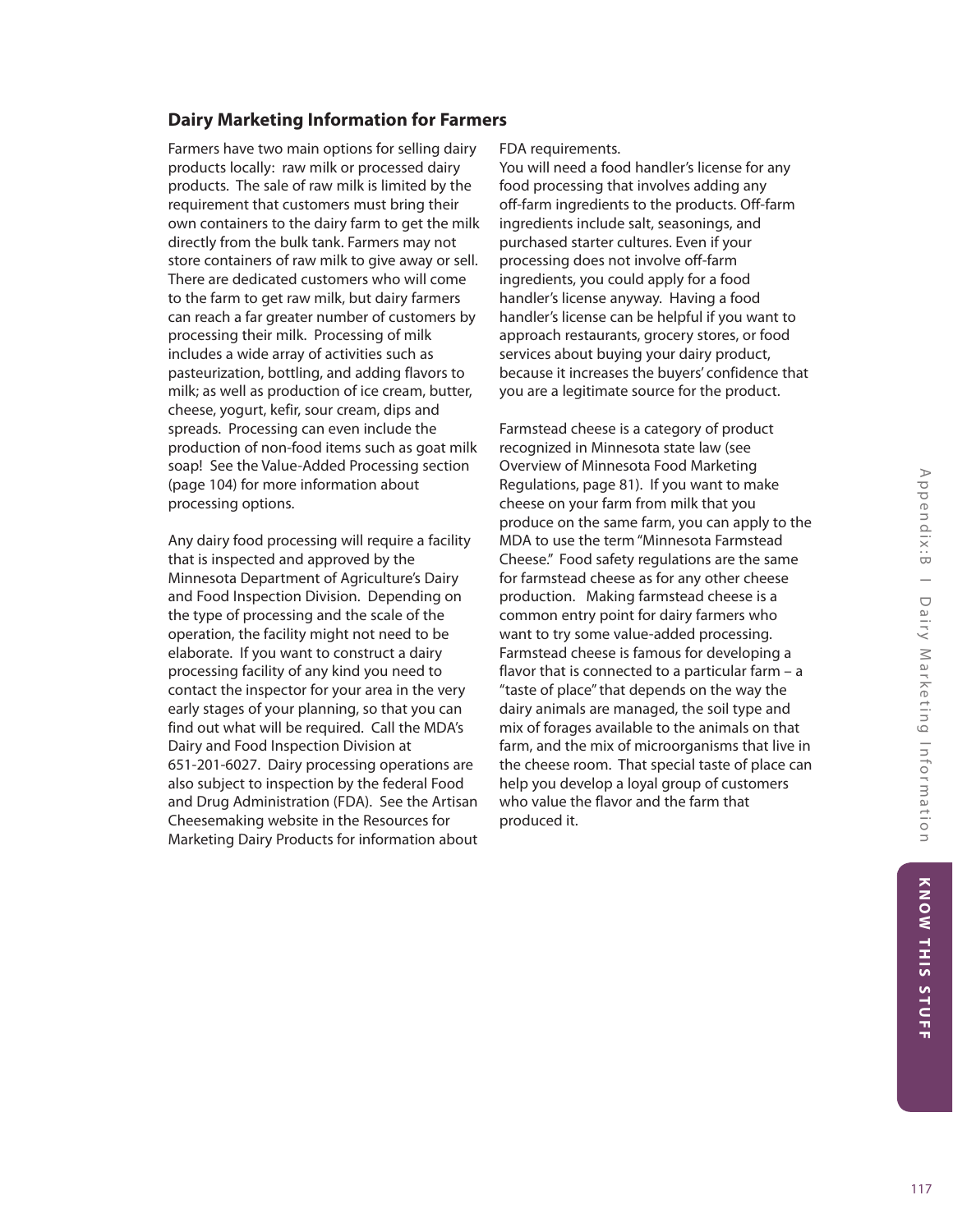## Dairy Marketing Information for Farmers

Farmers have two main options for selling dairy products locally: raw milk or processed dairy products. The sale of raw milk is limited by the requirement that customers must bring their own containers to the dairy farm to get the milk directly from the bulk tank. Farmers may not store containers of raw milk to give away or sell. There are dedicated customers who will come to the farm to get raw milk, but dairy farmers can reach a far greater number of customers by processing their milk. Processing of milk includes a wide array of activities such as pasteurization, bottling, and adding flavors to milk; as well as production of ice cream, butter, cheese, yogurt, kefir, sour cream, dips and spreads. Processing can even include the production of non-food items such as goat milk soap! See the Value-Added Processing section (page 104) for more information about processing options.

Any dairy food processing will require a facility that is inspected and approved by the Minnesota Department of Agriculture's Dairy and Food Inspection Division. Depending on the type of processing and the scale of the operation, the facility might not need to be elaborate. If you want to construct a dairy processing facility of any kind you need to contact the inspector for your area in the very early stages of your planning, so that you can find out what will be required. Call the MDA's Dairy and Food Inspection Division at 651-201-6027. Dairy processing operations are also subject to inspection by the federal Food and Drug Administration (FDA). See the Artisan Cheesemaking website in the Resources for Marketing Dairy Products for information about FDA requirements.

You will need a food handler's license for any food processing that involves adding any off-farm ingredients to the products. Off-farm ingredients include salt, seasonings, and purchased starter cultures. Even if your processing does not involve off-farm ingredients, you could apply for a food handler's license anyway. Having a food handler's license can be helpful if you want to approach restaurants, grocery stores, or food services about buying your dairy product, because it increases the buyers' confidence that you are a legitimate source for the product.

Farmstead cheese is a category of product recognized in Minnesota state law (see Overview of Minnesota Food Marketing Regulations, page 81). If you want to make cheese on your farm from milk that you produce on the same farm, you can apply to the MDA to use the term "Minnesota Farmstead Cheese." Food safety regulations are the same for farmstead cheese as for any other cheese production. Making farmstead cheese is a common entry point for dairy farmers who want to try some value-added processing. Farmstead cheese is famous for developing a flavor that is connected to a particular farm – a "taste of place" that depends on the way the dairy animals are managed, the soil type and mix of forages available to the animals on that farm, and the mix of microorganisms that live in the cheese room. That special taste of place can help you develop a loyal group of customers who value the flavor and the farm that produced it.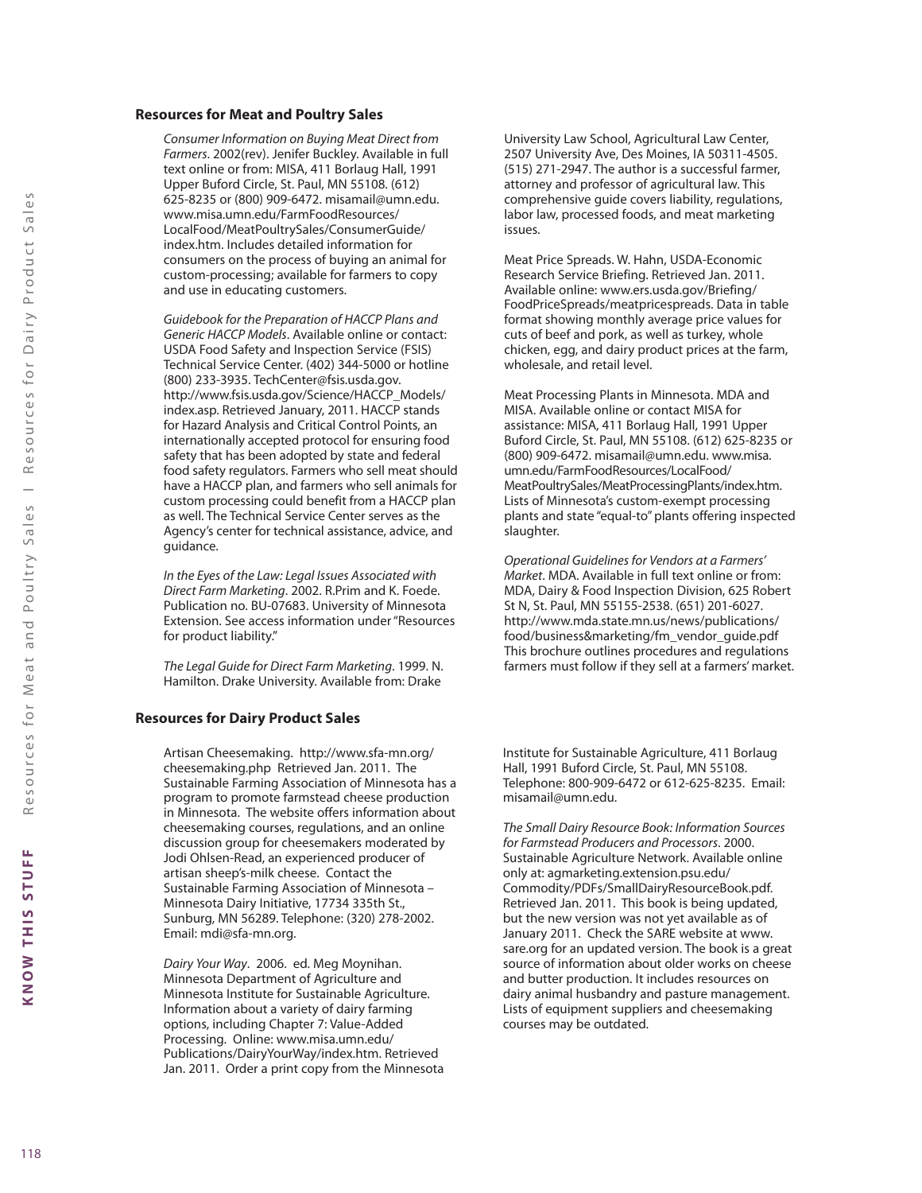## Resources for Meat and Poultry Sales

*Consumer Information on Buying Meat Direct from Farmers*. 2002(rev). Jenifer Buckley. Available in full text online or from: MISA, 411 Borlaug Hall, 1991 Upper Buford Circle, St. Paul, MN 55108. (612) 625-8235 or (800) 909-6472. misamail@umn.edu. www.misa.umn.edu/FarmFoodResources/LocalFood/MeatPoultrySales/ConsumerGuide/index.htm. Includes detailed information for consumers on the process of buying an animal for custom-processing; available for farmers to copy and use in educating customers.

*Guidebook for the Preparation of HACCP Plans and Generic HACCP Models*. Available online or contact: USDA Food Safety and Inspection Service (FSIS) Technical Service Center. (402) 344-5000 or hotline (800) 233-3935. TechCenter@fsis.usda.gov. http://www.fsis.usda.gov/Science/HACCP_Models/index.asp. Retrieved January, 2011. HACCP stands for Hazard Analysis and Critical Control Points, an internationally accepted protocol for ensuring food safety that has been adopted by state and federal food safety regulators. Farmers who sell meat should have a HACCP plan, and farmers who sell animals for custom processing could benefit from a HACCP plan as well. The Technical Service Center serves as the Agency's center for technical assistance, advice, and guidance.

*In the Eyes of the Law: Legal Issues Associated with Direct Farm Marketing*. 2002. R.Prim and K. Foede. Publication no. BU-07683. University of Minnesota Extension. See access information under "Resources for product liability."

*The Legal Guide for Direct Farm Marketing*. 1999. N. Hamilton. Drake University. Available from: Drake University Law School, Agricultural Law Center, 2507 University Ave, Des Moines, IA 50311-4505. (515) 271-2947. The author is a successful farmer, attorney and professor of agricultural law. This comprehensive guide covers liability, regulations, labor law, processed foods, and meat marketing issues.

Meat Price Spreads. W. Hahn, USDA-Economic Research Service Briefing. Retrieved Jan. 2011. Available online: www.ers.usda.gov/Briefing/FoodPriceSpreads/meatpricespreads. Data in table format showing monthly average price values for cuts of beef and pork, as well as turkey, whole chicken, egg, and dairy product prices at the farm, wholesale, and retail level.

Meat Processing Plants in Minnesota. MDA and MISA. Available online or contact MISA for assistance: MISA, 411 Borlaug Hall, 1991 Upper Buford Circle, St. Paul, MN 55108. (612) 625-8235 or (800) 909-6472. misamail@umn.edu. www.misa.umn.edu/FarmFoodResources/LocalFood/MeatPoultrySales/MeatProcessingPlants/index.htm. Lists of Minnesota's custom-exempt processing plants and state "equal-to" plants offering inspected slaughter.

*Operational Guidelines for Vendors at a Farmers' Market*. MDA. Available in full text online or from: MDA, Dairy & Food Inspection Division, 625 Robert St N, St. Paul, MN 55155-2538. (651) 201-6027. http://www.mda.state.mn.us/news/publications/food/business&marketing/fm_vendor_guide.pdf This brochure outlines procedures and regulations farmers must follow if they sell at a farmers' market.

## Resources for Dairy Product Sales

Artisan Cheesemaking. http://www.sfa-mn.org/cheesemaking.php Retrieved Jan. 2011. The Sustainable Farming Association of Minnesota has a program to promote farmstead cheese production in Minnesota. The website offers information about cheesemaking courses, regulations, and an online discussion group for cheesemakers moderated by Jodi Ohlsen-Read, an experienced producer of artisan sheep's-milk cheese. Contact the Sustainable Farming Association of Minnesota – Minnesota Dairy Initiative, 17734 335th St., Sunburg, MN 56289. Telephone: (320) 278-2002. Email: mdi@sfa-mn.org.

*Dairy Your Way*. 2006. ed. Meg Moynihan. Minnesota Department of Agriculture and Minnesota Institute for Sustainable Agriculture. Information about a variety of dairy farming options, including Chapter 7: Value-Added Processing. Online: www.misa.umn.edu/Publications/DairyYourWay/index.htm. Retrieved Jan. 2011. Order a print copy from the Minnesota Institute for Sustainable Agriculture, 411 Borlaug Hall, 1991 Buford Circle, St. Paul, MN 55108. Telephone: 800-909-6472 or 612-625-8235. Email: misamail@umn.edu.

*The Small Dairy Resource Book: Information Sources for Farmstead Producers and Processors*. 2000. Sustainable Agriculture Network. Available online only at: agmarketing.extension.psu.edu/Commodity/PDFs/SmallDairyResourceBook.pdf. Retrieved Jan. 2011. This book is being updated, but the new version was not yet available as of January 2011. Check the SARE website at www.sare.org for an updated version. The book is a great source of information about older works on cheese and butter production. It includes resources on dairy animal husbandry and pasture management. Lists of equipment suppliers and cheesemaking courses may be outdated.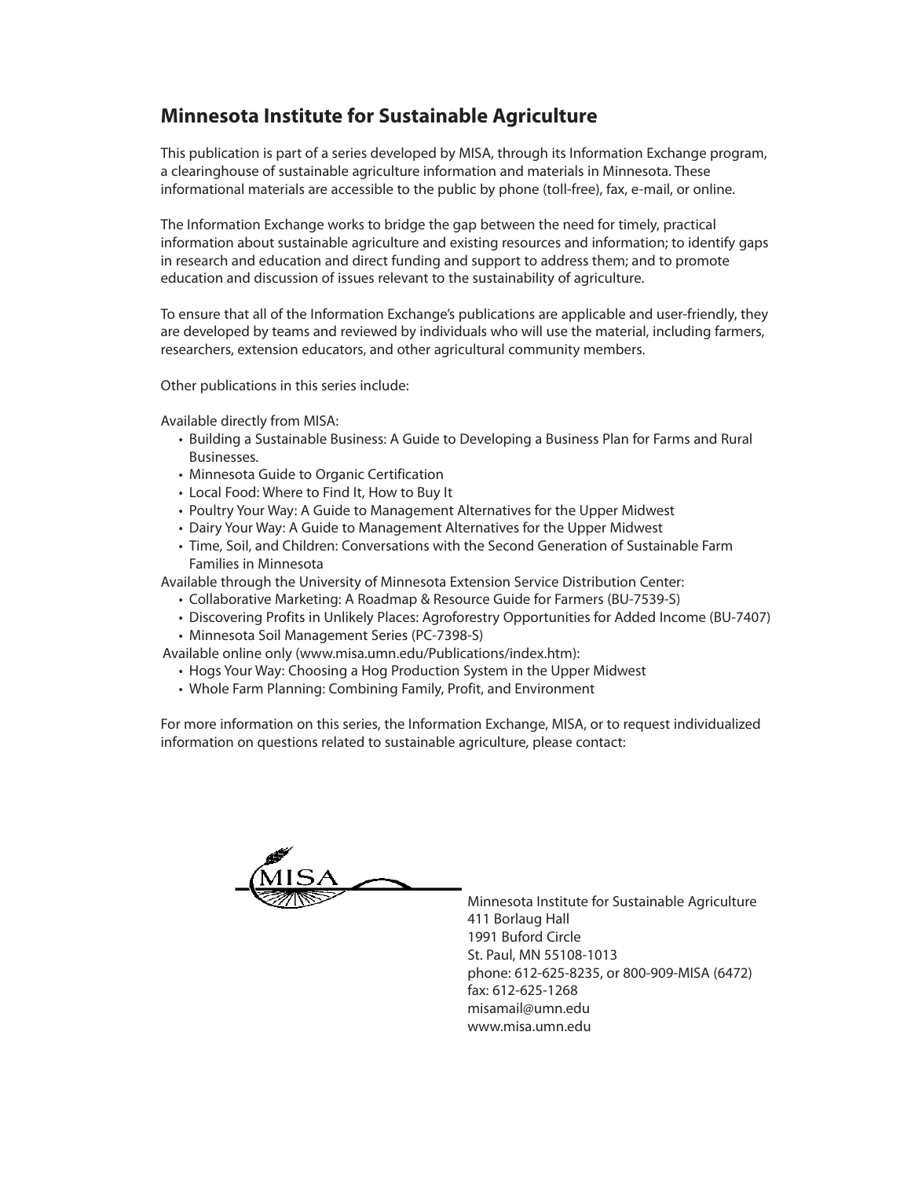## Minnesota Institute for Sustainable Agriculture

This publication is part of a series developed by MISA, through its Information Exchange program, a clearinghouse of sustainable agriculture information and materials in Minnesota. These informational materials are accessible to the public by phone (toll-free), fax, e-mail, or online.

The Information Exchange works to bridge the gap between the need for timely, practical information about sustainable agriculture and existing resources and information; to identify gaps in research and education and direct funding and support to address them; and to promote education and discussion of issues relevant to the sustainability of agriculture.

To ensure that all of the Information Exchange's publications are applicable and user-friendly, they are developed by teams and reviewed by individuals who will use the material, including farmers, researchers, extension educators, and other agricultural community members.

Other publications in this series include:

Available directly from MISA:

- Building a Sustainable Business: A Guide to Developing a Business Plan for Farms and Rural Businesses.
- Minnesota Guide to Organic Certification
- Local Food: Where to Find It, How to Buy It
- Poultry Your Way: A Guide to Management Alternatives for the Upper Midwest
- Dairy Your Way: A Guide to Management Alternatives for the Upper Midwest
- Time, Soil, and Children: Conversations with the Second Generation of Sustainable Farm Families in Minnesota

Available through the University of Minnesota Extension Service Distribution Center:

- Collaborative Marketing: A Roadmap & Resource Guide for Farmers (BU-7539-S)
- Discovering Profits in Unlikely Places: Agroforestry Opportunities for Added Income (BU-7407)
- Minnesota Soil Management Series (PC-7398-S)

Available online only (www.misa.umn.edu/Publications/index.htm):

- Hogs Your Way: Choosing a Hog Production System in the Upper Midwest
- Whole Farm Planning: Combining Family, Profit, and Environment

For more information on this series, the Information Exchange, MISA, or to request individualized information on questions related to sustainable agriculture, please contact:

MISA

Minnesota Institute for Sustainable Agriculture
411 Borlaug Hall
1991 Buford Circle
St. Paul, MN 55108-1013
phone: 612-625-8235, or 800-909-MISA (6472)
fax: 612-625-1268
misamail@umn.edu
www.misa.umn.edu